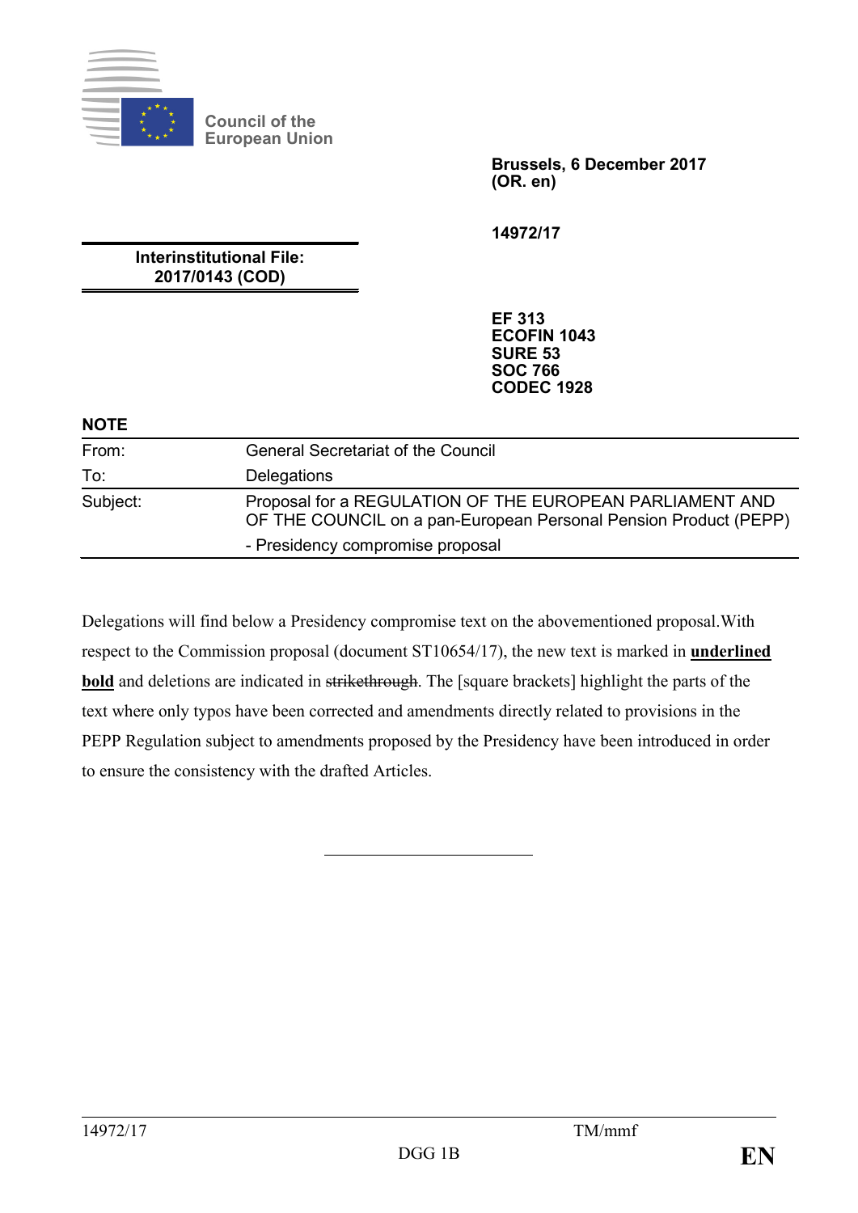Council of the European Union

**Brussels, 6 December 2017**
**(OR. en)**

**14972/17**

**Interinstitutional File:**
**2017/0143 (COD)**

**EF 313**
**ECOFIN 1043**
**SURE 53**
**SOC 766**
**CODEC 1928**

**NOTE**

| | |
|---|---|
| From: | General Secretariat of the Council |
| To: | Delegations |
| Subject: | Proposal for a REGULATION OF THE EUROPEAN PARLIAMENT AND OF THE COUNCIL on a pan-European Personal Pension Product (PEPP)<br>- Presidency compromise proposal |

Delegations will find below a Presidency compromise text on the abovementioned proposal.With respect to the Commission proposal (document ST10654/17), the new text is marked in **underlined bold** and deletions are indicated in ~~strikethrough~~. The [square brackets] highlight the parts of the text where only typos have been corrected and amendments directly related to provisions in the PEPP Regulation subject to amendments proposed by the Presidency have been introduced in order to ensure the consistency with the drafted Articles.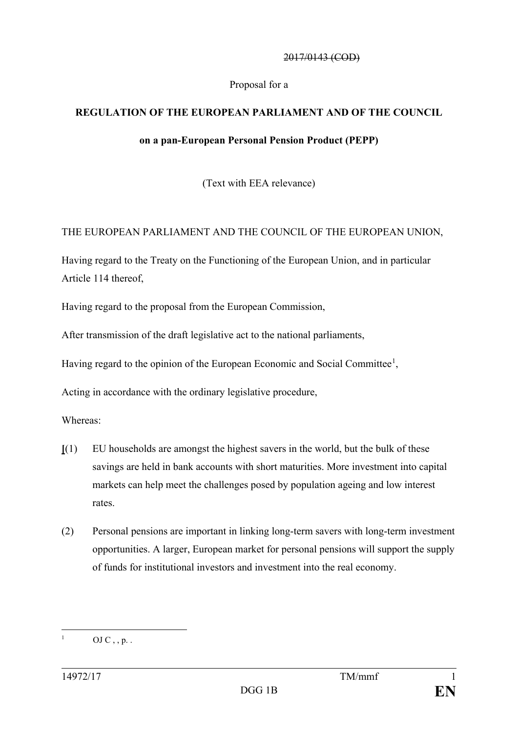~~2017/0143 (COD)~~

Proposal for a

**REGULATION OF THE EUROPEAN PARLIAMENT AND OF THE COUNCIL**

**on a pan-European Personal Pension Product (PEPP)**

(Text with EEA relevance)

THE EUROPEAN PARLIAMENT AND THE COUNCIL OF THE EUROPEAN UNION,

Having regard to the Treaty on the Functioning of the European Union, and in particular Article 114 thereof,

Having regard to the proposal from the European Commission,

After transmission of the draft legislative act to the national parliaments,

Having regard to the opinion of the European Economic and Social Committee[1],

Acting in accordance with the ordinary legislative procedure,

Whereas:

**[**(1) EU households are amongst the highest savers in the world, but the bulk of these savings are held in bank accounts with short maturities. More investment into capital markets can help meet the challenges posed by population ageing and low interest rates.

(2) Personal pensions are important in linking long-term savers with long-term investment opportunities. A larger, European market for personal pensions will support the supply of funds for institutional investors and investment into the real economy.

[1] OJ C , , p. .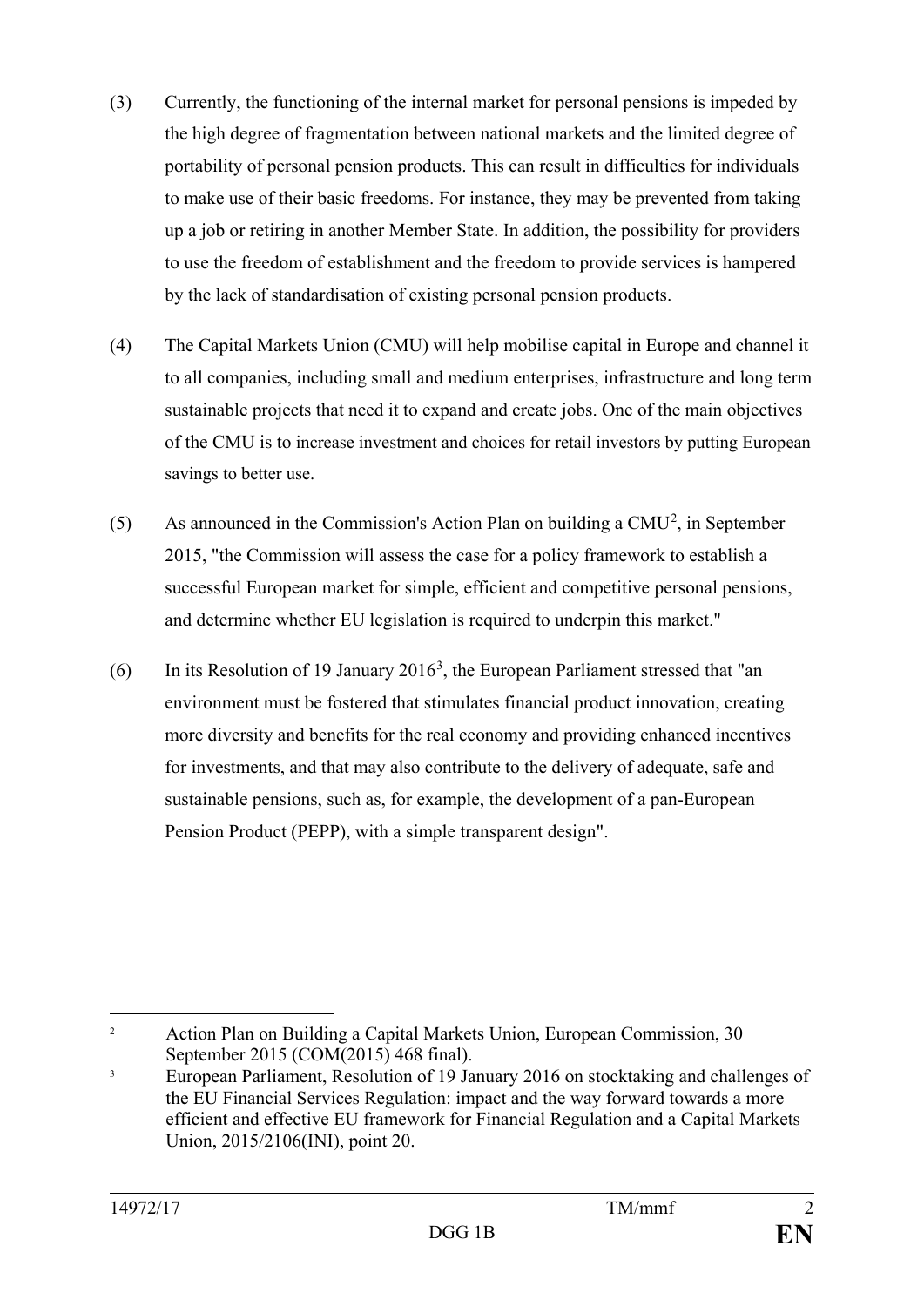(3) Currently, the functioning of the internal market for personal pensions is impeded by the high degree of fragmentation between national markets and the limited degree of portability of personal pension products. This can result in difficulties for individuals to make use of their basic freedoms. For instance, they may be prevented from taking up a job or retiring in another Member State. In addition, the possibility for providers to use the freedom of establishment and the freedom to provide services is hampered by the lack of standardisation of existing personal pension products.

(4) The Capital Markets Union (CMU) will help mobilise capital in Europe and channel it to all companies, including small and medium enterprises, infrastructure and long term sustainable projects that need it to expand and create jobs. One of the main objectives of the CMU is to increase investment and choices for retail investors by putting European savings to better use.

(5) As announced in the Commission's Action Plan on building a CMU[2], in September 2015, "the Commission will assess the case for a policy framework to establish a successful European market for simple, efficient and competitive personal pensions, and determine whether EU legislation is required to underpin this market."

(6) In its Resolution of 19 January 2016[3], the European Parliament stressed that "an environment must be fostered that stimulates financial product innovation, creating more diversity and benefits for the real economy and providing enhanced incentives for investments, and that may also contribute to the delivery of adequate, safe and sustainable pensions, such as, for example, the development of a pan-European Pension Product (PEPP), with a simple transparent design".

---

[2] Action Plan on Building a Capital Markets Union, European Commission, 30 September 2015 (COM(2015) 468 final).

[3] European Parliament, Resolution of 19 January 2016 on stocktaking and challenges of the EU Financial Services Regulation: impact and the way forward towards a more efficient and effective EU framework for Financial Regulation and a Capital Markets Union, 2015/2106(INI), point 20.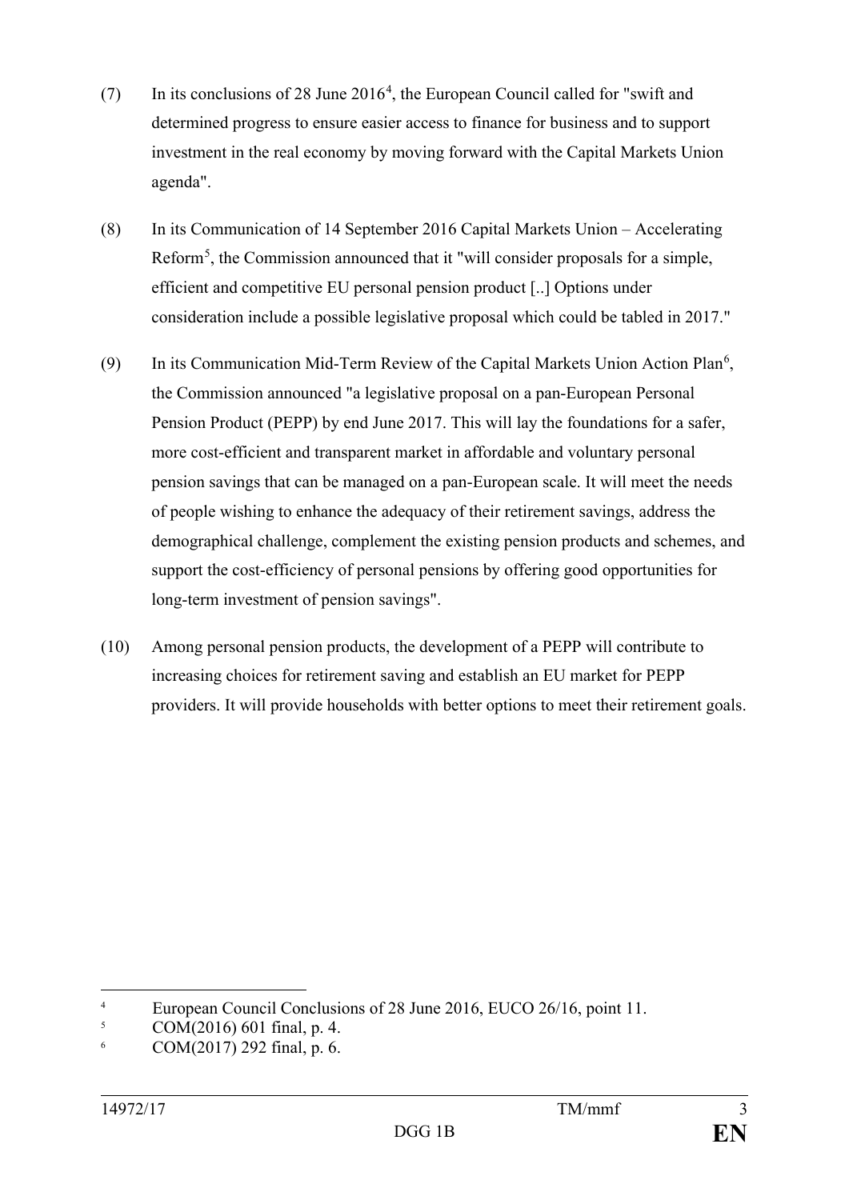(7) In its conclusions of 28 June 2016[4], the European Council called for "swift and determined progress to ensure easier access to finance for business and to support investment in the real economy by moving forward with the Capital Markets Union agenda".

(8) In its Communication of 14 September 2016 Capital Markets Union – Accelerating Reform[5], the Commission announced that it "will consider proposals for a simple, efficient and competitive EU personal pension product [..] Options under consideration include a possible legislative proposal which could be tabled in 2017."

(9) In its Communication Mid-Term Review of the Capital Markets Union Action Plan[6], the Commission announced "a legislative proposal on a pan-European Personal Pension Product (PEPP) by end June 2017. This will lay the foundations for a safer, more cost-efficient and transparent market in affordable and voluntary personal pension savings that can be managed on a pan-European scale. It will meet the needs of people wishing to enhance the adequacy of their retirement savings, address the demographical challenge, complement the existing pension products and schemes, and support the cost-efficiency of personal pensions by offering good opportunities for long-term investment of pension savings".

(10) Among personal pension products, the development of a PEPP will contribute to increasing choices for retirement saving and establish an EU market for PEPP providers. It will provide households with better options to meet their retirement goals.

---

[4] European Council Conclusions of 28 June 2016, EUCO 26/16, point 11.

[5] COM(2016) 601 final, p. 4.

[6] COM(2017) 292 final, p. 6.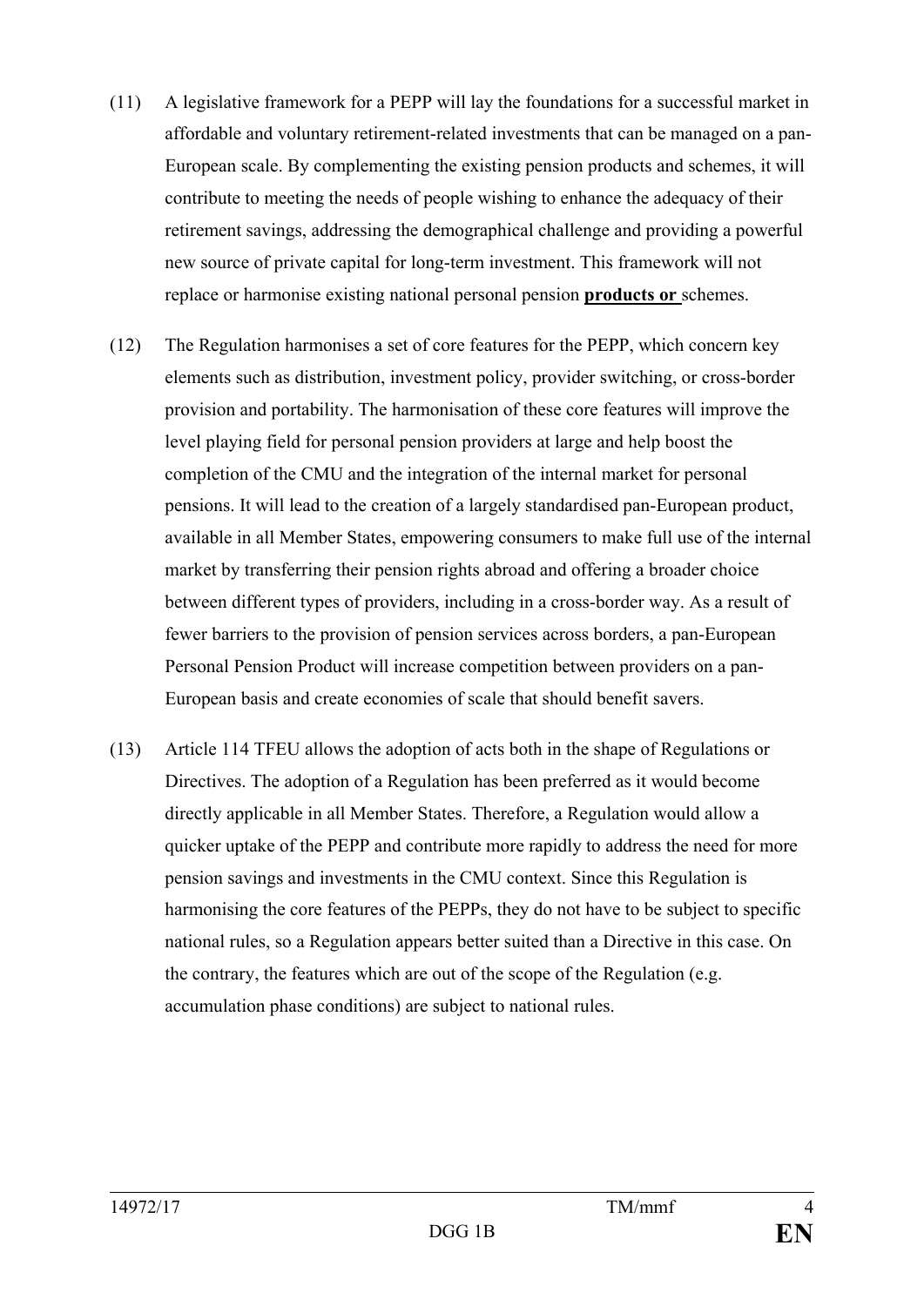(11) A legislative framework for a PEPP will lay the foundations for a successful market in affordable and voluntary retirement-related investments that can be managed on a pan-European scale. By complementing the existing pension products and schemes, it will contribute to meeting the needs of people wishing to enhance the adequacy of their retirement savings, addressing the demographical challenge and providing a powerful new source of private capital for long-term investment. This framework will not replace or harmonise existing national personal pension **products or** schemes.

(12) The Regulation harmonises a set of core features for the PEPP, which concern key elements such as distribution, investment policy, provider switching, or cross-border provision and portability. The harmonisation of these core features will improve the level playing field for personal pension providers at large and help boost the completion of the CMU and the integration of the internal market for personal pensions. It will lead to the creation of a largely standardised pan-European product, available in all Member States, empowering consumers to make full use of the internal market by transferring their pension rights abroad and offering a broader choice between different types of providers, including in a cross-border way. As a result of fewer barriers to the provision of pension services across borders, a pan-European Personal Pension Product will increase competition between providers on a pan-European basis and create economies of scale that should benefit savers.

(13) Article 114 TFEU allows the adoption of acts both in the shape of Regulations or Directives. The adoption of a Regulation has been preferred as it would become directly applicable in all Member States. Therefore, a Regulation would allow a quicker uptake of the PEPP and contribute more rapidly to address the need for more pension savings and investments in the CMU context. Since this Regulation is harmonising the core features of the PEPPs, they do not have to be subject to specific national rules, so a Regulation appears better suited than a Directive in this case. On the contrary, the features which are out of the scope of the Regulation (e.g. accumulation phase conditions) are subject to national rules.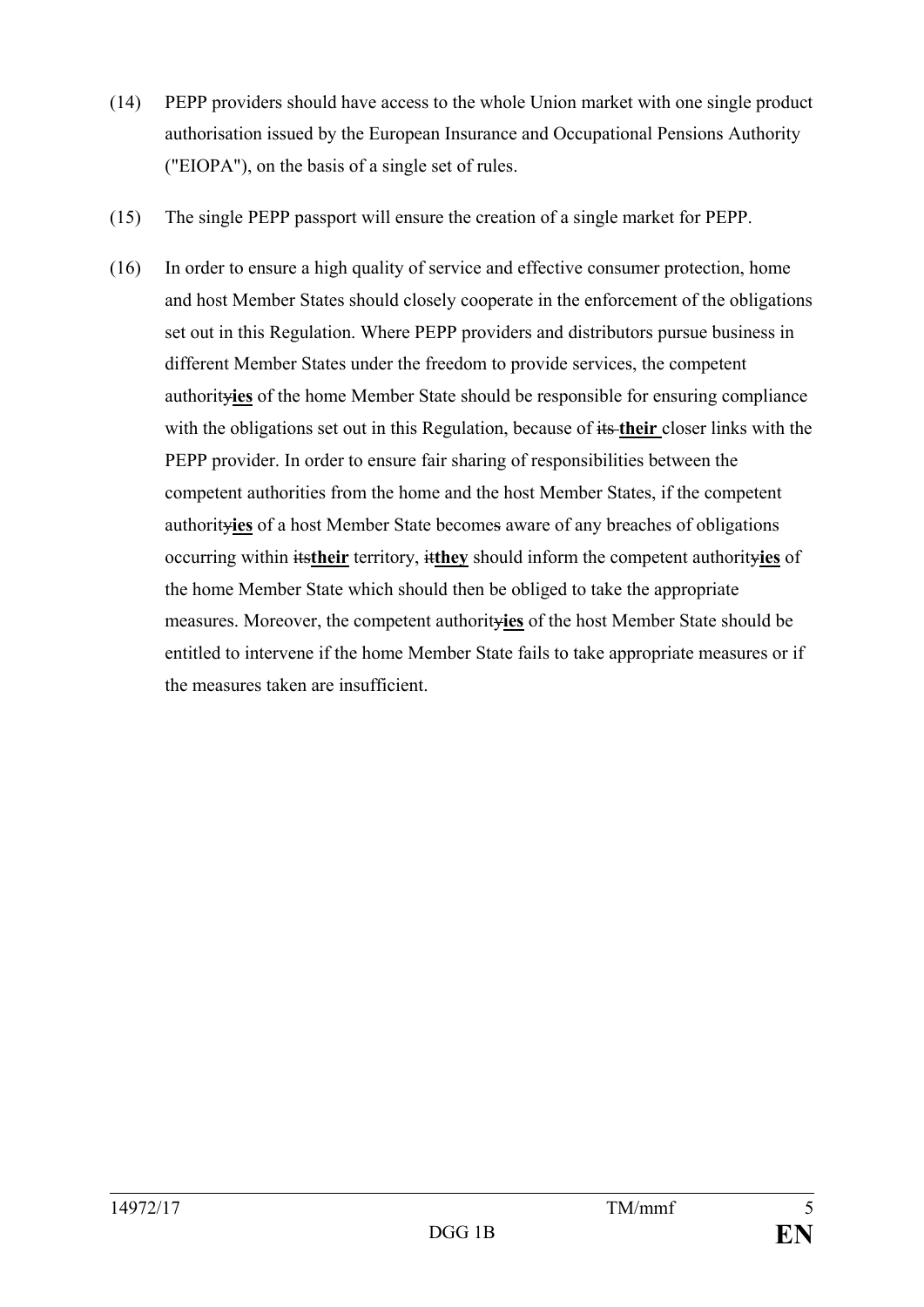(14) PEPP providers should have access to the whole Union market with one single product authorisation issued by the European Insurance and Occupational Pensions Authority ("EIOPA"), on the basis of a single set of rules.

(15) The single PEPP passport will ensure the creation of a single market for PEPP.

(16) In order to ensure a high quality of service and effective consumer protection, home and host Member States should closely cooperate in the enforcement of the obligations set out in this Regulation. Where PEPP providers and distributors pursue business in different Member States under the freedom to provide services, the competent authority~~y~~**ies** of the home Member State should be responsible for ensuring compliance with the obligations set out in this Regulation, because of ~~its~~ **their** closer links with the PEPP provider. In order to ensure fair sharing of responsibilities between the competent authorities from the home and the host Member States, if the competent authorit~~y~~**ies** of a host Member State become~~s~~ aware of any breaches of obligations occurring within ~~its~~**their** territory, ~~it~~**they** should inform the competent authorit~~y~~**ies** of the home Member State which should then be obliged to take the appropriate measures. Moreover, the competent authorit~~y~~**ies** of the host Member State should be entitled to intervene if the home Member State fails to take appropriate measures or if the measures taken are insufficient.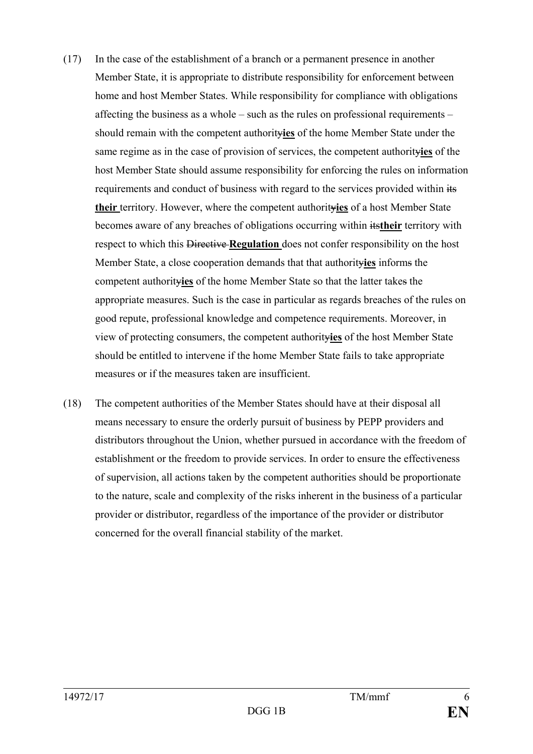(17) In the case of the establishment of a branch or a permanent presence in another Member State, it is appropriate to distribute responsibility for enforcement between home and host Member States. While responsibility for compliance with obligations affecting the business as a whole – such as the rules on professional requirements – should remain with the competent authority~~y~~**ies** of the home Member State under the same regime as in the case of provision of services, the competent authority~~y~~**ies** of the host Member State should assume responsibility for enforcing the rules on information requirements and conduct of business with regard to the services provided within ~~its~~ **their** territory. However, where the competent authority~~y~~**ies** of a host Member State become~~s~~ aware of any breaches of obligations occurring within ~~its~~**their** territory with respect to which this ~~Directive~~ **Regulation** does not confer responsibility on the host Member State, a close cooperation demands that that authority~~y~~**ies** inform~~s~~ the competent authority~~y~~**ies** of the home Member State so that the latter take~~s~~ the appropriate measures. Such is the case in particular as regards breaches of the rules on good repute, professional knowledge and competence requirements. Moreover, in view of protecting consumers, the competent authority~~y~~**ies** of the host Member State should be entitled to intervene if the home Member State fails to take appropriate measures or if the measures taken are insufficient.

(18) The competent authorities of the Member States should have at their disposal all means necessary to ensure the orderly pursuit of business by PEPP providers and distributors throughout the Union, whether pursued in accordance with the freedom of establishment or the freedom to provide services. In order to ensure the effectiveness of supervision, all actions taken by the competent authorities should be proportionate to the nature, scale and complexity of the risks inherent in the business of a particular provider or distributor, regardless of the importance of the provider or distributor concerned for the overall financial stability of the market.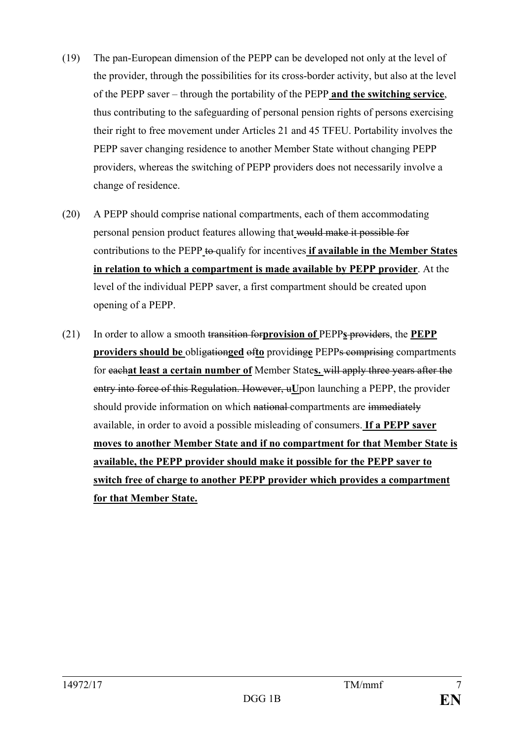(19) The pan-European dimension of the PEPP can be developed not only at the level of the provider, through the possibilities for its cross-border activity, but also at the level of the PEPP saver – through the portability of the PEPP **and the switching service**, thus contributing to the safeguarding of personal pension rights of persons exercising their right to free movement under Articles 21 and 45 TFEU. Portability involves the PEPP saver changing residence to another Member State without changing PEPP providers, whereas the switching of PEPP providers does not necessarily involve a change of residence.

(20) A PEPP should comprise national compartments, each of them accommodating personal pension product features allowing that ~~would make it possible for~~ contributions to the PEPP ~~to~~ qualify for incentives **if available in the Member States in relation to which a compartment is made available by PEPP provider**. At the level of the individual PEPP saver, a first compartment should be created upon opening of a PEPP.

(21) In order to allow a smooth ~~transition for~~**provision of** PEPP**s** ~~providers~~, the **PEPP providers should be** obli~~gation~~**ged** ~~of~~**to** provid~~ing~~**e** PEPP~~s comprising~~ compartments for ~~each~~**at least a certain number of** Member State**s.** ~~will apply three years after the entry into force of this Regulation. However, u~~**U**pon launching a PEPP, the provider should provide information on which ~~national~~ compartments are ~~immediately~~ available, in order to avoid a possible misleading of consumers. **If a PEPP saver moves to another Member State and if no compartment for that Member State is available, the PEPP provider should make it possible for the PEPP saver to switch free of charge to another PEPP provider which provides a compartment for that Member State.**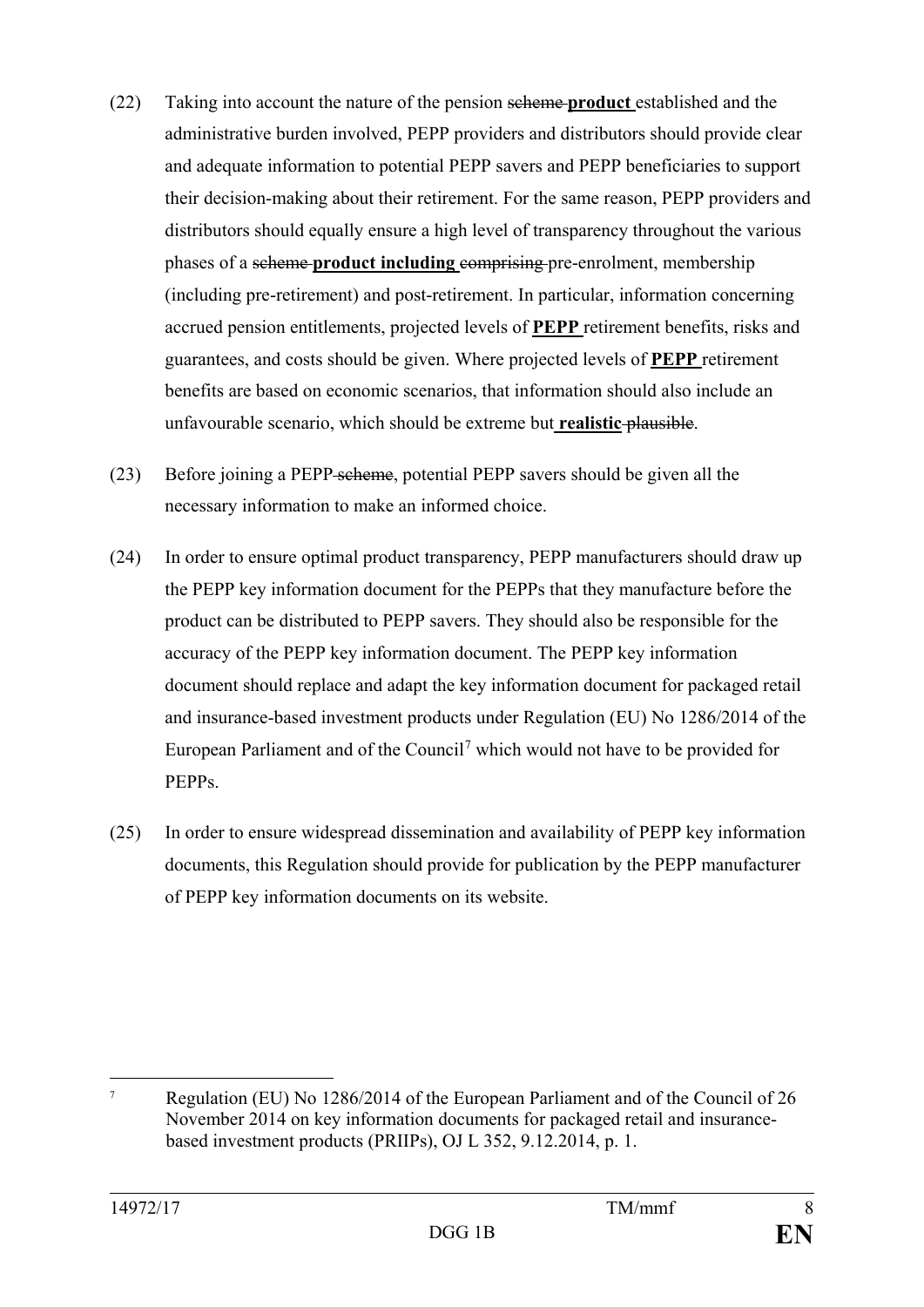(22) Taking into account the nature of the pension ~~scheme~~ **product** established and the administrative burden involved, PEPP providers and distributors should provide clear and adequate information to potential PEPP savers and PEPP beneficiaries to support their decision-making about their retirement. For the same reason, PEPP providers and distributors should equally ensure a high level of transparency throughout the various phases of a ~~scheme~~ **product including** ~~comprising~~ pre-enrolment, membership (including pre-retirement) and post-retirement. In particular, information concerning accrued pension entitlements, projected levels of **PEPP** retirement benefits, risks and guarantees, and costs should be given. Where projected levels of **PEPP** retirement benefits are based on economic scenarios, that information should also include an unfavourable scenario, which should be extreme but **realistic** ~~plausible~~.

(23) Before joining a PEPP ~~scheme~~, potential PEPP savers should be given all the necessary information to make an informed choice.

(24) In order to ensure optimal product transparency, PEPP manufacturers should draw up the PEPP key information document for the PEPPs that they manufacture before the product can be distributed to PEPP savers. They should also be responsible for the accuracy of the PEPP key information document. The PEPP key information document should replace and adapt the key information document for packaged retail and insurance-based investment products under Regulation (EU) No 1286/2014 of the European Parliament and of the Council[7] which would not have to be provided for PEPPs.

(25) In order to ensure widespread dissemination and availability of PEPP key information documents, this Regulation should provide for publication by the PEPP manufacturer of PEPP key information documents on its website.

---

[7] Regulation (EU) No 1286/2014 of the European Parliament and of the Council of 26 November 2014 on key information documents for packaged retail and insurance-based investment products (PRIIPs), OJ L 352, 9.12.2014, p. 1.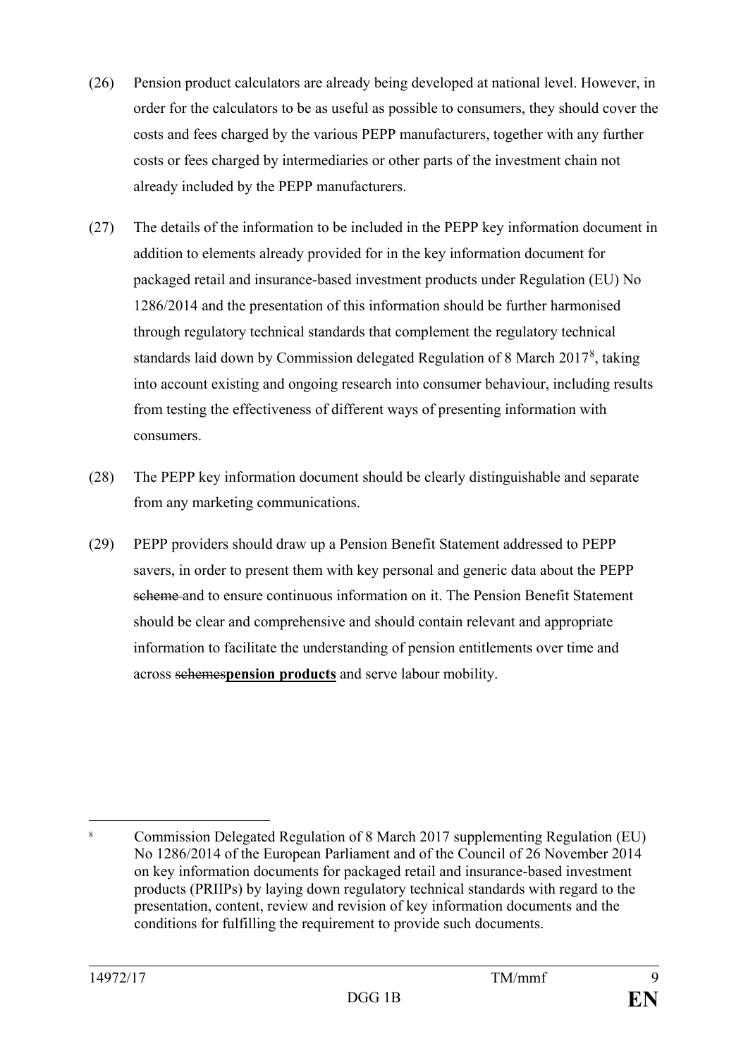(26) Pension product calculators are already being developed at national level. However, in order for the calculators to be as useful as possible to consumers, they should cover the costs and fees charged by the various PEPP manufacturers, together with any further costs or fees charged by intermediaries or other parts of the investment chain not already included by the PEPP manufacturers.

(27) The details of the information to be included in the PEPP key information document in addition to elements already provided for in the key information document for packaged retail and insurance-based investment products under Regulation (EU) No 1286/2014 and the presentation of this information should be further harmonised through regulatory technical standards that complement the regulatory technical standards laid down by Commission delegated Regulation of 8 March 2017[8], taking into account existing and ongoing research into consumer behaviour, including results from testing the effectiveness of different ways of presenting information with consumers.

(28) The PEPP key information document should be clearly distinguishable and separate from any marketing communications.

(29) PEPP providers should draw up a Pension Benefit Statement addressed to PEPP savers, in order to present them with key personal and generic data about the PEPP ~~scheme~~ and to ensure continuous information on it. The Pension Benefit Statement should be clear and comprehensive and should contain relevant and appropriate information to facilitate the understanding of pension entitlements over time and across ~~schemes~~**pension products** and serve labour mobility.

---

[8] Commission Delegated Regulation of 8 March 2017 supplementing Regulation (EU) No 1286/2014 of the European Parliament and of the Council of 26 November 2014 on key information documents for packaged retail and insurance-based investment products (PRIIPs) by laying down regulatory technical standards with regard to the presentation, content, review and revision of key information documents and the conditions for fulfilling the requirement to provide such documents.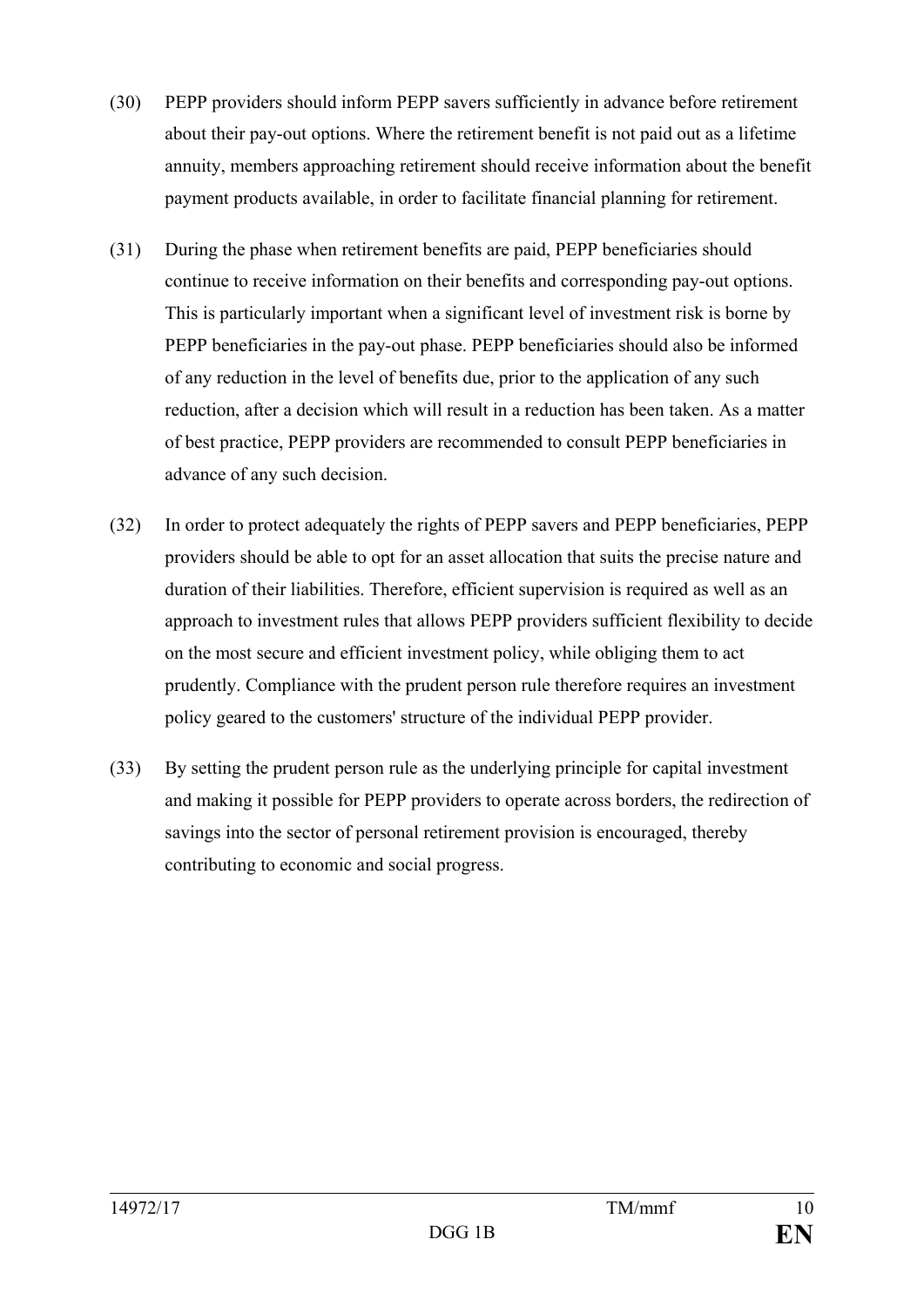(30) PEPP providers should inform PEPP savers sufficiently in advance before retirement about their pay-out options. Where the retirement benefit is not paid out as a lifetime annuity, members approaching retirement should receive information about the benefit payment products available, in order to facilitate financial planning for retirement.

(31) During the phase when retirement benefits are paid, PEPP beneficiaries should continue to receive information on their benefits and corresponding pay-out options. This is particularly important when a significant level of investment risk is borne by PEPP beneficiaries in the pay-out phase. PEPP beneficiaries should also be informed of any reduction in the level of benefits due, prior to the application of any such reduction, after a decision which will result in a reduction has been taken. As a matter of best practice, PEPP providers are recommended to consult PEPP beneficiaries in advance of any such decision.

(32) In order to protect adequately the rights of PEPP savers and PEPP beneficiaries, PEPP providers should be able to opt for an asset allocation that suits the precise nature and duration of their liabilities. Therefore, efficient supervision is required as well as an approach to investment rules that allows PEPP providers sufficient flexibility to decide on the most secure and efficient investment policy, while obliging them to act prudently. Compliance with the prudent person rule therefore requires an investment policy geared to the customers' structure of the individual PEPP provider.

(33) By setting the prudent person rule as the underlying principle for capital investment and making it possible for PEPP providers to operate across borders, the redirection of savings into the sector of personal retirement provision is encouraged, thereby contributing to economic and social progress.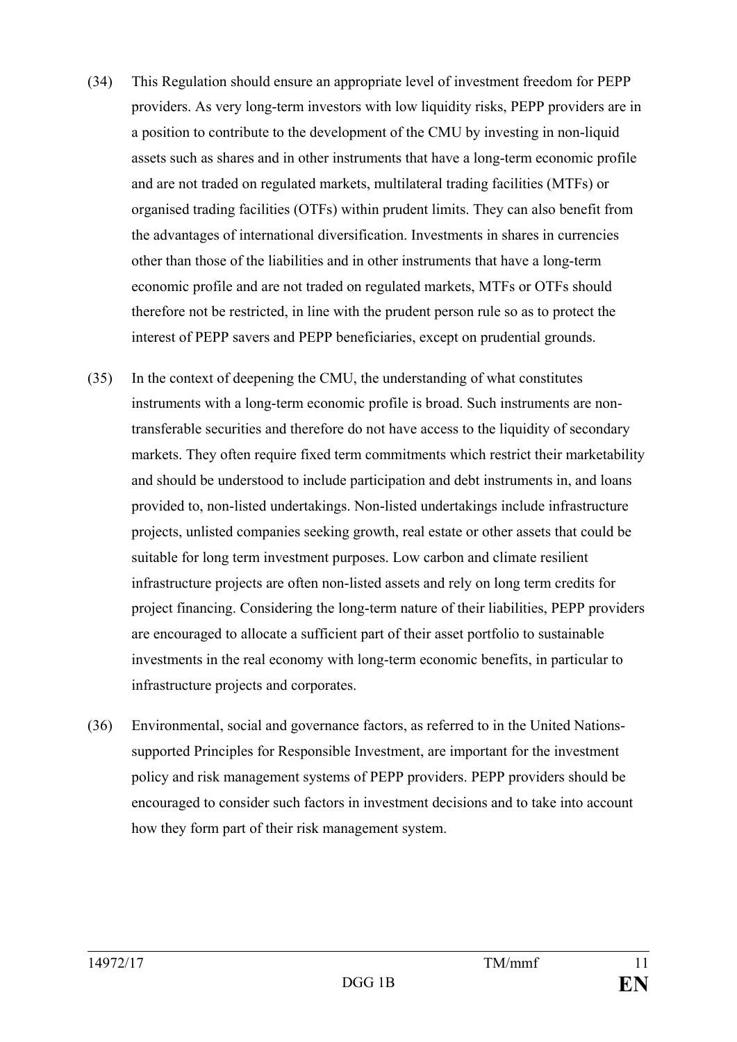(34) This Regulation should ensure an appropriate level of investment freedom for PEPP providers. As very long-term investors with low liquidity risks, PEPP providers are in a position to contribute to the development of the CMU by investing in non-liquid assets such as shares and in other instruments that have a long-term economic profile and are not traded on regulated markets, multilateral trading facilities (MTFs) or organised trading facilities (OTFs) within prudent limits. They can also benefit from the advantages of international diversification. Investments in shares in currencies other than those of the liabilities and in other instruments that have a long-term economic profile and are not traded on regulated markets, MTFs or OTFs should therefore not be restricted, in line with the prudent person rule so as to protect the interest of PEPP savers and PEPP beneficiaries, except on prudential grounds.

(35) In the context of deepening the CMU, the understanding of what constitutes instruments with a long-term economic profile is broad. Such instruments are non-transferable securities and therefore do not have access to the liquidity of secondary markets. They often require fixed term commitments which restrict their marketability and should be understood to include participation and debt instruments in, and loans provided to, non-listed undertakings. Non-listed undertakings include infrastructure projects, unlisted companies seeking growth, real estate or other assets that could be suitable for long term investment purposes. Low carbon and climate resilient infrastructure projects are often non-listed assets and rely on long term credits for project financing. Considering the long-term nature of their liabilities, PEPP providers are encouraged to allocate a sufficient part of their asset portfolio to sustainable investments in the real economy with long-term economic benefits, in particular to infrastructure projects and corporates.

(36) Environmental, social and governance factors, as referred to in the United Nations-supported Principles for Responsible Investment, are important for the investment policy and risk management systems of PEPP providers. PEPP providers should be encouraged to consider such factors in investment decisions and to take into account how they form part of their risk management system.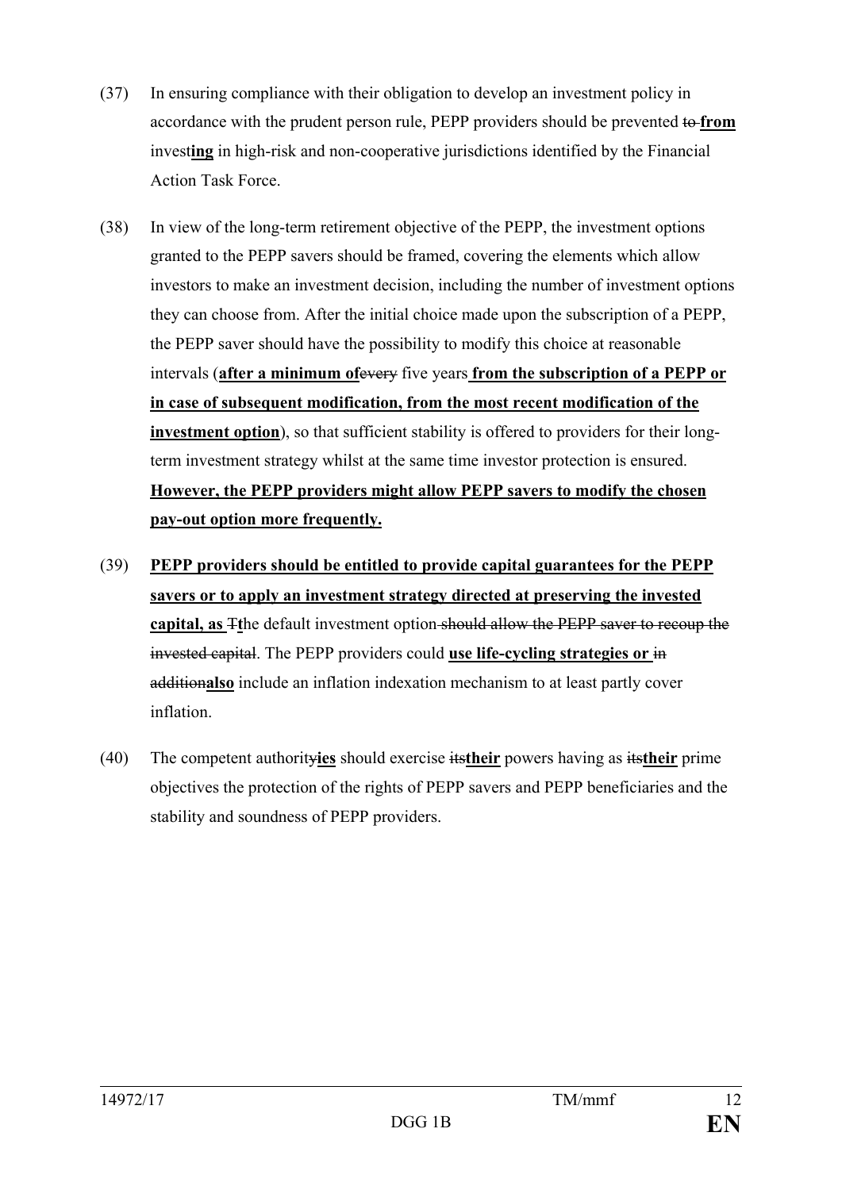(37) In ensuring compliance with their obligation to develop an investment policy in accordance with the prudent person rule, PEPP providers should be prevented ~~to~~ **from** invest**ing** in high-risk and non-cooperative jurisdictions identified by the Financial Action Task Force.

(38) In view of the long-term retirement objective of the PEPP, the investment options granted to the PEPP savers should be framed, covering the elements which allow investors to make an investment decision, including the number of investment options they can choose from. After the initial choice made upon the subscription of a PEPP, the PEPP saver should have the possibility to modify this choice at reasonable intervals (**after a minimum of**~~every~~ five years **from the subscription of a PEPP or in case of subsequent modification, from the most recent modification of the investment option**), so that sufficient stability is offered to providers for their long-term investment strategy whilst at the same time investor protection is ensured. **However, the PEPP providers might allow PEPP savers to modify the chosen pay-out option more frequently.**

(39) **PEPP providers should be entitled to provide capital guarantees for the PEPP savers or to apply an investment strategy directed at preserving the invested capital, as** ~~T~~**t**he default investment option ~~should allow the PEPP saver to recoup the invested capital~~. The PEPP providers could **use life-cycling strategies or** ~~in addition~~**also** include an inflation indexation mechanism to at least partly cover inflation.

(40) The competent authorit~~y~~**ies** should exercise ~~its~~**their** powers having as ~~its~~**their** prime objectives the protection of the rights of PEPP savers and PEPP beneficiaries and the stability and soundness of PEPP providers.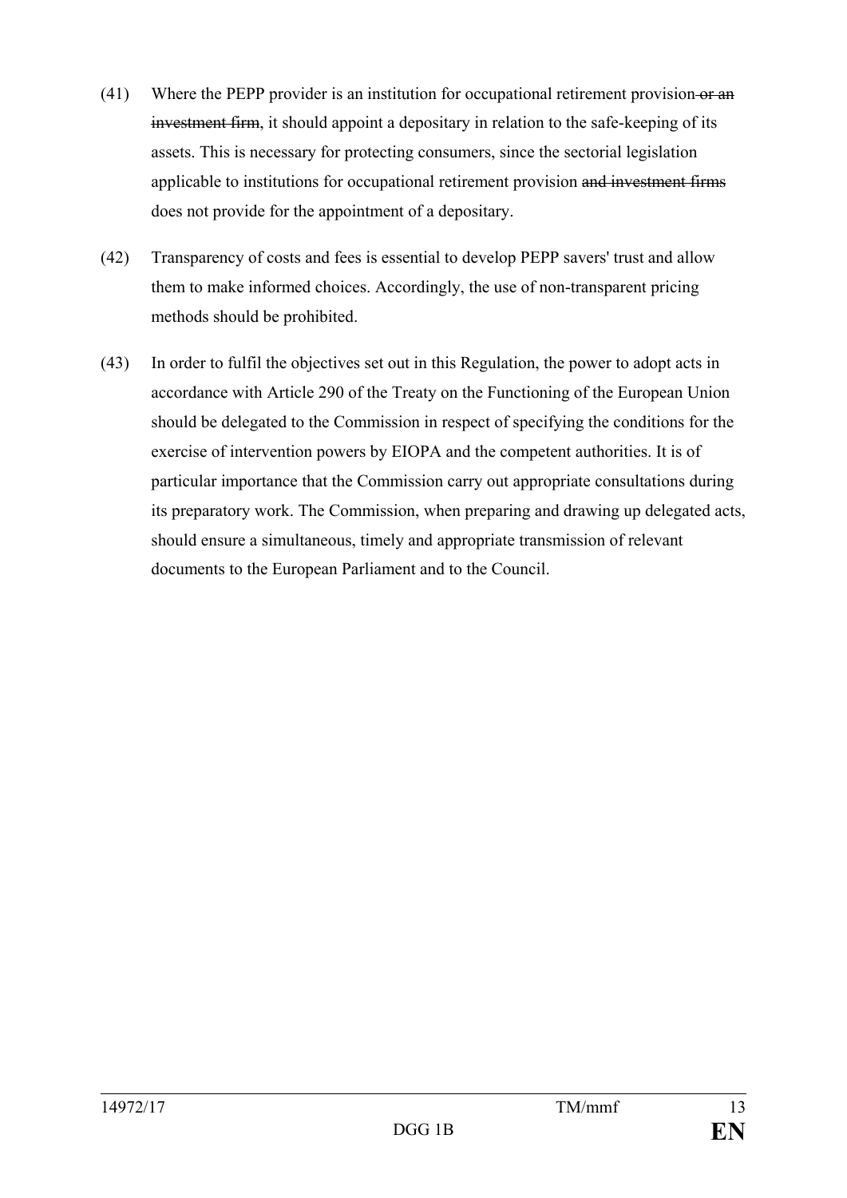(41) Where the PEPP provider is an institution for occupational retirement provision ~~or an investment firm~~, it should appoint a depositary in relation to the safe-keeping of its assets. This is necessary for protecting consumers, since the sectorial legislation applicable to institutions for occupational retirement provision ~~and investment firms~~ does not provide for the appointment of a depositary.

(42) Transparency of costs and fees is essential to develop PEPP savers' trust and allow them to make informed choices. Accordingly, the use of non-transparent pricing methods should be prohibited.

(43) In order to fulfil the objectives set out in this Regulation, the power to adopt acts in accordance with Article 290 of the Treaty on the Functioning of the European Union should be delegated to the Commission in respect of specifying the conditions for the exercise of intervention powers by EIOPA and the competent authorities. It is of particular importance that the Commission carry out appropriate consultations during its preparatory work. The Commission, when preparing and drawing up delegated acts, should ensure a simultaneous, timely and appropriate transmission of relevant documents to the European Parliament and to the Council.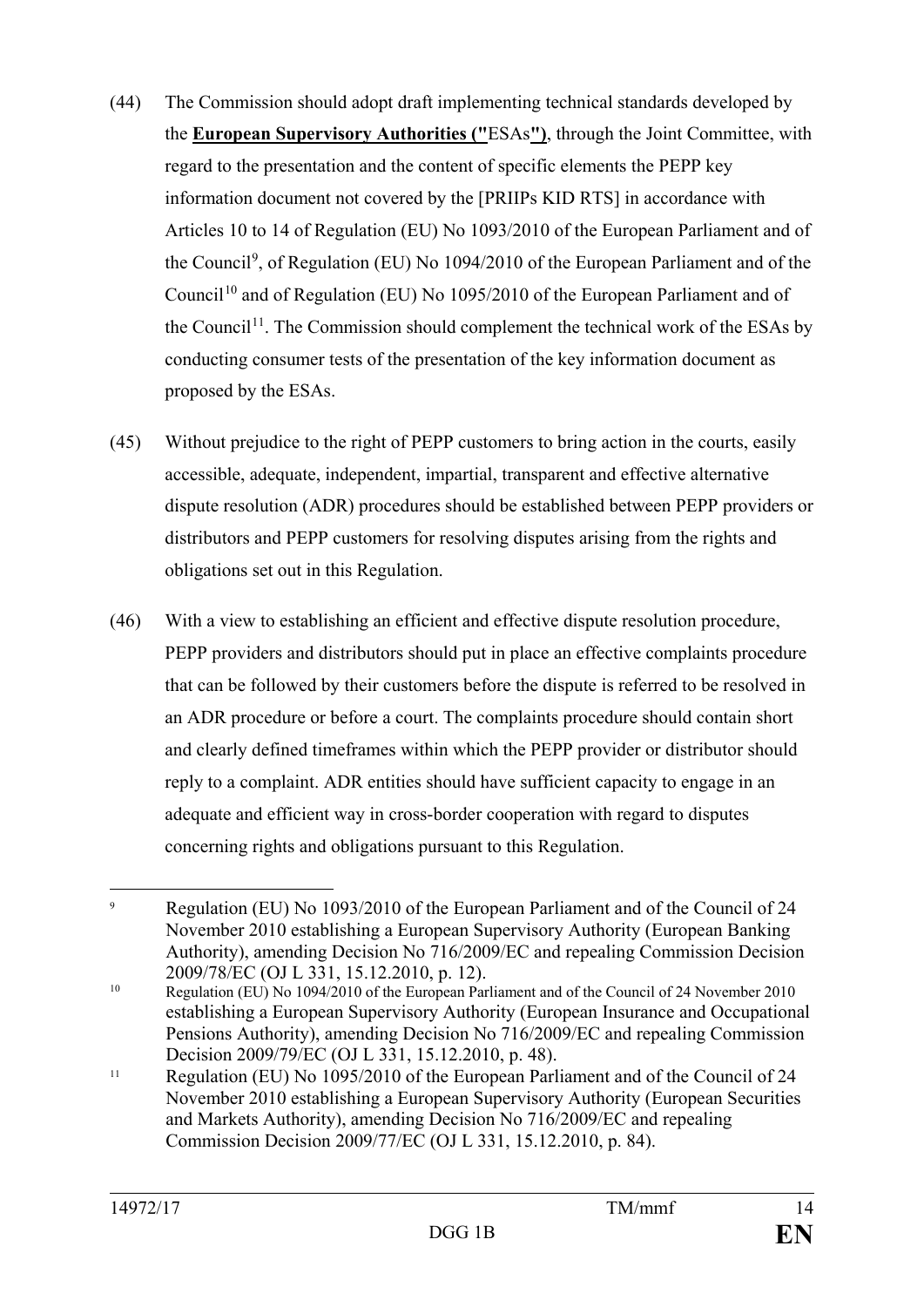(44) The Commission should adopt draft implementing technical standards developed by the **European Supervisory Authorities ("**ESAs**")**, through the Joint Committee, with regard to the presentation and the content of specific elements the PEPP key information document not covered by the [PRIIPs KID RTS] in accordance with Articles 10 to 14 of Regulation (EU) No 1093/2010 of the European Parliament and of the Council[9], of Regulation (EU) No 1094/2010 of the European Parliament and of the Council[10] and of Regulation (EU) No 1095/2010 of the European Parliament and of the Council[11]. The Commission should complement the technical work of the ESAs by conducting consumer tests of the presentation of the key information document as proposed by the ESAs.

(45) Without prejudice to the right of PEPP customers to bring action in the courts, easily accessible, adequate, independent, impartial, transparent and effective alternative dispute resolution (ADR) procedures should be established between PEPP providers or distributors and PEPP customers for resolving disputes arising from the rights and obligations set out in this Regulation.

(46) With a view to establishing an efficient and effective dispute resolution procedure, PEPP providers and distributors should put in place an effective complaints procedure that can be followed by their customers before the dispute is referred to be resolved in an ADR procedure or before a court. The complaints procedure should contain short and clearly defined timeframes within which the PEPP provider or distributor should reply to a complaint. ADR entities should have sufficient capacity to engage in an adequate and efficient way in cross-border cooperation with regard to disputes concerning rights and obligations pursuant to this Regulation.

---

[9] Regulation (EU) No 1093/2010 of the European Parliament and of the Council of 24 November 2010 establishing a European Supervisory Authority (European Banking Authority), amending Decision No 716/2009/EC and repealing Commission Decision 2009/78/EC (OJ L 331, 15.12.2010, p. 12).

[10] Regulation (EU) No 1094/2010 of the European Parliament and of the Council of 24 November 2010 establishing a European Supervisory Authority (European Insurance and Occupational Pensions Authority), amending Decision No 716/2009/EC and repealing Commission Decision 2009/79/EC (OJ L 331, 15.12.2010, p. 48).

[11] Regulation (EU) No 1095/2010 of the European Parliament and of the Council of 24 November 2010 establishing a European Supervisory Authority (European Securities and Markets Authority), amending Decision No 716/2009/EC and repealing Commission Decision 2009/77/EC (OJ L 331, 15.12.2010, p. 84).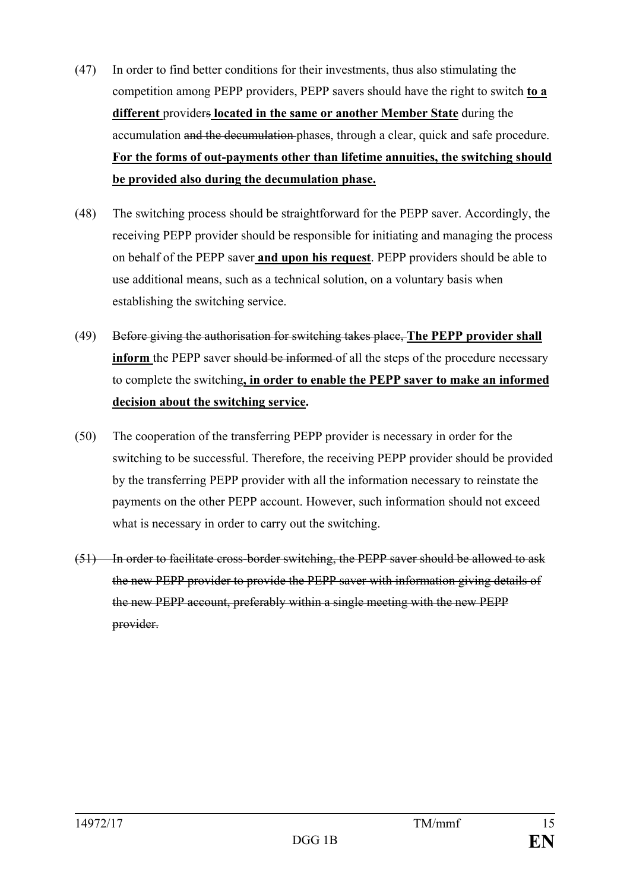(47) In order to find better conditions for their investments, thus also stimulating the competition among PEPP providers, PEPP savers should have the right to switch **to a different** providers ~~s~~ **located in the same or another Member State** during the accumulation ~~and the decumulation~~ phases, through a clear, quick and safe procedure. **For the forms of out-payments other than lifetime annuities, the switching should be provided also during the decumulation phase.**

(48) The switching process should be straightforward for the PEPP saver. Accordingly, the receiving PEPP provider should be responsible for initiating and managing the process on behalf of the PEPP saver **and upon his request**. PEPP providers should be able to use additional means, such as a technical solution, on a voluntary basis when establishing the switching service.

(49) ~~Before giving the authorisation for switching takes place,~~ **The PEPP provider shall inform** the PEPP saver ~~should be informed~~ of all the steps of the procedure necessary to complete the switching**, in order to enable the PEPP saver to make an informed decision about the switching service**.

(50) The cooperation of the transferring PEPP provider is necessary in order for the switching to be successful. Therefore, the receiving PEPP provider should be provided by the transferring PEPP provider with all the information necessary to reinstate the payments on the other PEPP account. However, such information should not exceed what is necessary in order to carry out the switching.

~~(51) In order to facilitate cross-border switching, the PEPP saver should be allowed to ask the new PEPP provider to provide the PEPP saver with information giving details of the new PEPP account, preferably within a single meeting with the new PEPP provider.~~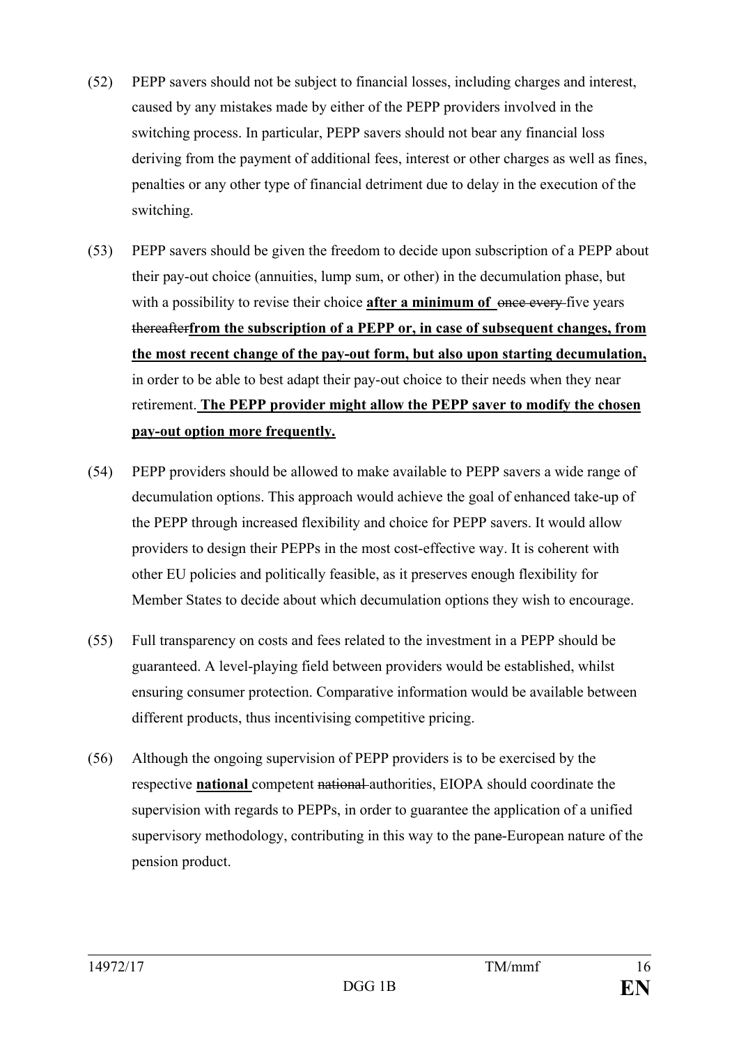(52) PEPP savers should not be subject to financial losses, including charges and interest, caused by any mistakes made by either of the PEPP providers involved in the switching process. In particular, PEPP savers should not bear any financial loss deriving from the payment of additional fees, interest or other charges as well as fines, penalties or any other type of financial detriment due to delay in the execution of the switching.

(53) PEPP savers should be given the freedom to decide upon subscription of a PEPP about their pay-out choice (annuities, lump sum, or other) in the decumulation phase, but with a possibility to revise their choice **after a minimum of** ~~once every~~ five years ~~thereafter~~**from the subscription of a PEPP or, in case of subsequent changes, from the most recent change of the pay-out form, but also upon starting decumulation,** in order to be able to best adapt their pay-out choice to their needs when they near retirement. **The PEPP provider might allow the PEPP saver to modify the chosen pay-out option more frequently.**

(54) PEPP providers should be allowed to make available to PEPP savers a wide range of decumulation options. This approach would achieve the goal of enhanced take-up of the PEPP through increased flexibility and choice for PEPP savers. It would allow providers to design their PEPPs in the most cost-effective way. It is coherent with other EU policies and politically feasible, as it preserves enough flexibility for Member States to decide about which decumulation options they wish to encourage.

(55) Full transparency on costs and fees related to the investment in a PEPP should be guaranteed. A level-playing field between providers would be established, whilst ensuring consumer protection. Comparative information would be available between different products, thus incentivising competitive pricing.

(56) Although the ongoing supervision of PEPP providers is to be exercised by the respective **national** competent ~~national~~ authorities, EIOPA should coordinate the supervision with regards to PEPPs, in order to guarantee the application of a unified supervisory methodology, contributing in this way to the pan~~e~~-European nature of the pension product.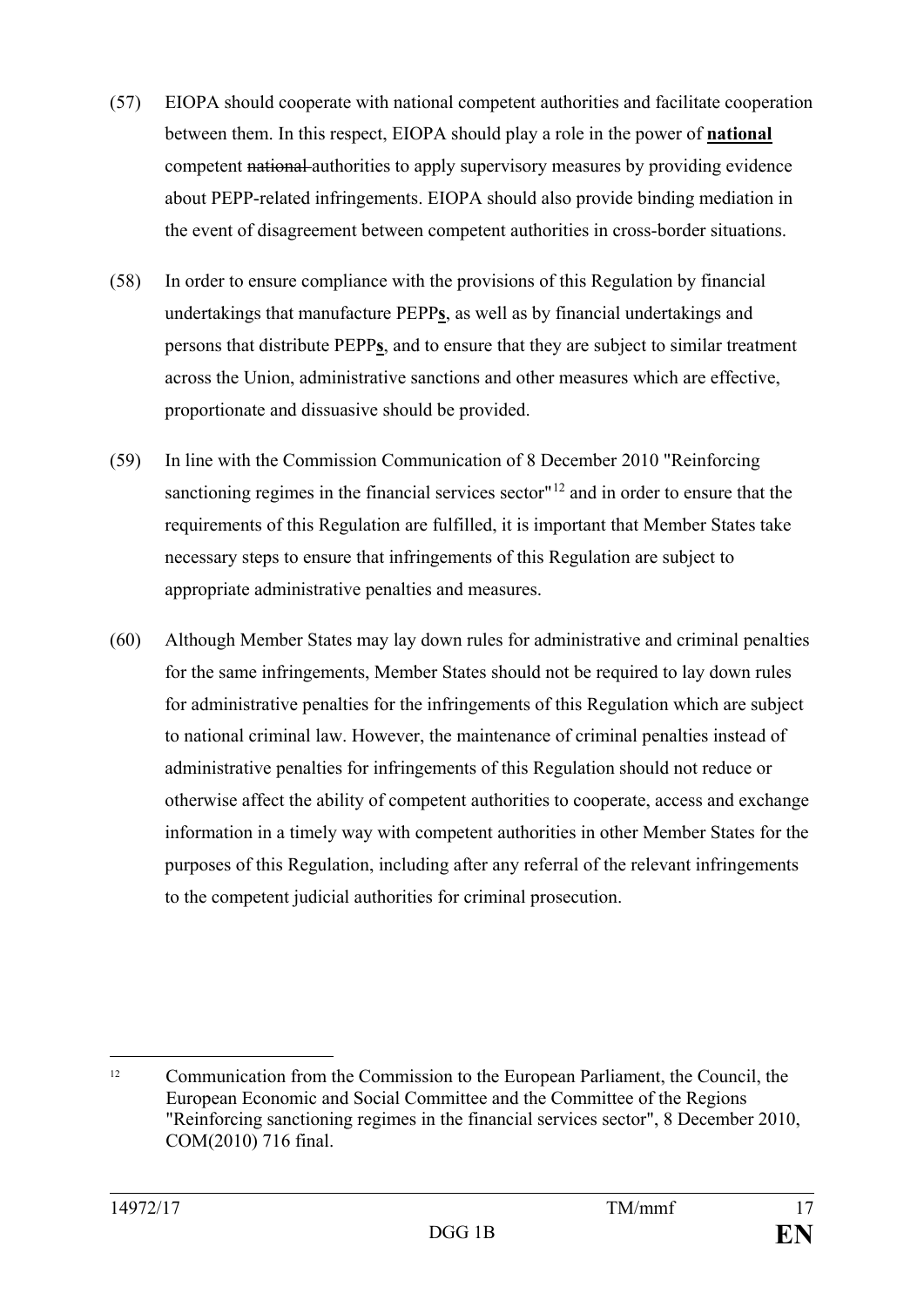(57) EIOPA should cooperate with national competent authorities and facilitate cooperation between them. In this respect, EIOPA should play a role in the power of **national** competent ~~national~~ authorities to apply supervisory measures by providing evidence about PEPP-related infringements. EIOPA should also provide binding mediation in the event of disagreement between competent authorities in cross-border situations.

(58) In order to ensure compliance with the provisions of this Regulation by financial undertakings that manufacture PEPP**s**, as well as by financial undertakings and persons that distribute PEPP**s**, and to ensure that they are subject to similar treatment across the Union, administrative sanctions and other measures which are effective, proportionate and dissuasive should be provided.

(59) In line with the Commission Communication of 8 December 2010 "Reinforcing sanctioning regimes in the financial services sector"[12] and in order to ensure that the requirements of this Regulation are fulfilled, it is important that Member States take necessary steps to ensure that infringements of this Regulation are subject to appropriate administrative penalties and measures.

(60) Although Member States may lay down rules for administrative and criminal penalties for the same infringements, Member States should not be required to lay down rules for administrative penalties for the infringements of this Regulation which are subject to national criminal law. However, the maintenance of criminal penalties instead of administrative penalties for infringements of this Regulation should not reduce or otherwise affect the ability of competent authorities to cooperate, access and exchange information in a timely way with competent authorities in other Member States for the purposes of this Regulation, including after any referral of the relevant infringements to the competent judicial authorities for criminal prosecution.

---

[12] Communication from the Commission to the European Parliament, the Council, the European Economic and Social Committee and the Committee of the Regions "Reinforcing sanctioning regimes in the financial services sector", 8 December 2010, COM(2010) 716 final.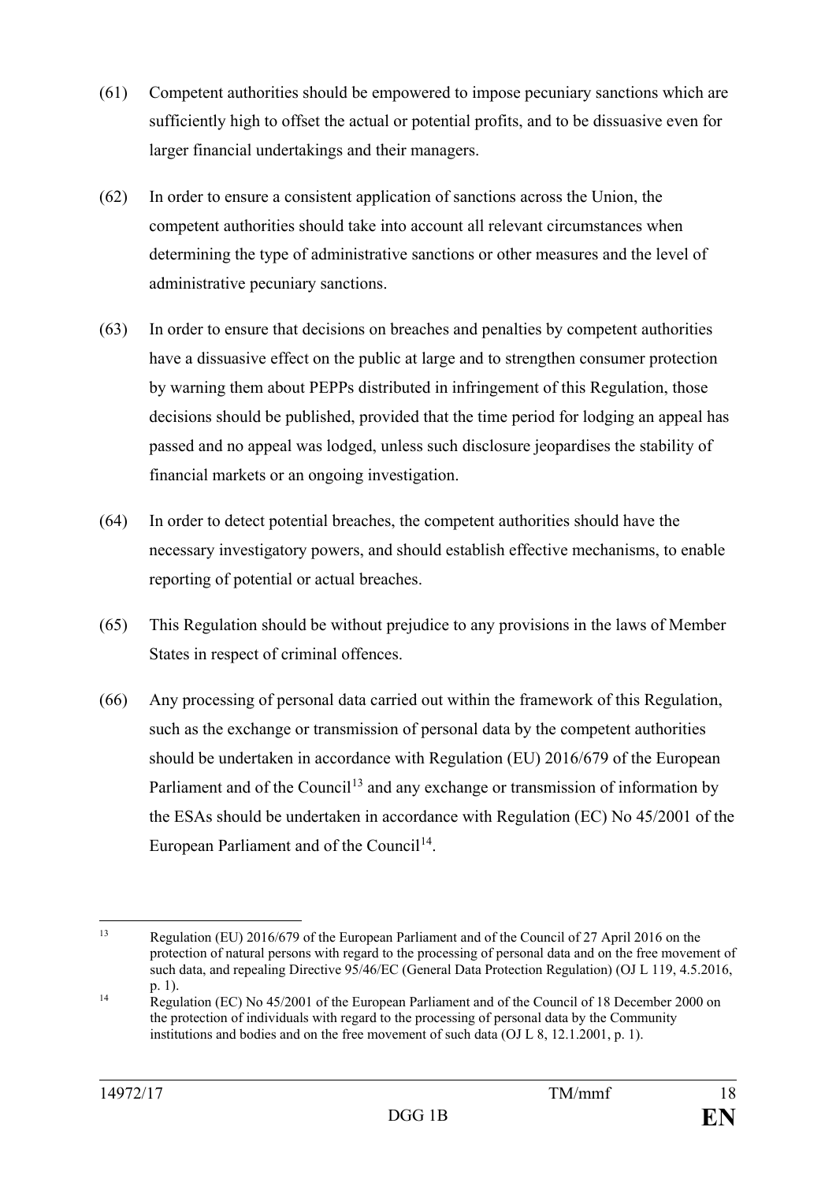(61) Competent authorities should be empowered to impose pecuniary sanctions which are sufficiently high to offset the actual or potential profits, and to be dissuasive even for larger financial undertakings and their managers.

(62) In order to ensure a consistent application of sanctions across the Union, the competent authorities should take into account all relevant circumstances when determining the type of administrative sanctions or other measures and the level of administrative pecuniary sanctions.

(63) In order to ensure that decisions on breaches and penalties by competent authorities have a dissuasive effect on the public at large and to strengthen consumer protection by warning them about PEPPs distributed in infringement of this Regulation, those decisions should be published, provided that the time period for lodging an appeal has passed and no appeal was lodged, unless such disclosure jeopardises the stability of financial markets or an ongoing investigation.

(64) In order to detect potential breaches, the competent authorities should have the necessary investigatory powers, and should establish effective mechanisms, to enable reporting of potential or actual breaches.

(65) This Regulation should be without prejudice to any provisions in the laws of Member States in respect of criminal offences.

(66) Any processing of personal data carried out within the framework of this Regulation, such as the exchange or transmission of personal data by the competent authorities should be undertaken in accordance with Regulation (EU) 2016/679 of the European Parliament and of the Council[13] and any exchange or transmission of information by the ESAs should be undertaken in accordance with Regulation (EC) No 45/2001 of the European Parliament and of the Council[14].

---

[13] Regulation (EU) 2016/679 of the European Parliament and of the Council of 27 April 2016 on the protection of natural persons with regard to the processing of personal data and on the free movement of such data, and repealing Directive 95/46/EC (General Data Protection Regulation) (OJ L 119, 4.5.2016, p. 1).

[14] Regulation (EC) No 45/2001 of the European Parliament and of the Council of 18 December 2000 on the protection of individuals with regard to the processing of personal data by the Community institutions and bodies and on the free movement of such data (OJ L 8, 12.1.2001, p. 1).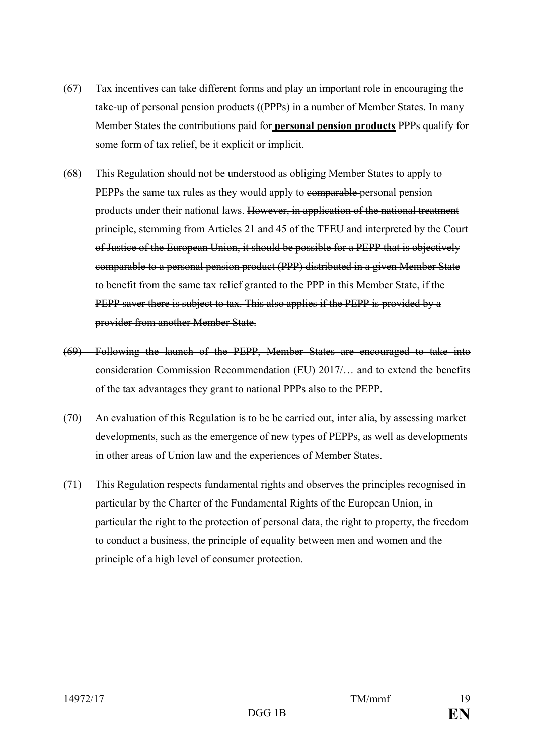(67) Tax incentives can take different forms and play an important role in encouraging the take-up of personal pension products ~~((PPPs)~~ in a number of Member States. In many Member States the contributions paid for **personal pension products** ~~PPPs~~ qualify for some form of tax relief, be it explicit or implicit.

(68) This Regulation should not be understood as obliging Member States to apply to PEPPs the same tax rules as they would apply to ~~comparable~~ personal pension products under their national laws. ~~However, in application of the national treatment principle, stemming from Articles 21 and 45 of the TFEU and interpreted by the Court of Justice of the European Union, it should be possible for a PEPP that is objectively comparable to a personal pension product (PPP) distributed in a given Member State to benefit from the same tax relief granted to the PPP in this Member State, if the PEPP saver there is subject to tax. This also applies if the PEPP is provided by a provider from another Member State.~~

~~(69) Following the launch of the PEPP, Member States are encouraged to take into consideration Commission Recommendation (EU) 2017/… and to extend the benefits of the tax advantages they grant to national PPPs also to the PEPP.~~

(70) An evaluation of this Regulation is to be ~~be~~ carried out, inter alia, by assessing market developments, such as the emergence of new types of PEPPs, as well as developments in other areas of Union law and the experiences of Member States.

(71) This Regulation respects fundamental rights and observes the principles recognised in particular by the Charter of the Fundamental Rights of the European Union, in particular the right to the protection of personal data, the right to property, the freedom to conduct a business, the principle of equality between men and women and the principle of a high level of consumer protection.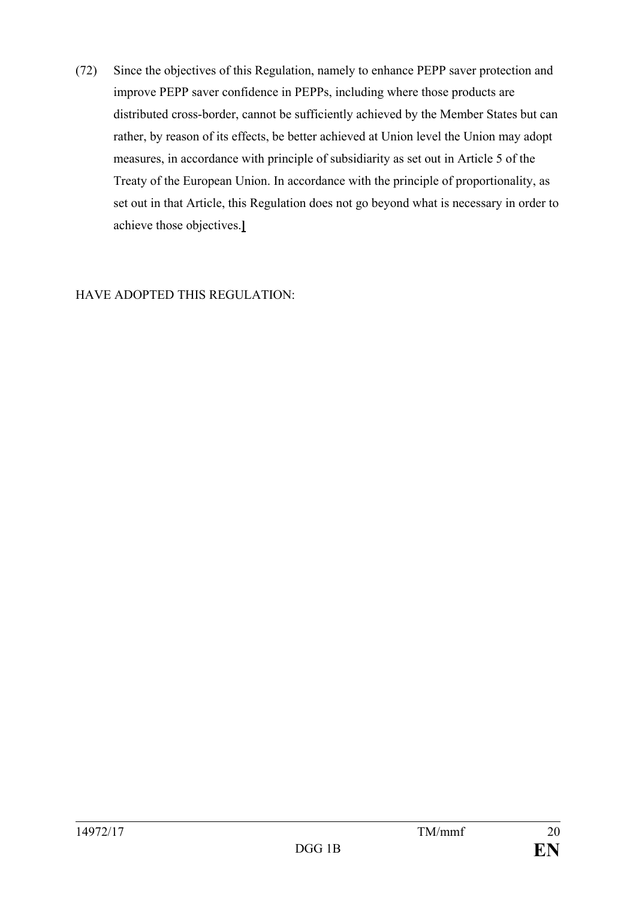(72) Since the objectives of this Regulation, namely to enhance PEPP saver protection and improve PEPP saver confidence in PEPPs, including where those products are distributed cross-border, cannot be sufficiently achieved by the Member States but can rather, by reason of its effects, be better achieved at Union level the Union may adopt measures, in accordance with principle of subsidiarity as set out in Article 5 of the Treaty of the European Union. In accordance with the principle of proportionality, as set out in that Article, this Regulation does not go beyond what is necessary in order to achieve those objectives.]

HAVE ADOPTED THIS REGULATION: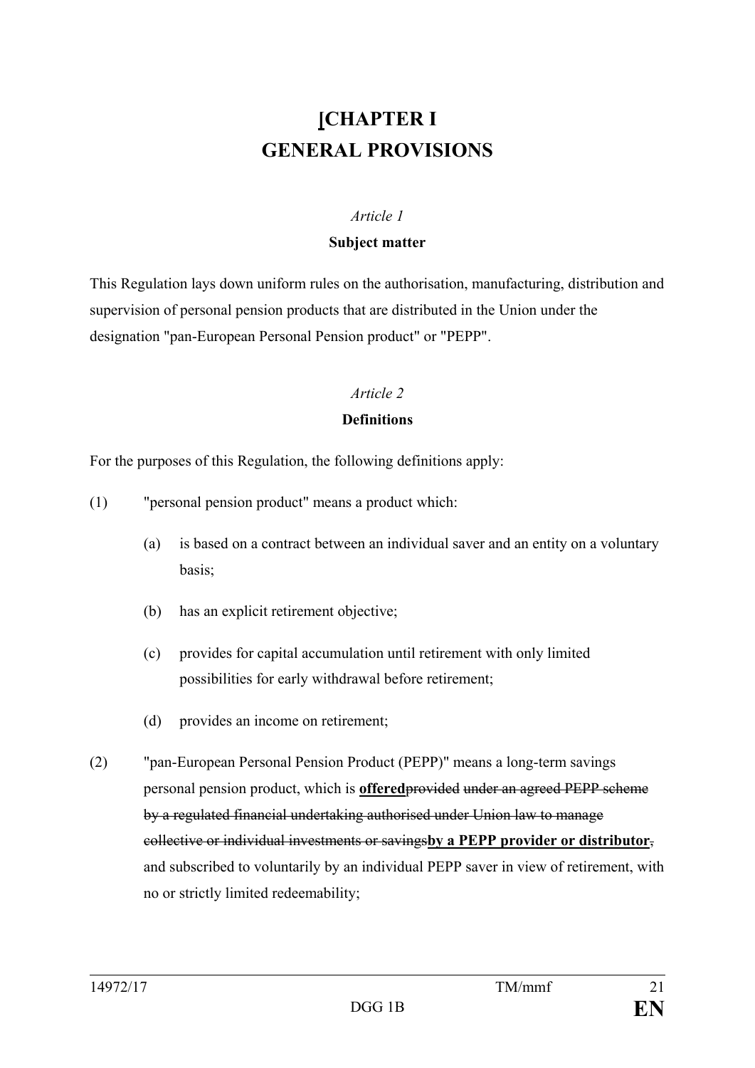# [CHAPTER I
# GENERAL PROVISIONS

*Article 1*

**Subject matter**

This Regulation lays down uniform rules on the authorisation, manufacturing, distribution and supervision of personal pension products that are distributed in the Union under the designation "pan-European Personal Pension product" or "PEPP".

*Article 2*

**Definitions**

For the purposes of this Regulation, the following definitions apply:

(1) "personal pension product" means a product which:

(a) is based on a contract between an individual saver and an entity on a voluntary basis;

(b) has an explicit retirement objective;

(c) provides for capital accumulation until retirement with only limited possibilities for early withdrawal before retirement;

(d) provides an income on retirement;

(2) "pan-European Personal Pension Product (PEPP)" means a long-term savings personal pension product, which is **offered**~~provided under an agreed PEPP scheme by a regulated financial undertaking authorised under Union law to manage collective or individual investments or savings~~**by a PEPP provider or distributor**~~,~~ and subscribed to voluntarily by an individual PEPP saver in view of retirement, with no or strictly limited redeemability;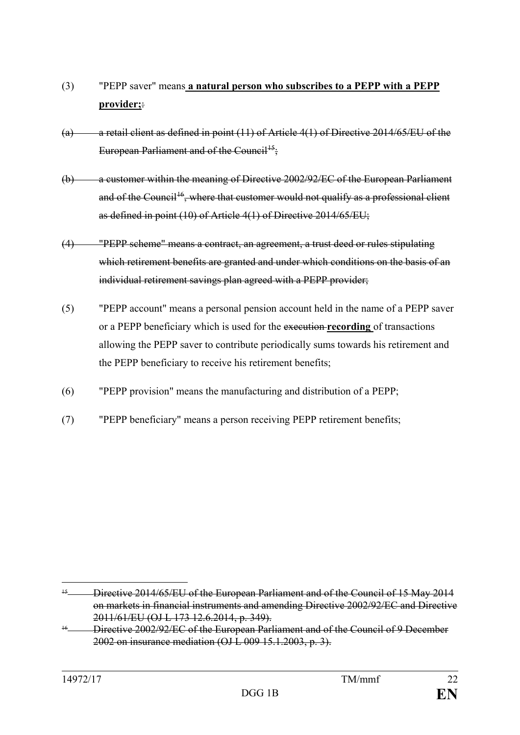(3) "PEPP saver" means **a natural person who subscribes to a PEPP with a PEPP provider;**~~:~~

~~(a) a retail client as defined in point (11) of Article 4(1) of Directive 2014/65/EU of the European Parliament and of the Council[15];~~

~~(b) a customer within the meaning of Directive 2002/92/EC of the European Parliament and of the Council[16], where that customer would not qualify as a professional client as defined in point (10) of Article 4(1) of Directive 2014/65/EU;~~

~~(4) "PEPP scheme" means a contract, an agreement, a trust deed or rules stipulating which retirement benefits are granted and under which conditions on the basis of an individual retirement savings plan agreed with a PEPP provider;~~

(5) "PEPP account" means a personal pension account held in the name of a PEPP saver or a PEPP beneficiary which is used for the ~~execution~~ **recording** of transactions allowing the PEPP saver to contribute periodically sums towards his retirement and the PEPP beneficiary to receive his retirement benefits;

(6) "PEPP provision" means the manufacturing and distribution of a PEPP;

(7) "PEPP beneficiary" means a person receiving PEPP retirement benefits;

---

~~[15] Directive 2014/65/EU of the European Parliament and of the Council of 15 May 2014 on markets in financial instruments and amending Directive 2002/92/EC and Directive 2011/61/EU (OJ L 173 12.6.2014, p. 349).~~

~~[16] Directive 2002/92/EC of the European Parliament and of the Council of 9 December 2002 on insurance mediation (OJ L 009 15.1.2003, p. 3).~~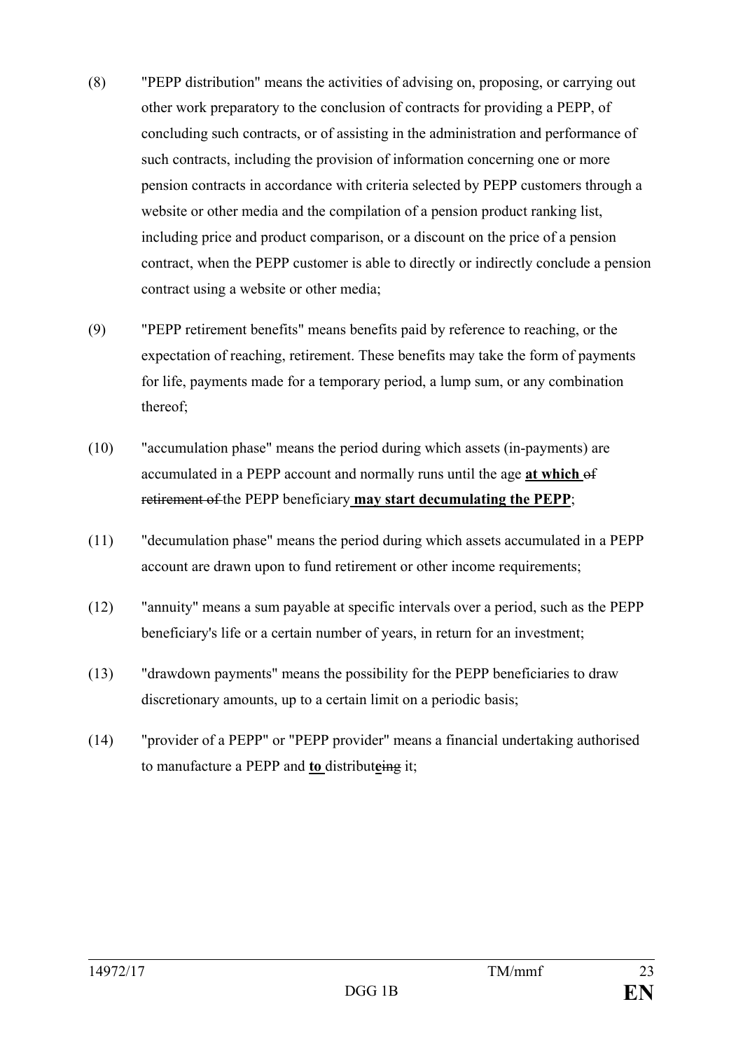(8) "PEPP distribution" means the activities of advising on, proposing, or carrying out other work preparatory to the conclusion of contracts for providing a PEPP, of concluding such contracts, or of assisting in the administration and performance of such contracts, including the provision of information concerning one or more pension contracts in accordance with criteria selected by PEPP customers through a website or other media and the compilation of a pension product ranking list, including price and product comparison, or a discount on the price of a pension contract, when the PEPP customer is able to directly or indirectly conclude a pension contract using a website or other media;

(9) "PEPP retirement benefits" means benefits paid by reference to reaching, or the expectation of reaching, retirement. These benefits may take the form of payments for life, payments made for a temporary period, a lump sum, or any combination thereof;

(10) "accumulation phase" means the period during which assets (in-payments) are accumulated in a PEPP account and normally runs until the age <u>**at which**</u> ~~of retirement of~~ the PEPP beneficiary <u>**may start decumulating the PEPP**</u>;

(11) "decumulation phase" means the period during which assets accumulated in a PEPP account are drawn upon to fund retirement or other income requirements;

(12) "annuity" means a sum payable at specific intervals over a period, such as the PEPP beneficiary's life or a certain number of years, in return for an investment;

(13) "drawdown payments" means the possibility for the PEPP beneficiaries to draw discretionary amounts, up to a certain limit on a periodic basis;

(14) "provider of a PEPP" or "PEPP provider" means a financial undertaking authorised to manufacture a PEPP and <u>**to**</u> distribut<u>**e**</u>~~ing~~ it;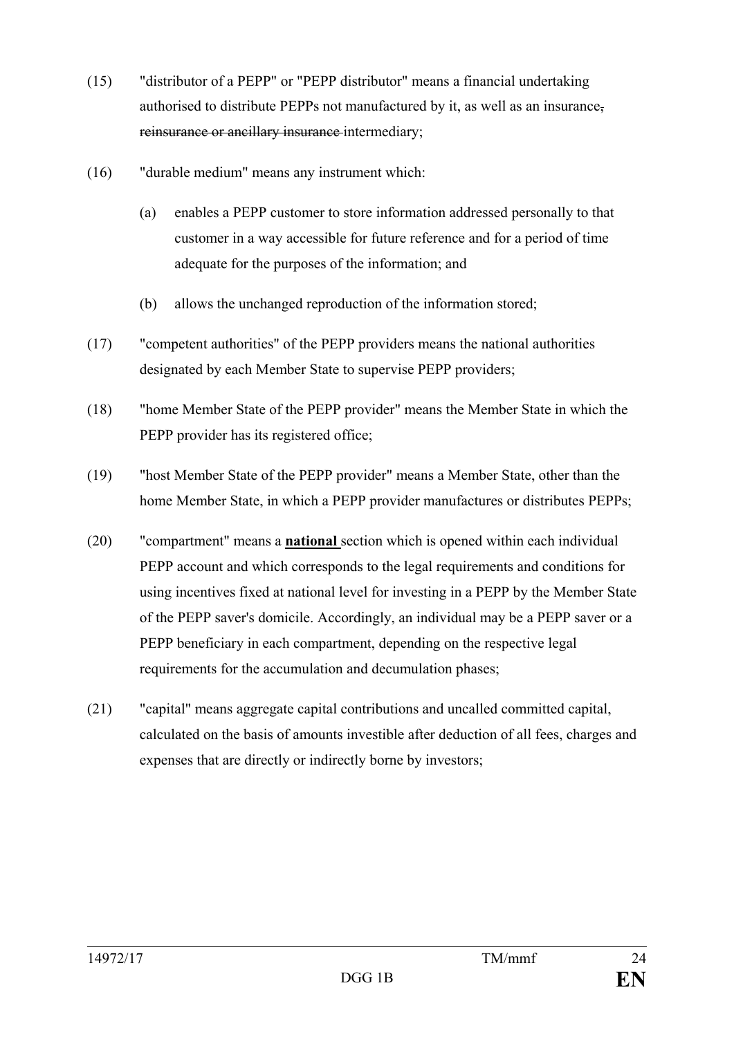(15) "distributor of a PEPP" or "PEPP distributor" means a financial undertaking authorised to distribute PEPPs not manufactured by it, as well as an insurance~~, reinsurance or ancillary insurance~~ intermediary;

(16) "durable medium" means any instrument which:

   (a) enables a PEPP customer to store information addressed personally to that customer in a way accessible for future reference and for a period of time adequate for the purposes of the information; and

   (b) allows the unchanged reproduction of the information stored;

(17) "competent authorities" of the PEPP providers means the national authorities designated by each Member State to supervise PEPP providers;

(18) "home Member State of the PEPP provider" means the Member State in which the PEPP provider has its registered office;

(19) "host Member State of the PEPP provider" means a Member State, other than the home Member State, in which a PEPP provider manufactures or distributes PEPPs;

(20) "compartment" means a **national** section which is opened within each individual PEPP account and which corresponds to the legal requirements and conditions for using incentives fixed at national level for investing in a PEPP by the Member State of the PEPP saver's domicile. Accordingly, an individual may be a PEPP saver or a PEPP beneficiary in each compartment, depending on the respective legal requirements for the accumulation and decumulation phases;

(21) "capital" means aggregate capital contributions and uncalled committed capital, calculated on the basis of amounts investible after deduction of all fees, charges and expenses that are directly or indirectly borne by investors;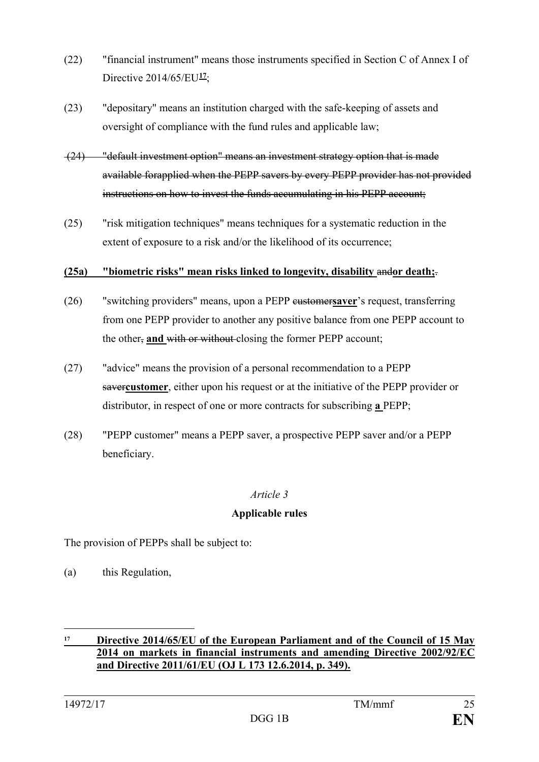(22) "financial instrument" means those instruments specified in Section C of Annex I of Directive 2014/65/EU[17];

(23) "depositary" means an institution charged with the safe-keeping of assets and oversight of compliance with the fund rules and applicable law;

~~(24) "default investment option" means an investment strategy option that is made available forapplied when the PEPP savers by every PEPP provider has not provided instructions on how to invest the funds accumulating in his PEPP account;~~

(25) "risk mitigation techniques" means techniques for a systematic reduction in the extent of exposure to a risk and/or the likelihood of its occurrence;

**(25a) "biometric risks" mean risks linked to longevity, disability ~~and~~or death;~~.~~**

(26) "switching providers" means, upon a PEPP ~~customer~~**saver**'s request, transferring from one PEPP provider to another any positive balance from one PEPP account to the other~~,~~ **and** ~~with or without~~ closing the former PEPP account;

(27) "advice" means the provision of a personal recommendation to a PEPP ~~saver~~**customer**, either upon his request or at the initiative of the PEPP provider or distributor, in respect of one or more contracts for subscribing **a** PEPP;

(28) "PEPP customer" means a PEPP saver, a prospective PEPP saver and/or a PEPP beneficiary.

*Article 3*

**Applicable rules**

The provision of PEPPs shall be subject to:

(a) this Regulation,

---

[17] **Directive 2014/65/EU of the European Parliament and of the Council of 15 May 2014 on markets in financial instruments and amending Directive 2002/92/EC and Directive 2011/61/EU (OJ L 173 12.6.2014, p. 349).**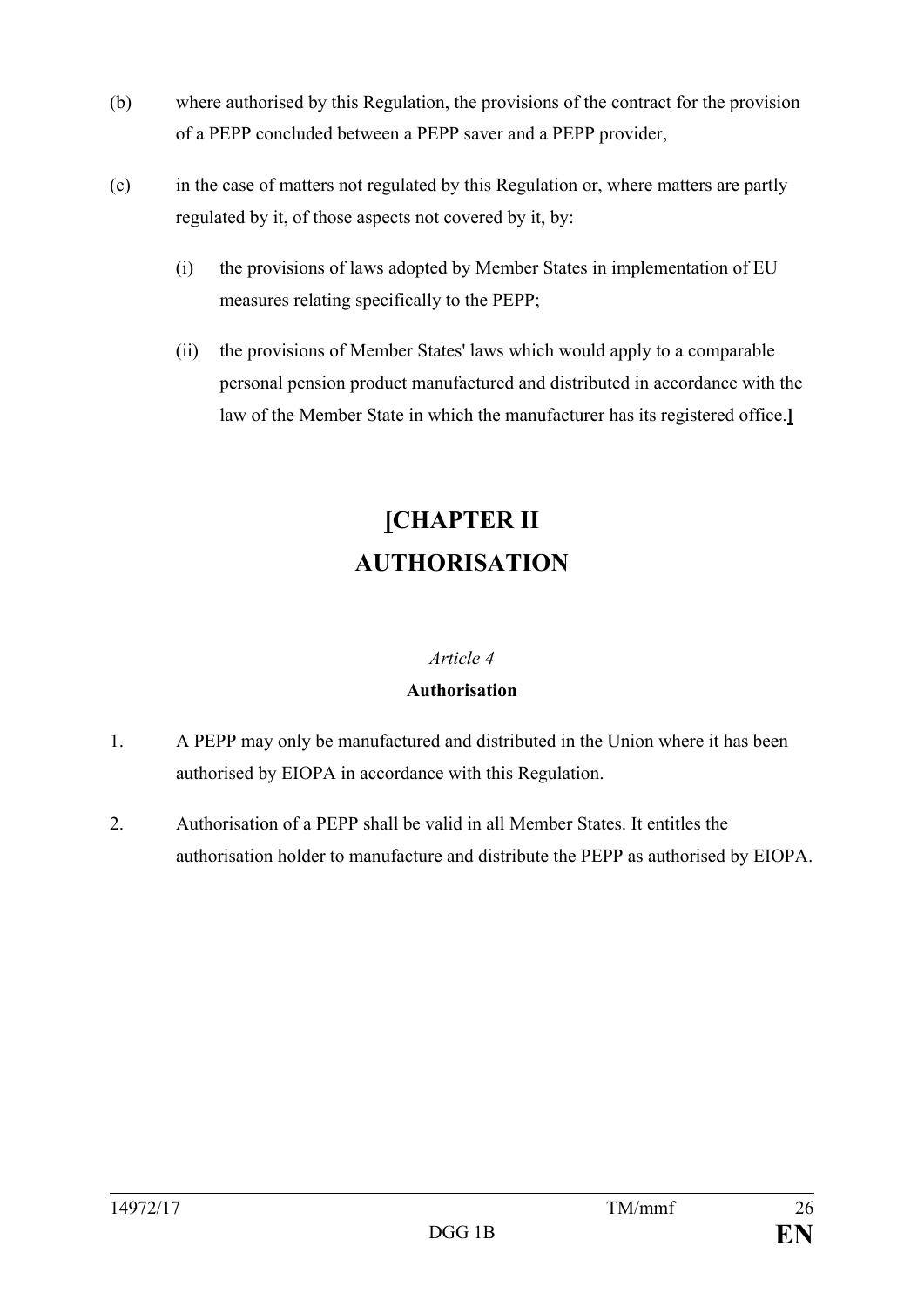(b) where authorised by this Regulation, the provisions of the contract for the provision of a PEPP concluded between a PEPP saver and a PEPP provider,

(c) in the case of matters not regulated by this Regulation or, where matters are partly regulated by it, of those aspects not covered by it, by:

   (i) the provisions of laws adopted by Member States in implementation of EU measures relating specifically to the PEPP;

   (ii) the provisions of Member States' laws which would apply to a comparable personal pension product manufactured and distributed in accordance with the law of the Member State in which the manufacturer has its registered office.]

# [CHAPTER II
# AUTHORISATION

*Article 4*

**Authorisation**

1. A PEPP may only be manufactured and distributed in the Union where it has been authorised by EIOPA in accordance with this Regulation.

2. Authorisation of a PEPP shall be valid in all Member States. It entitles the authorisation holder to manufacture and distribute the PEPP as authorised by EIOPA.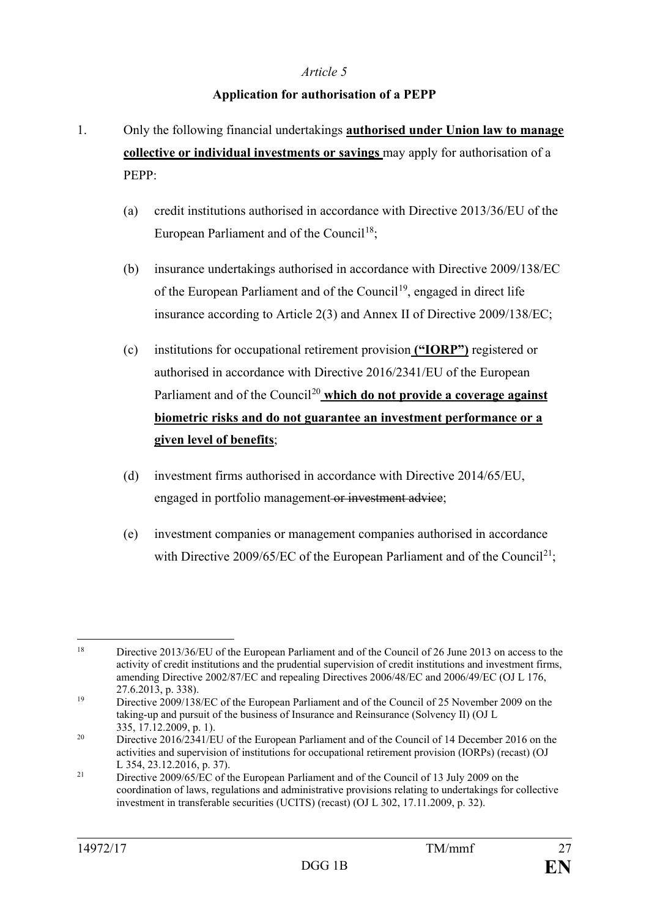*Article 5*

**Application for authorisation of a PEPP**

1. Only the following financial undertakings **authorised under Union law to manage collective or individual investments or savings** may apply for authorisation of a PEPP:

   (a) credit institutions authorised in accordance with Directive 2013/36/EU of the European Parliament and of the Council[18];

   (b) insurance undertakings authorised in accordance with Directive 2009/138/EC of the European Parliament and of the Council[19], engaged in direct life insurance according to Article 2(3) and Annex II of Directive 2009/138/EC;

   (c) institutions for occupational retirement provision **("IORP")** registered or authorised in accordance with Directive 2016/2341/EU of the European Parliament and of the Council[20] **which do not provide a coverage against biometric risks and do not guarantee an investment performance or a given level of benefits**;

   (d) investment firms authorised in accordance with Directive 2014/65/EU, engaged in portfolio management ~~or investment advice~~;

   (e) investment companies or management companies authorised in accordance with Directive 2009/65/EC of the European Parliament and of the Council[21];

---

[18] Directive 2013/36/EU of the European Parliament and of the Council of 26 June 2013 on access to the activity of credit institutions and the prudential supervision of credit institutions and investment firms, amending Directive 2002/87/EC and repealing Directives 2006/48/EC and 2006/49/EC (OJ L 176, 27.6.2013, p. 338).

[19] Directive 2009/138/EC of the European Parliament and of the Council of 25 November 2009 on the taking-up and pursuit of the business of Insurance and Reinsurance (Solvency II) (OJ L 335, 17.12.2009, p. 1).

[20] Directive 2016/2341/EU of the European Parliament and of the Council of 14 December 2016 on the activities and supervision of institutions for occupational retirement provision (IORPs) (recast) (OJ L 354, 23.12.2016, p. 37).

[21] Directive 2009/65/EC of the European Parliament and of the Council of 13 July 2009 on the coordination of laws, regulations and administrative provisions relating to undertakings for collective investment in transferable securities (UCITS) (recast) (OJ L 302, 17.11.2009, p. 32).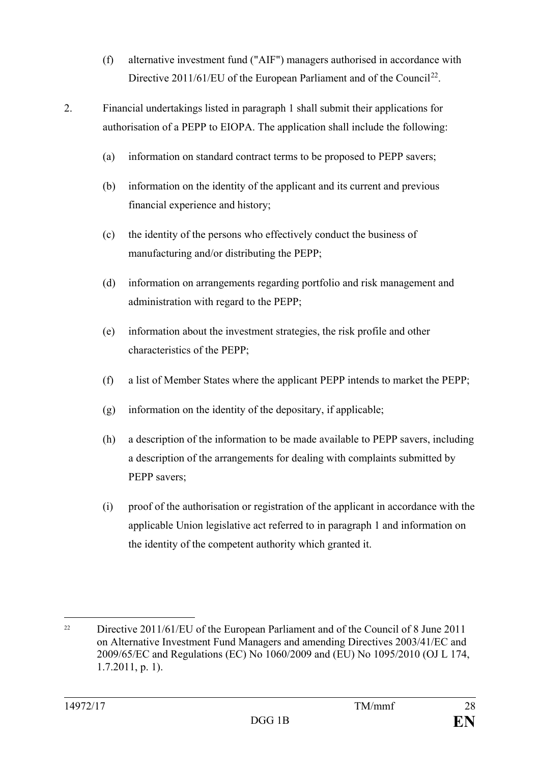(f) alternative investment fund ("AIF") managers authorised in accordance with Directive 2011/61/EU of the European Parliament and of the Council[22].

2. Financial undertakings listed in paragraph 1 shall submit their applications for authorisation of a PEPP to EIOPA. The application shall include the following:

   (a) information on standard contract terms to be proposed to PEPP savers;

   (b) information on the identity of the applicant and its current and previous financial experience and history;

   (c) the identity of the persons who effectively conduct the business of manufacturing and/or distributing the PEPP;

   (d) information on arrangements regarding portfolio and risk management and administration with regard to the PEPP;

   (e) information about the investment strategies, the risk profile and other characteristics of the PEPP;

   (f) a list of Member States where the applicant PEPP intends to market the PEPP;

   (g) information on the identity of the depositary, if applicable;

   (h) a description of the information to be made available to PEPP savers, including a description of the arrangements for dealing with complaints submitted by PEPP savers;

   (i) proof of the authorisation or registration of the applicant in accordance with the applicable Union legislative act referred to in paragraph 1 and information on the identity of the competent authority which granted it.

---

[22] Directive 2011/61/EU of the European Parliament and of the Council of 8 June 2011 on Alternative Investment Fund Managers and amending Directives 2003/41/EC and 2009/65/EC and Regulations (EC) No 1060/2009 and (EU) No 1095/2010 (OJ L 174, 1.7.2011, p. 1).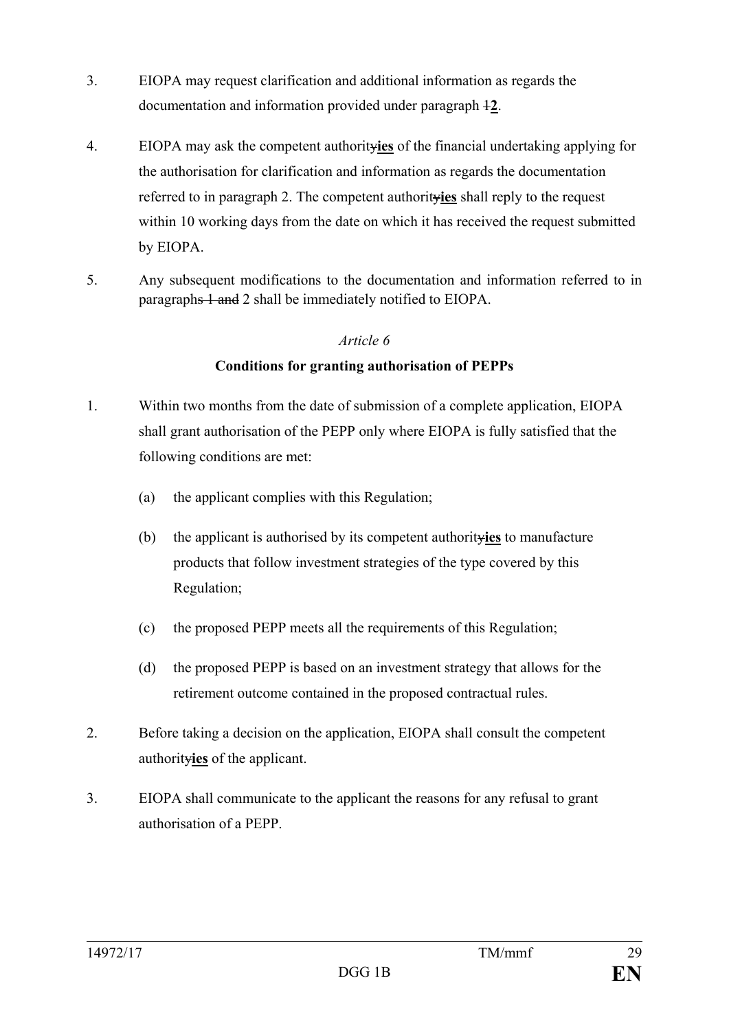3. EIOPA may request clarification and additional information as regards the documentation and information provided under paragraph ~~1~~**2**.

4. EIOPA may ask the competent authorit~~y~~**ies** of the financial undertaking applying for the authorisation for clarification and information as regards the documentation referred to in paragraph 2. The competent authorit~~y~~**ies** shall reply to the request within 10 working days from the date on which it has received the request submitted by EIOPA.

5. Any subsequent modifications to the documentation and information referred to in paragraph~~s 1 and~~ 2 shall be immediately notified to EIOPA.

*Article 6*

**Conditions for granting authorisation of PEPPs**

1. Within two months from the date of submission of a complete application, EIOPA shall grant authorisation of the PEPP only where EIOPA is fully satisfied that the following conditions are met:

   (a) the applicant complies with this Regulation;

   (b) the applicant is authorised by its competent authorit~~y~~**ies** to manufacture products that follow investment strategies of the type covered by this Regulation;

   (c) the proposed PEPP meets all the requirements of this Regulation;

   (d) the proposed PEPP is based on an investment strategy that allows for the retirement outcome contained in the proposed contractual rules.

2. Before taking a decision on the application, EIOPA shall consult the competent authorit~~y~~**ies** of the applicant.

3. EIOPA shall communicate to the applicant the reasons for any refusal to grant authorisation of a PEPP.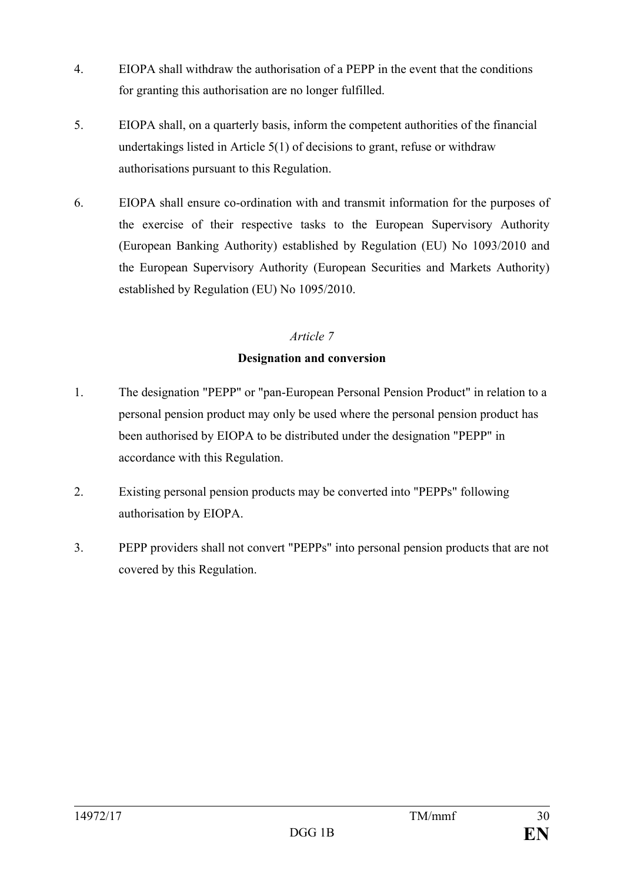4. EIOPA shall withdraw the authorisation of a PEPP in the event that the conditions for granting this authorisation are no longer fulfilled.

5. EIOPA shall, on a quarterly basis, inform the competent authorities of the financial undertakings listed in Article 5(1) of decisions to grant, refuse or withdraw authorisations pursuant to this Regulation.

6. EIOPA shall ensure co-ordination with and transmit information for the purposes of the exercise of their respective tasks to the European Supervisory Authority (European Banking Authority) established by Regulation (EU) No 1093/2010 and the European Supervisory Authority (European Securities and Markets Authority) established by Regulation (EU) No 1095/2010.

*Article 7*

**Designation and conversion**

1. The designation "PEPP" or "pan-European Personal Pension Product" in relation to a personal pension product may only be used where the personal pension product has been authorised by EIOPA to be distributed under the designation "PEPP" in accordance with this Regulation.

2. Existing personal pension products may be converted into "PEPPs" following authorisation by EIOPA.

3. PEPP providers shall not convert "PEPPs" into personal pension products that are not covered by this Regulation.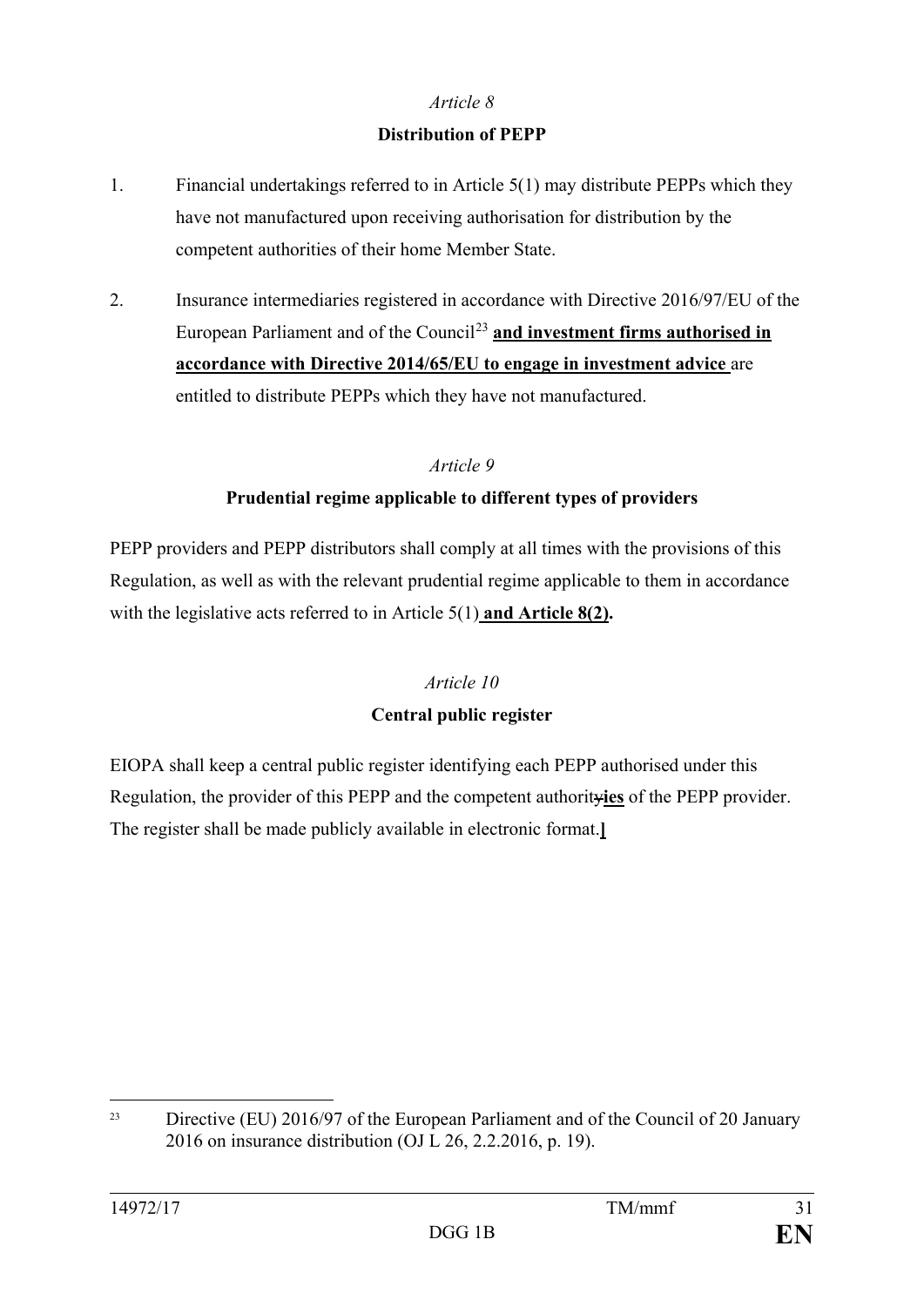*Article 8*

**Distribution of PEPP**

1. Financial undertakings referred to in Article 5(1) may distribute PEPPs which they have not manufactured upon receiving authorisation for distribution by the competent authorities of their home Member State.

2. Insurance intermediaries registered in accordance with Directive 2016/97/EU of the European Parliament and of the Council[23] **and investment firms authorised in accordance with Directive 2014/65/EU to engage in investment advice** are entitled to distribute PEPPs which they have not manufactured.

*Article 9*

**Prudential regime applicable to different types of providers**

PEPP providers and PEPP distributors shall comply at all times with the provisions of this Regulation, as well as with the relevant prudential regime applicable to them in accordance with the legislative acts referred to in Article 5(1) **and Article 8(2).**

*Article 10*

**Central public register**

EIOPA shall keep a central public register identifying each PEPP authorised under this Regulation, the provider of this PEPP and the competent authority**ies** of the PEPP provider. The register shall be made publicly available in electronic format.**]**

---

[23] Directive (EU) 2016/97 of the European Parliament and of the Council of 20 January 2016 on insurance distribution (OJ L 26, 2.2.2016, p. 19).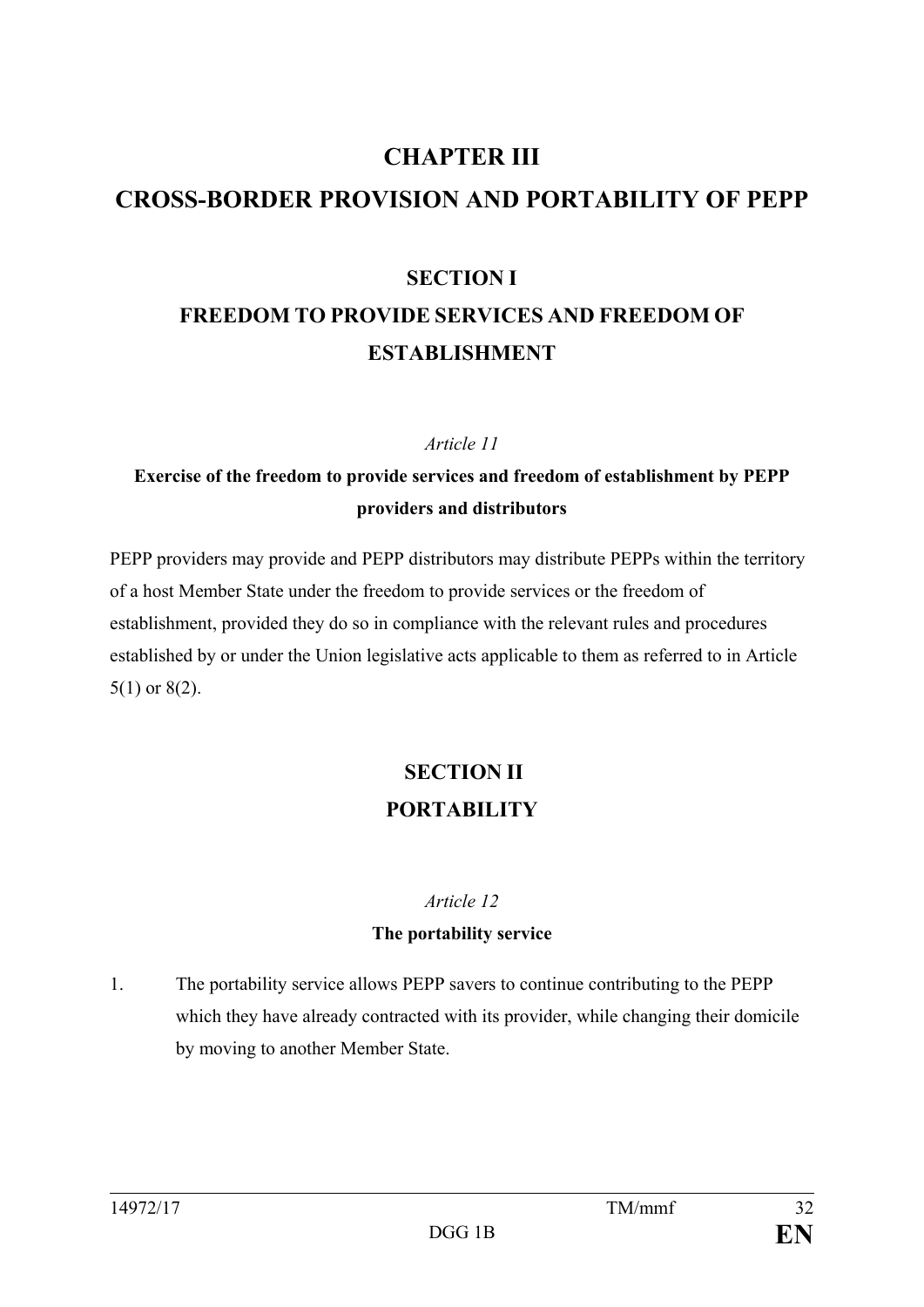# CHAPTER III
# CROSS-BORDER PROVISION AND PORTABILITY OF PEPP

## SECTION I
## FREEDOM TO PROVIDE SERVICES AND FREEDOM OF ESTABLISHMENT

*Article 11*

**Exercise of the freedom to provide services and freedom of establishment by PEPP providers and distributors**

PEPP providers may provide and PEPP distributors may distribute PEPPs within the territory of a host Member State under the freedom to provide services or the freedom of establishment, provided they do so in compliance with the relevant rules and procedures established by or under the Union legislative acts applicable to them as referred to in Article 5(1) or 8(2).

## SECTION II
## PORTABILITY

*Article 12*

**The portability service**

1. The portability service allows PEPP savers to continue contributing to the PEPP which they have already contracted with its provider, while changing their domicile by moving to another Member State.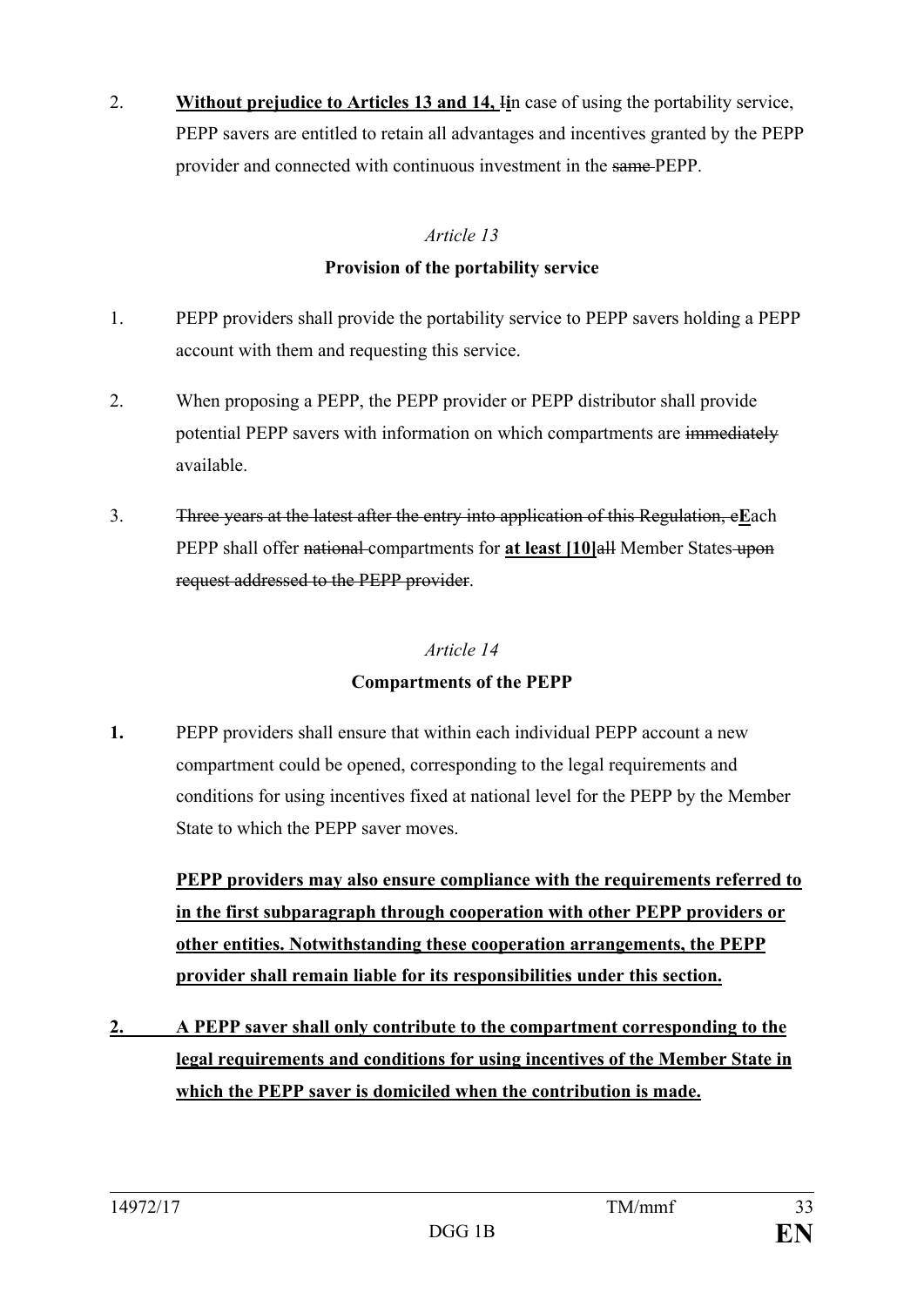2. **Without prejudice to Articles 13 and 14, I**in case of using the portability service, PEPP savers are entitled to retain all advantages and incentives granted by the PEPP provider and connected with continuous investment in the ~~same~~ PEPP.

*Article 13*

**Provision of the portability service**

1. PEPP providers shall provide the portability service to PEPP savers holding a PEPP account with them and requesting this service.

2. When proposing a PEPP, the PEPP provider or PEPP distributor shall provide potential PEPP savers with information on which compartments are ~~immediately~~ available.

3. ~~Three years at the latest after the entry into application of this Regulation, e~~**E**ach PEPP shall offer ~~national~~ compartments for **at least [10]**~~all~~ Member States ~~upon request addressed to the PEPP provider~~.

*Article 14*

**Compartments of the PEPP**

**1.** PEPP providers shall ensure that within each individual PEPP account a new compartment could be opened, corresponding to the legal requirements and conditions for using incentives fixed at national level for the PEPP by the Member State to which the PEPP saver moves.

**PEPP providers may also ensure compliance with the requirements referred to in the first subparagraph through cooperation with other PEPP providers or other entities. Notwithstanding these cooperation arrangements, the PEPP provider shall remain liable for its responsibilities under this section.**

**2. A PEPP saver shall only contribute to the compartment corresponding to the legal requirements and conditions for using incentives of the Member State in which the PEPP saver is domiciled when the contribution is made.**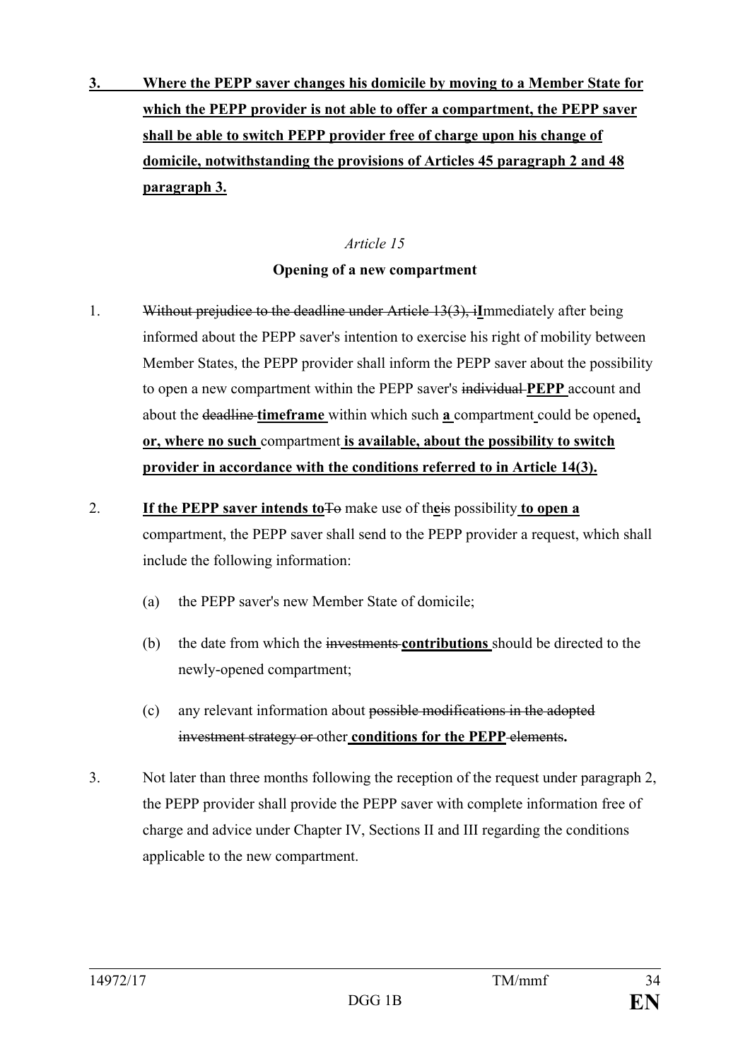**3. Where the PEPP saver changes his domicile by moving to a Member State for which the PEPP provider is not able to offer a compartment, the PEPP saver shall be able to switch PEPP provider free of charge upon his change of domicile, notwithstanding the provisions of Articles 45 paragraph 2 and 48 paragraph 3.**

*Article 15*

**Opening of a new compartment**

1. ~~Without prejudice to the deadline under Article 13(3), i~~**I**mmediately after being informed about the PEPP saver's intention to exercise his right of mobility between Member States, the PEPP provider shall inform the PEPP saver about the possibility to open a new compartment within the PEPP saver's ~~individual~~ **PEPP** account and about the ~~deadline~~ **timeframe** within which such **a** compartment could be opened**, or, where no such** compartment **is available, about the possibility to switch provider in accordance with the conditions referred to in Article 14(3).**

2. **If the PEPP saver intends to**~~To~~ make use of th**e**~~is~~ possibility **to open a** compartment, the PEPP saver shall send to the PEPP provider a request, which shall include the following information:

   (a) the PEPP saver's new Member State of domicile;

   (b) the date from which the ~~investments~~ **contributions** should be directed to the newly-opened compartment;

   (c) any relevant information about ~~possible modifications in the adopted investment strategy or~~ other **conditions for the PEPP** ~~elements~~**.**

3. Not later than three months following the reception of the request under paragraph 2, the PEPP provider shall provide the PEPP saver with complete information free of charge and advice under Chapter IV, Sections II and III regarding the conditions applicable to the new compartment.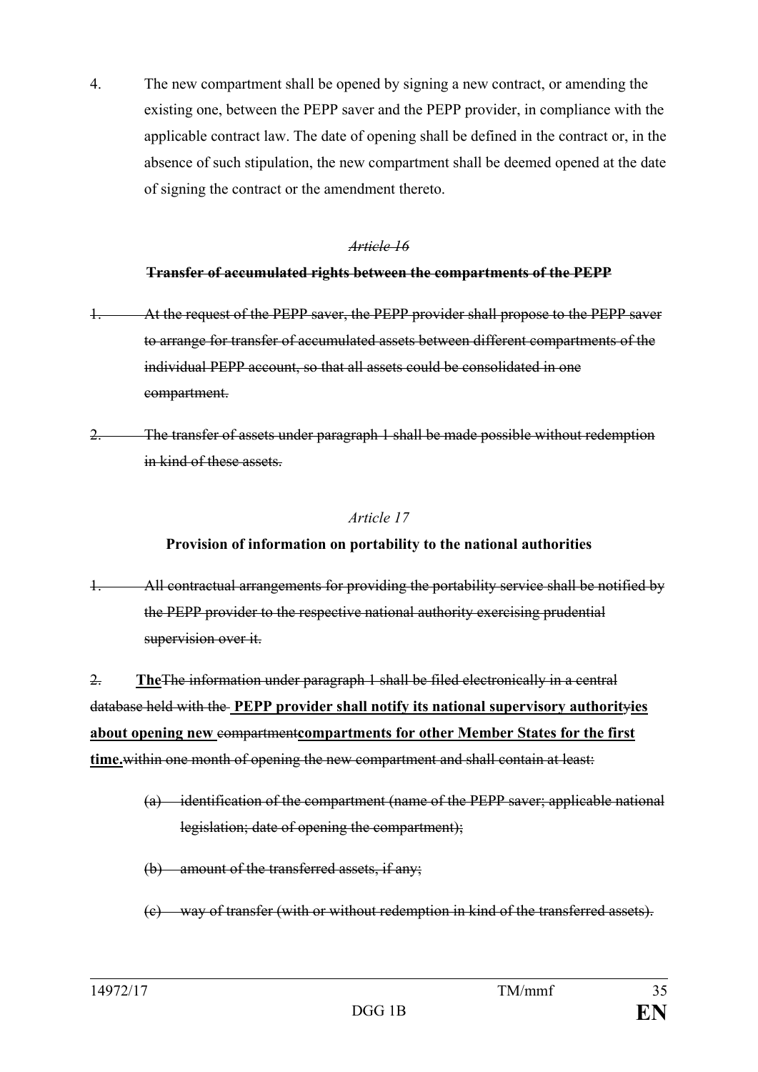4. The new compartment shall be opened by signing a new contract, or amending the existing one, between the PEPP saver and the PEPP provider, in compliance with the applicable contract law. The date of opening shall be defined in the contract or, in the absence of such stipulation, the new compartment shall be deemed opened at the date of signing the contract or the amendment thereto.

*~~Article 16~~*

**~~Transfer of accumulated rights between the compartments of the PEPP~~**

~~1. At the request of the PEPP saver, the PEPP provider shall propose to the PEPP saver to arrange for transfer of accumulated assets between different compartments of the individual PEPP account, so that all assets could be consolidated in one compartment.~~

~~2. The transfer of assets under paragraph 1 shall be made possible without redemption in kind of these assets.~~

*Article 17*

**Provision of information on portability to the national authorities**

~~1. All contractual arrangements for providing the portability service shall be notified by the PEPP provider to the respective national authority exercising prudential supervision over it.~~

~~2.~~ **The**~~The information under paragraph 1 shall be filed electronically in a central database held with the~~ **PEPP provider shall notify its national supervisory authorit**~~y~~**ies about opening new** ~~compartment~~**compartments for other Member States for the first time.**~~within one month of opening the new compartment and shall contain at least:~~

~~(a) identification of the compartment (name of the PEPP saver; applicable national legislation; date of opening the compartment);~~

~~(b) amount of the transferred assets, if any;~~

~~(c) way of transfer (with or without redemption in kind of the transferred assets).~~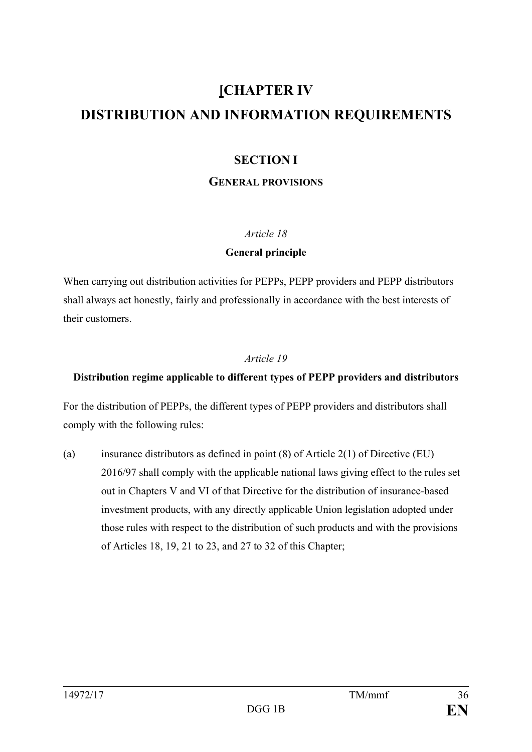# [CHAPTER IV
# DISTRIBUTION AND INFORMATION REQUIREMENTS

## SECTION I

### GENERAL PROVISIONS

*Article 18*

**General principle**

When carrying out distribution activities for PEPPs, PEPP providers and PEPP distributors shall always act honestly, fairly and professionally in accordance with the best interests of their customers.

*Article 19*

**Distribution regime applicable to different types of PEPP providers and distributors**

For the distribution of PEPPs, the different types of PEPP providers and distributors shall comply with the following rules:

(a) insurance distributors as defined in point (8) of Article 2(1) of Directive (EU) 2016/97 shall comply with the applicable national laws giving effect to the rules set out in Chapters V and VI of that Directive for the distribution of insurance-based investment products, with any directly applicable Union legislation adopted under those rules with respect to the distribution of such products and with the provisions of Articles 18, 19, 21 to 23, and 27 to 32 of this Chapter;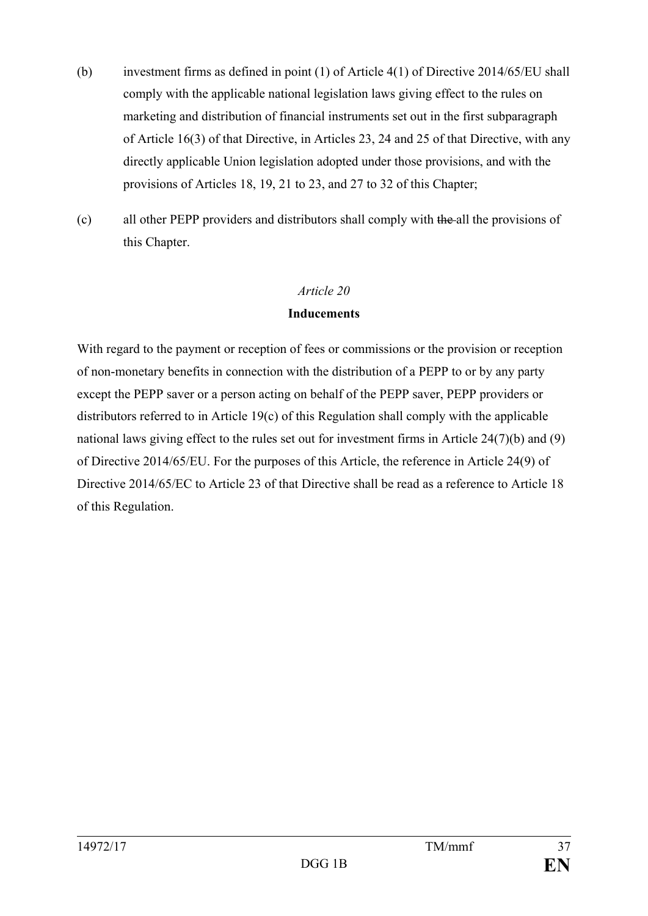(b) investment firms as defined in point (1) of Article 4(1) of Directive 2014/65/EU shall comply with the applicable national legislation laws giving effect to the rules on marketing and distribution of financial instruments set out in the first subparagraph of Article 16(3) of that Directive, in Articles 23, 24 and 25 of that Directive, with any directly applicable Union legislation adopted under those provisions, and with the provisions of Articles 18, 19, 21 to 23, and 27 to 32 of this Chapter;

(c) all other PEPP providers and distributors shall comply with ~~the~~ all the provisions of this Chapter.

*Article 20*

**Inducements**

With regard to the payment or reception of fees or commissions or the provision or reception of non-monetary benefits in connection with the distribution of a PEPP to or by any party except the PEPP saver or a person acting on behalf of the PEPP saver, PEPP providers or distributors referred to in Article 19(c) of this Regulation shall comply with the applicable national laws giving effect to the rules set out for investment firms in Article 24(7)(b) and (9) of Directive 2014/65/EU. For the purposes of this Article, the reference in Article 24(9) of Directive 2014/65/EC to Article 23 of that Directive shall be read as a reference to Article 18 of this Regulation.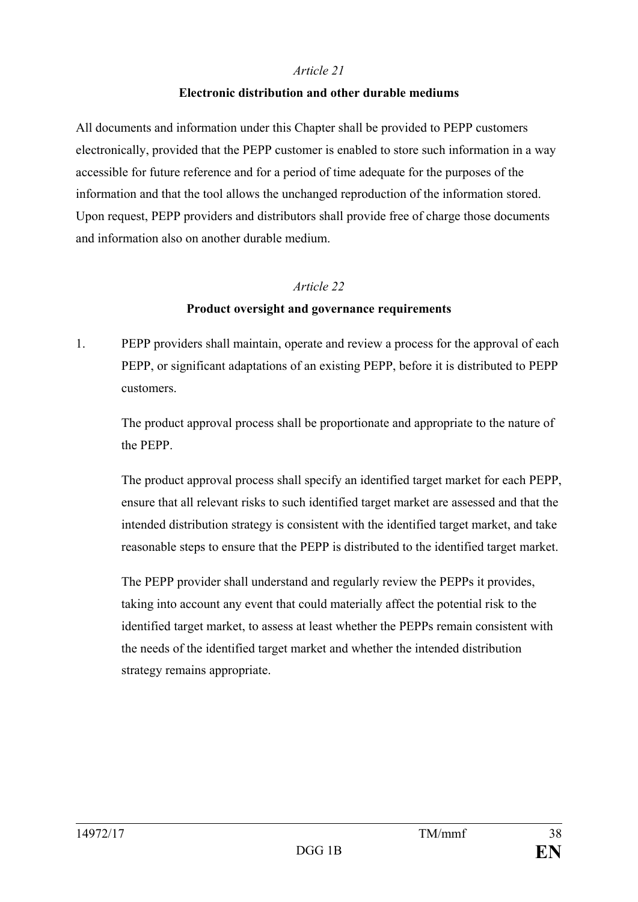*Article 21*

**Electronic distribution and other durable mediums**

All documents and information under this Chapter shall be provided to PEPP customers electronically, provided that the PEPP customer is enabled to store such information in a way accessible for future reference and for a period of time adequate for the purposes of the information and that the tool allows the unchanged reproduction of the information stored. Upon request, PEPP providers and distributors shall provide free of charge those documents and information also on another durable medium.

*Article 22*

**Product oversight and governance requirements**

1. PEPP providers shall maintain, operate and review a process for the approval of each PEPP, or significant adaptations of an existing PEPP, before it is distributed to PEPP customers.

   The product approval process shall be proportionate and appropriate to the nature of the PEPP.

   The product approval process shall specify an identified target market for each PEPP, ensure that all relevant risks to such identified target market are assessed and that the intended distribution strategy is consistent with the identified target market, and take reasonable steps to ensure that the PEPP is distributed to the identified target market.

   The PEPP provider shall understand and regularly review the PEPPs it provides, taking into account any event that could materially affect the potential risk to the identified target market, to assess at least whether the PEPPs remain consistent with the needs of the identified target market and whether the intended distribution strategy remains appropriate.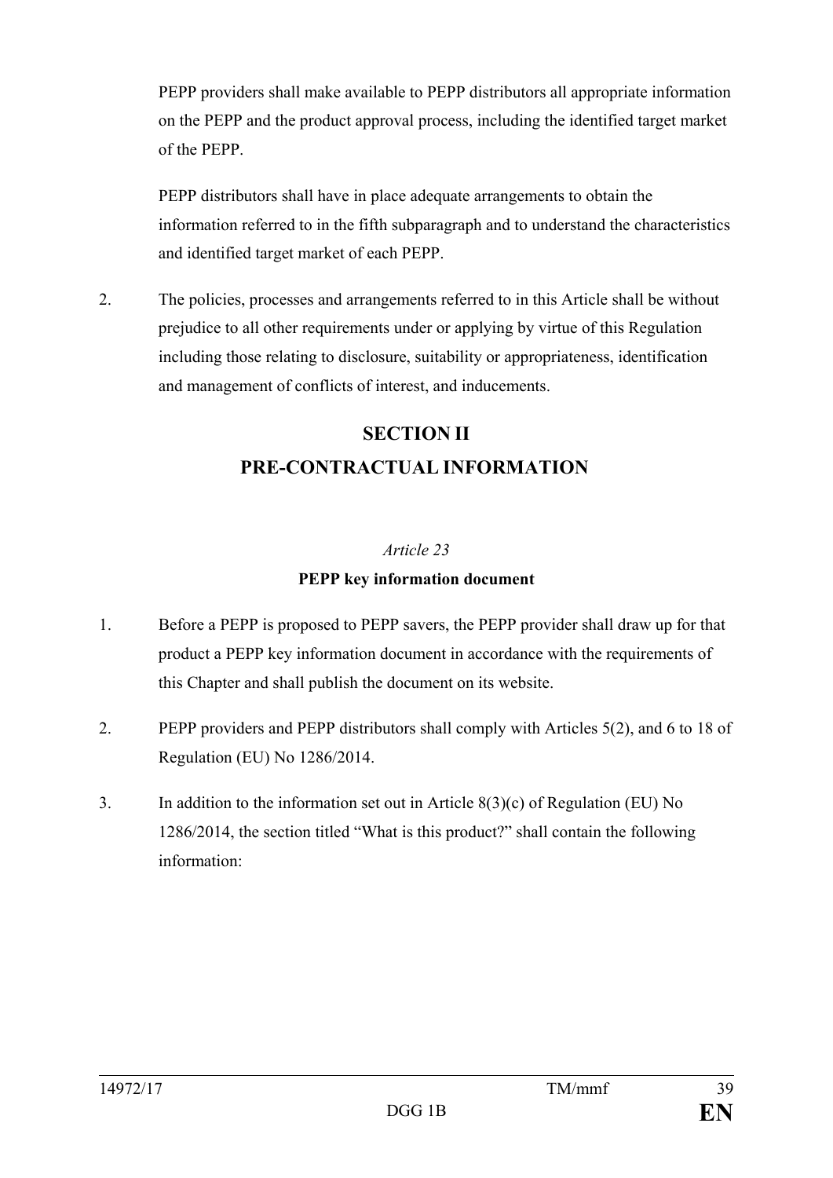PEPP providers shall make available to PEPP distributors all appropriate information on the PEPP and the product approval process, including the identified target market of the PEPP.

PEPP distributors shall have in place adequate arrangements to obtain the information referred to in the fifth subparagraph and to understand the characteristics and identified target market of each PEPP.

2. The policies, processes and arrangements referred to in this Article shall be without prejudice to all other requirements under or applying by virtue of this Regulation including those relating to disclosure, suitability or appropriateness, identification and management of conflicts of interest, and inducements.

## SECTION II
## PRE-CONTRACTUAL INFORMATION

*Article 23*

**PEPP key information document**

1. Before a PEPP is proposed to PEPP savers, the PEPP provider shall draw up for that product a PEPP key information document in accordance with the requirements of this Chapter and shall publish the document on its website.

2. PEPP providers and PEPP distributors shall comply with Articles 5(2), and 6 to 18 of Regulation (EU) No 1286/2014.

3. In addition to the information set out in Article 8(3)(c) of Regulation (EU) No 1286/2014, the section titled "What is this product?" shall contain the following information: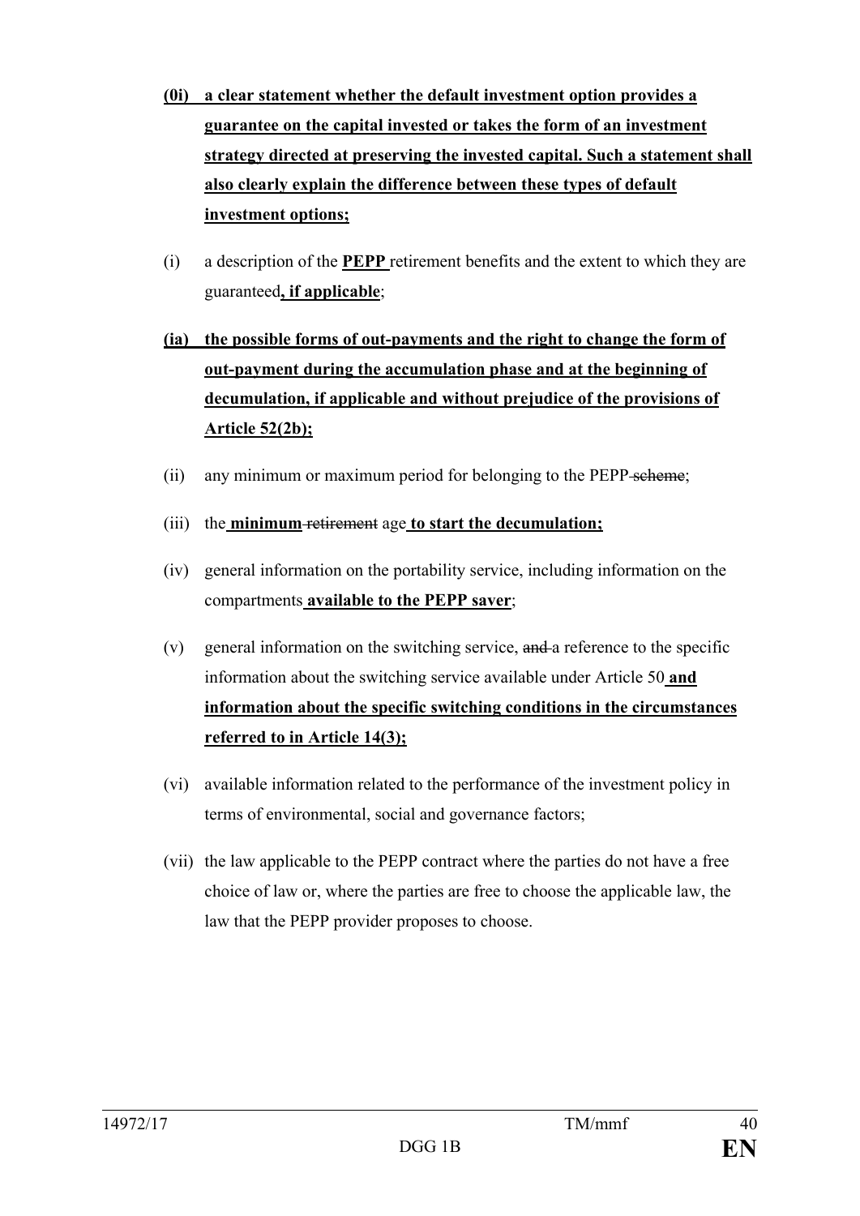**(0i) a clear statement whether the default investment option provides a guarantee on the capital invested or takes the form of an investment strategy directed at preserving the invested capital. Such a statement shall also clearly explain the difference between these types of default investment options;**

(i) a description of the **PEPP** retirement benefits and the extent to which they are guaranteed**, if applicable**;

**(ia) the possible forms of out-payments and the right to change the form of out-payment during the accumulation phase and at the beginning of decumulation, if applicable and without prejudice of the provisions of Article 52(2b);**

(ii) any minimum or maximum period for belonging to the PEPP ~~scheme~~;

(iii) the **minimum** ~~retirement~~ age **to start the decumulation;**

(iv) general information on the portability service, including information on the compartments **available to the PEPP saver**;

(v) general information on the switching service, ~~and~~ a reference to the specific information about the switching service available under Article 50 **and information about the specific switching conditions in the circumstances referred to in Article 14(3);**

(vi) available information related to the performance of the investment policy in terms of environmental, social and governance factors;

(vii) the law applicable to the PEPP contract where the parties do not have a free choice of law or, where the parties are free to choose the applicable law, the law that the PEPP provider proposes to choose.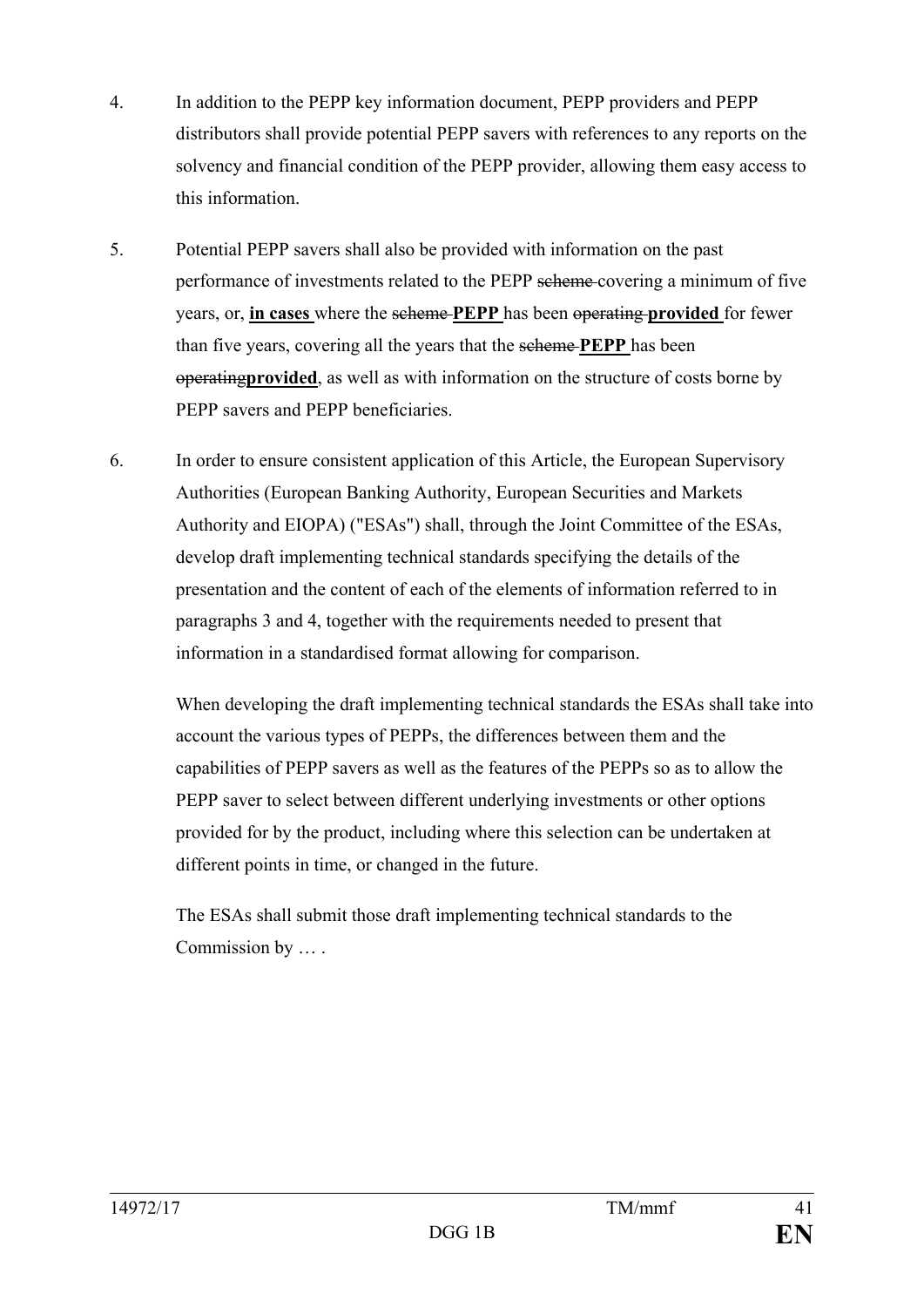4. In addition to the PEPP key information document, PEPP providers and PEPP distributors shall provide potential PEPP savers with references to any reports on the solvency and financial condition of the PEPP provider, allowing them easy access to this information.

5. Potential PEPP savers shall also be provided with information on the past performance of investments related to the PEPP ~~scheme~~ covering a minimum of five years, or, **in cases** where the ~~scheme~~ **PEPP** has been ~~operating~~ **provided** for fewer than five years, covering all the years that the ~~scheme~~ **PEPP** has been ~~operating~~**provided**, as well as with information on the structure of costs borne by PEPP savers and PEPP beneficiaries.

6. In order to ensure consistent application of this Article, the European Supervisory Authorities (European Banking Authority, European Securities and Markets Authority and EIOPA) ("ESAs") shall, through the Joint Committee of the ESAs, develop draft implementing technical standards specifying the details of the presentation and the content of each of the elements of information referred to in paragraphs 3 and 4, together with the requirements needed to present that information in a standardised format allowing for comparison.

   When developing the draft implementing technical standards the ESAs shall take into account the various types of PEPPs, the differences between them and the capabilities of PEPP savers as well as the features of the PEPPs so as to allow the PEPP saver to select between different underlying investments or other options provided for by the product, including where this selection can be undertaken at different points in time, or changed in the future.

   The ESAs shall submit those draft implementing technical standards to the Commission by … .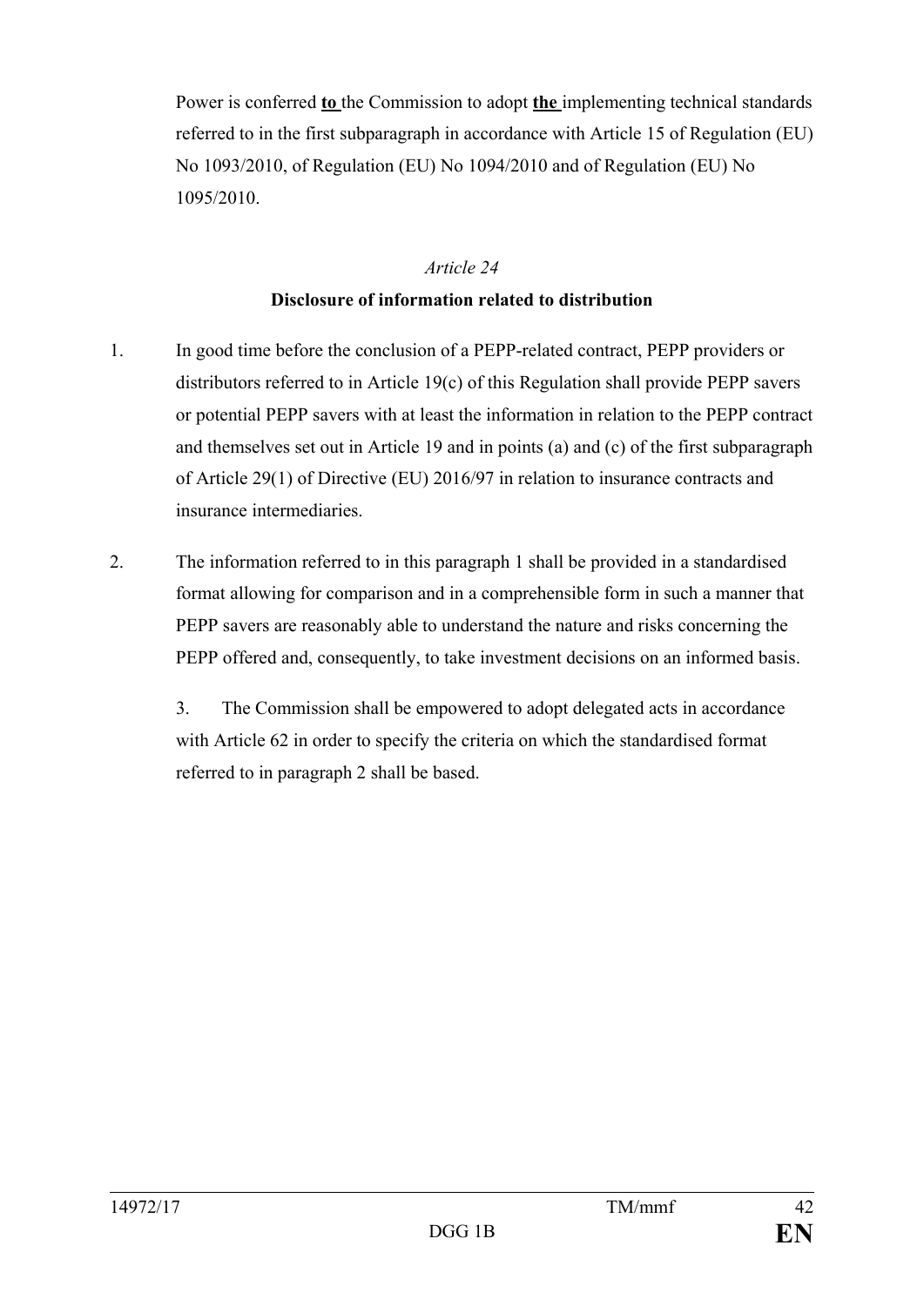Power is conferred **to** the Commission to adopt **the** implementing technical standards referred to in the first subparagraph in accordance with Article 15 of Regulation (EU) No 1093/2010, of Regulation (EU) No 1094/2010 and of Regulation (EU) No 1095/2010.

*Article 24*

**Disclosure of information related to distribution**

1. In good time before the conclusion of a PEPP-related contract, PEPP providers or distributors referred to in Article 19(c) of this Regulation shall provide PEPP savers or potential PEPP savers with at least the information in relation to the PEPP contract and themselves set out in Article 19 and in points (a) and (c) of the first subparagraph of Article 29(1) of Directive (EU) 2016/97 in relation to insurance contracts and insurance intermediaries.

2. The information referred to in this paragraph 1 shall be provided in a standardised format allowing for comparison and in a comprehensible form in such a manner that PEPP savers are reasonably able to understand the nature and risks concerning the PEPP offered and, consequently, to take investment decisions on an informed basis.

3. The Commission shall be empowered to adopt delegated acts in accordance with Article 62 in order to specify the criteria on which the standardised format referred to in paragraph 2 shall be based.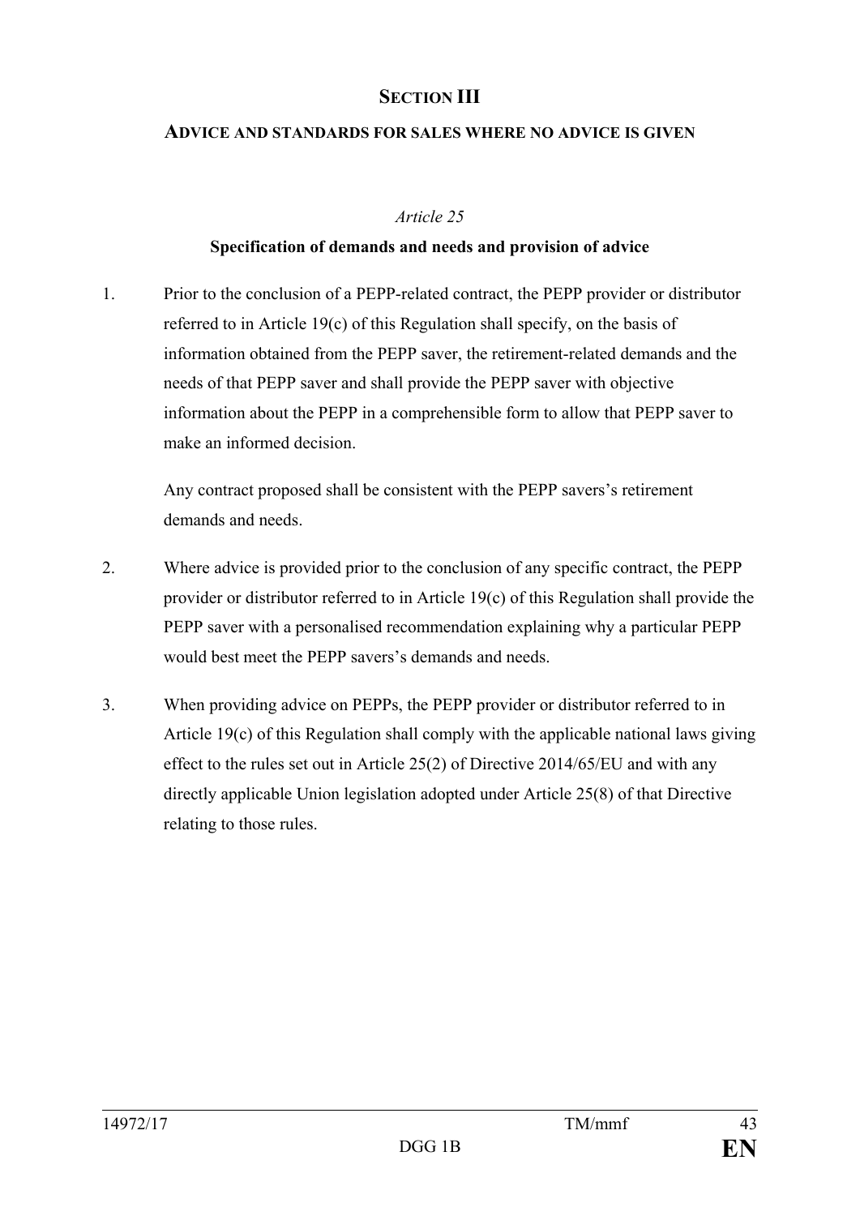## SECTION III

### ADVICE AND STANDARDS FOR SALES WHERE NO ADVICE IS GIVEN

*Article 25*

**Specification of demands and needs and provision of advice**

1. Prior to the conclusion of a PEPP-related contract, the PEPP provider or distributor referred to in Article 19(c) of this Regulation shall specify, on the basis of information obtained from the PEPP saver, the retirement-related demands and the needs of that PEPP saver and shall provide the PEPP saver with objective information about the PEPP in a comprehensible form to allow that PEPP saver to make an informed decision.

   Any contract proposed shall be consistent with the PEPP savers's retirement demands and needs.

2. Where advice is provided prior to the conclusion of any specific contract, the PEPP provider or distributor referred to in Article 19(c) of this Regulation shall provide the PEPP saver with a personalised recommendation explaining why a particular PEPP would best meet the PEPP savers's demands and needs.

3. When providing advice on PEPPs, the PEPP provider or distributor referred to in Article 19(c) of this Regulation shall comply with the applicable national laws giving effect to the rules set out in Article 25(2) of Directive 2014/65/EU and with any directly applicable Union legislation adopted under Article 25(8) of that Directive relating to those rules.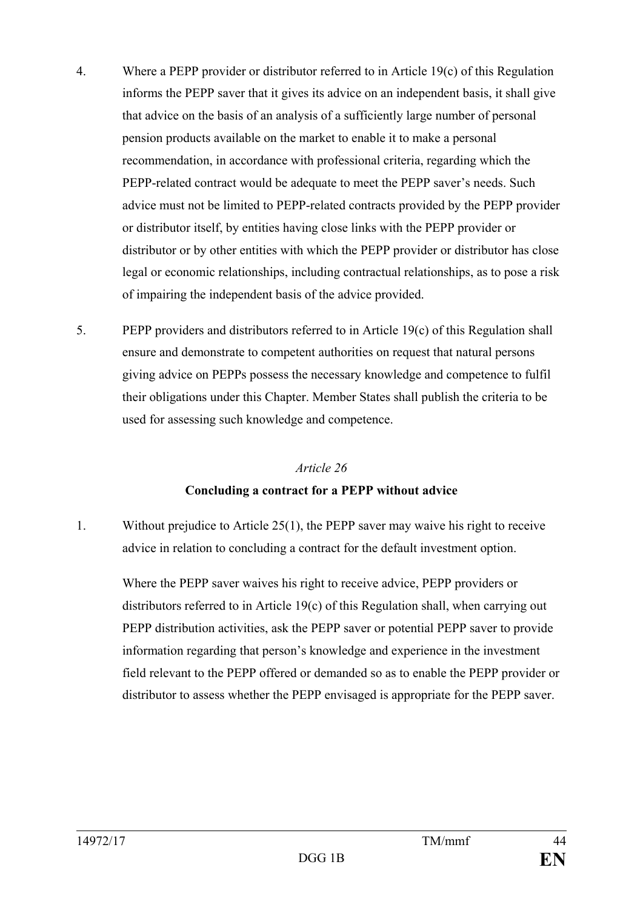4. Where a PEPP provider or distributor referred to in Article 19(c) of this Regulation informs the PEPP saver that it gives its advice on an independent basis, it shall give that advice on the basis of an analysis of a sufficiently large number of personal pension products available on the market to enable it to make a personal recommendation, in accordance with professional criteria, regarding which the PEPP-related contract would be adequate to meet the PEPP saver's needs. Such advice must not be limited to PEPP-related contracts provided by the PEPP provider or distributor itself, by entities having close links with the PEPP provider or distributor or by other entities with which the PEPP provider or distributor has close legal or economic relationships, including contractual relationships, as to pose a risk of impairing the independent basis of the advice provided.

5. PEPP providers and distributors referred to in Article 19(c) of this Regulation shall ensure and demonstrate to competent authorities on request that natural persons giving advice on PEPPs possess the necessary knowledge and competence to fulfil their obligations under this Chapter. Member States shall publish the criteria to be used for assessing such knowledge and competence.

*Article 26*

**Concluding a contract for a PEPP without advice**

1. Without prejudice to Article 25(1), the PEPP saver may waive his right to receive advice in relation to concluding a contract for the default investment option.

   Where the PEPP saver waives his right to receive advice, PEPP providers or distributors referred to in Article 19(c) of this Regulation shall, when carrying out PEPP distribution activities, ask the PEPP saver or potential PEPP saver to provide information regarding that person's knowledge and experience in the investment field relevant to the PEPP offered or demanded so as to enable the PEPP provider or distributor to assess whether the PEPP envisaged is appropriate for the PEPP saver.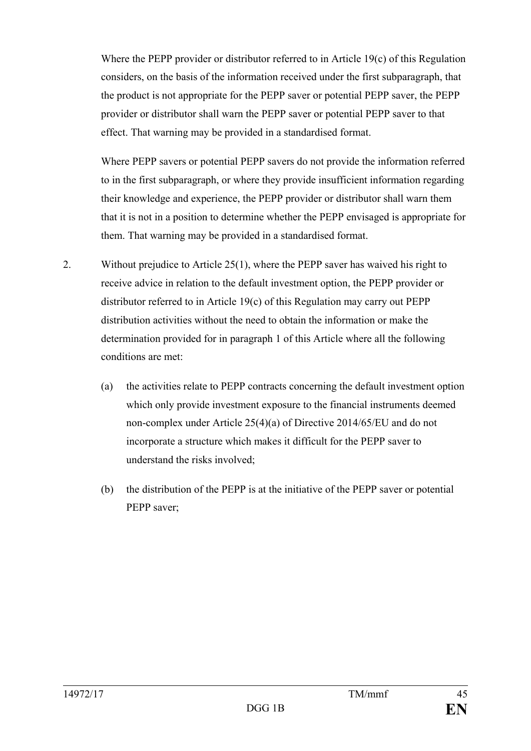Where the PEPP provider or distributor referred to in Article 19(c) of this Regulation considers, on the basis of the information received under the first subparagraph, that the product is not appropriate for the PEPP saver or potential PEPP saver, the PEPP provider or distributor shall warn the PEPP saver or potential PEPP saver to that effect. That warning may be provided in a standardised format.

Where PEPP savers or potential PEPP savers do not provide the information referred to in the first subparagraph, or where they provide insufficient information regarding their knowledge and experience, the PEPP provider or distributor shall warn them that it is not in a position to determine whether the PEPP envisaged is appropriate for them. That warning may be provided in a standardised format.

2. Without prejudice to Article 25(1), where the PEPP saver has waived his right to receive advice in relation to the default investment option, the PEPP provider or distributor referred to in Article 19(c) of this Regulation may carry out PEPP distribution activities without the need to obtain the information or make the determination provided for in paragraph 1 of this Article where all the following conditions are met:

   (a) the activities relate to PEPP contracts concerning the default investment option which only provide investment exposure to the financial instruments deemed non-complex under Article 25(4)(a) of Directive 2014/65/EU and do not incorporate a structure which makes it difficult for the PEPP saver to understand the risks involved;

   (b) the distribution of the PEPP is at the initiative of the PEPP saver or potential PEPP saver;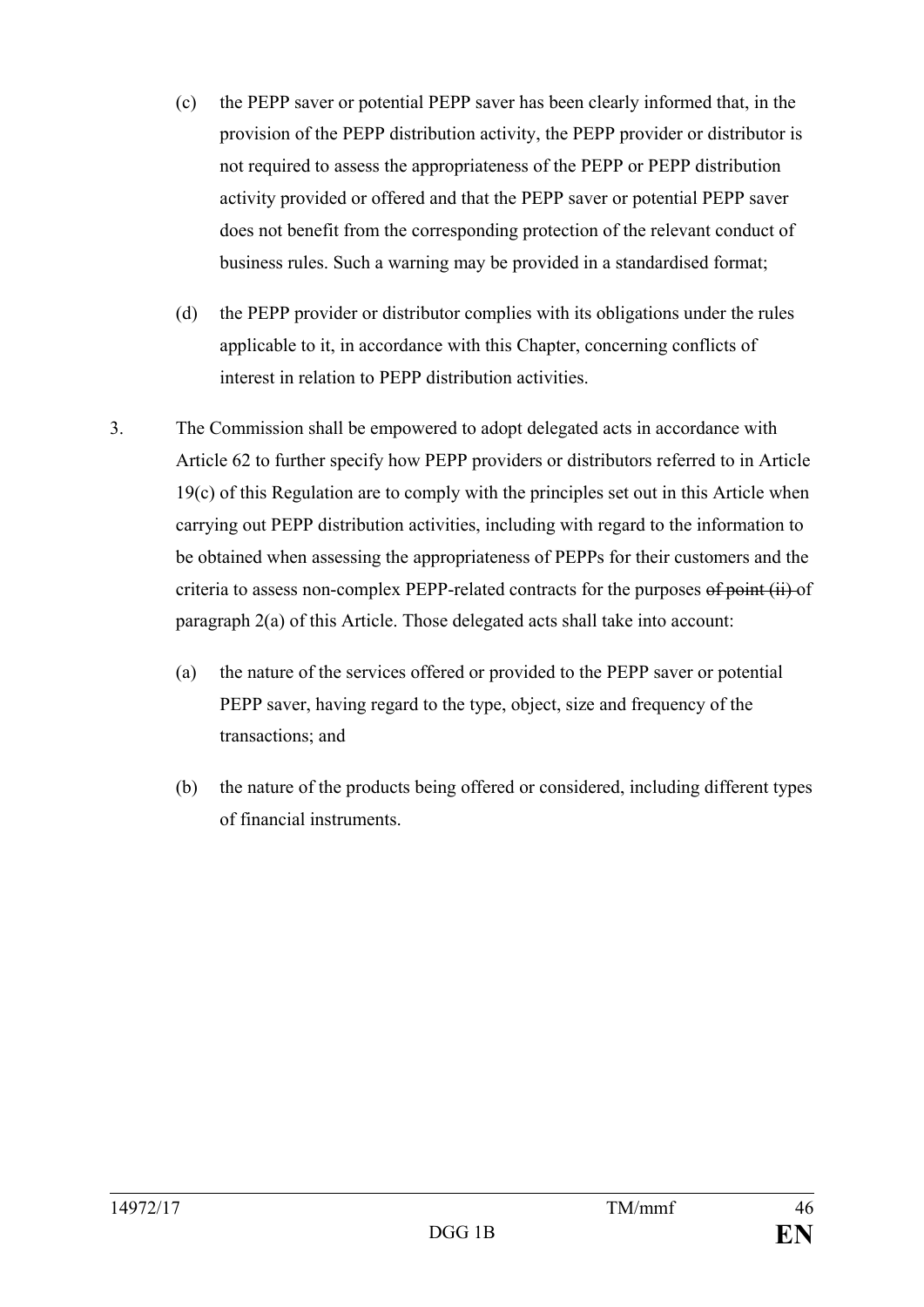(c) the PEPP saver or potential PEPP saver has been clearly informed that, in the provision of the PEPP distribution activity, the PEPP provider or distributor is not required to assess the appropriateness of the PEPP or PEPP distribution activity provided or offered and that the PEPP saver or potential PEPP saver does not benefit from the corresponding protection of the relevant conduct of business rules. Such a warning may be provided in a standardised format;

(d) the PEPP provider or distributor complies with its obligations under the rules applicable to it, in accordance with this Chapter, concerning conflicts of interest in relation to PEPP distribution activities.

3. The Commission shall be empowered to adopt delegated acts in accordance with Article 62 to further specify how PEPP providers or distributors referred to in Article 19(c) of this Regulation are to comply with the principles set out in this Article when carrying out PEPP distribution activities, including with regard to the information to be obtained when assessing the appropriateness of PEPPs for their customers and the criteria to assess non-complex PEPP-related contracts for the purposes ~~of point (ii)~~ of paragraph 2(a) of this Article. Those delegated acts shall take into account:

   (a) the nature of the services offered or provided to the PEPP saver or potential PEPP saver, having regard to the type, object, size and frequency of the transactions; and

   (b) the nature of the products being offered or considered, including different types of financial instruments.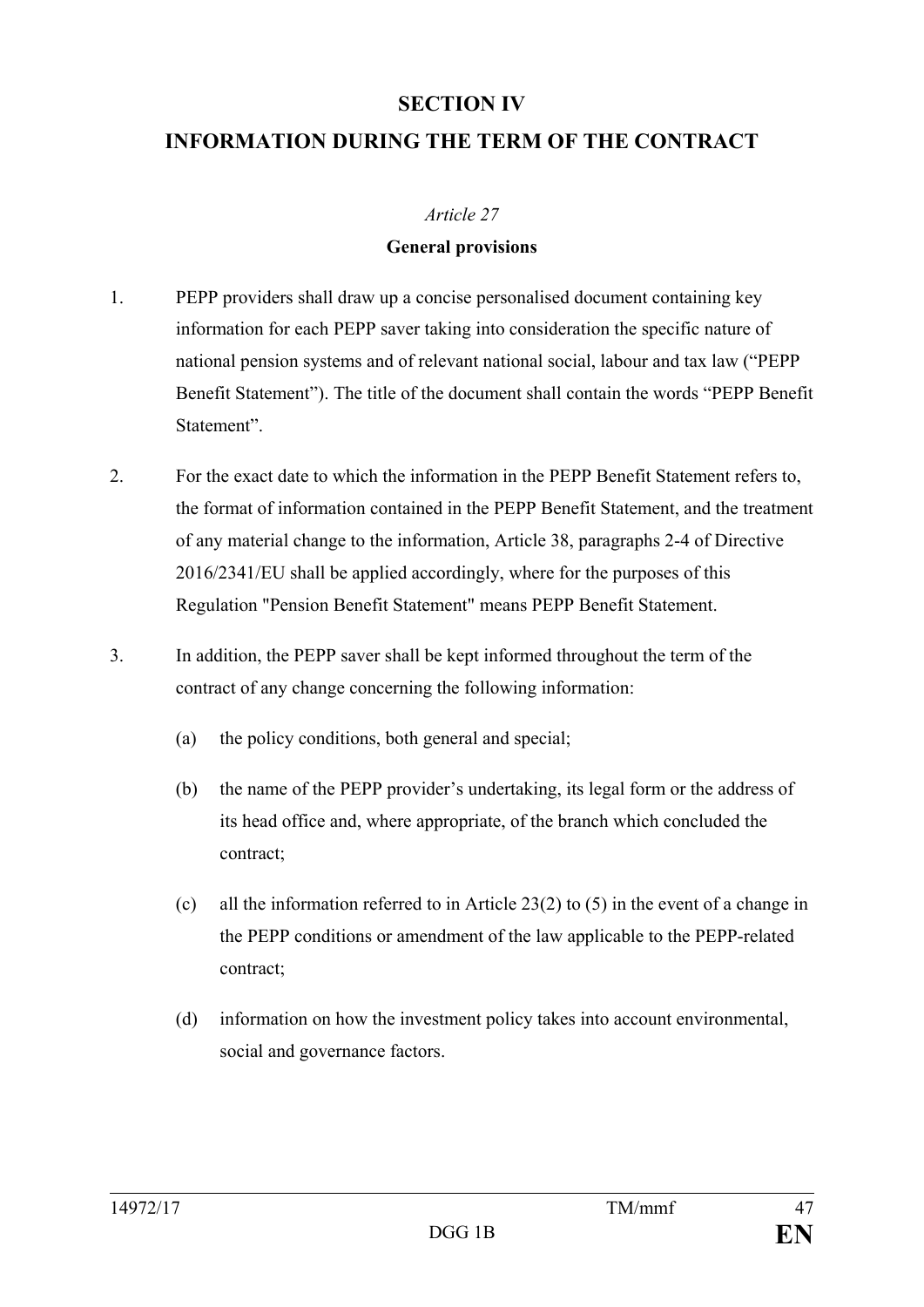## SECTION IV

## INFORMATION DURING THE TERM OF THE CONTRACT

*Article 27*

**General provisions**

1. PEPP providers shall draw up a concise personalised document containing key information for each PEPP saver taking into consideration the specific nature of national pension systems and of relevant national social, labour and tax law ("PEPP Benefit Statement"). The title of the document shall contain the words "PEPP Benefit Statement".

2. For the exact date to which the information in the PEPP Benefit Statement refers to, the format of information contained in the PEPP Benefit Statement, and the treatment of any material change to the information, Article 38, paragraphs 2-4 of Directive 2016/2341/EU shall be applied accordingly, where for the purposes of this Regulation "Pension Benefit Statement" means PEPP Benefit Statement.

3. In addition, the PEPP saver shall be kept informed throughout the term of the contract of any change concerning the following information:

   (a) the policy conditions, both general and special;

   (b) the name of the PEPP provider's undertaking, its legal form or the address of its head office and, where appropriate, of the branch which concluded the contract;

   (c) all the information referred to in Article 23(2) to (5) in the event of a change in the PEPP conditions or amendment of the law applicable to the PEPP-related contract;

   (d) information on how the investment policy takes into account environmental, social and governance factors.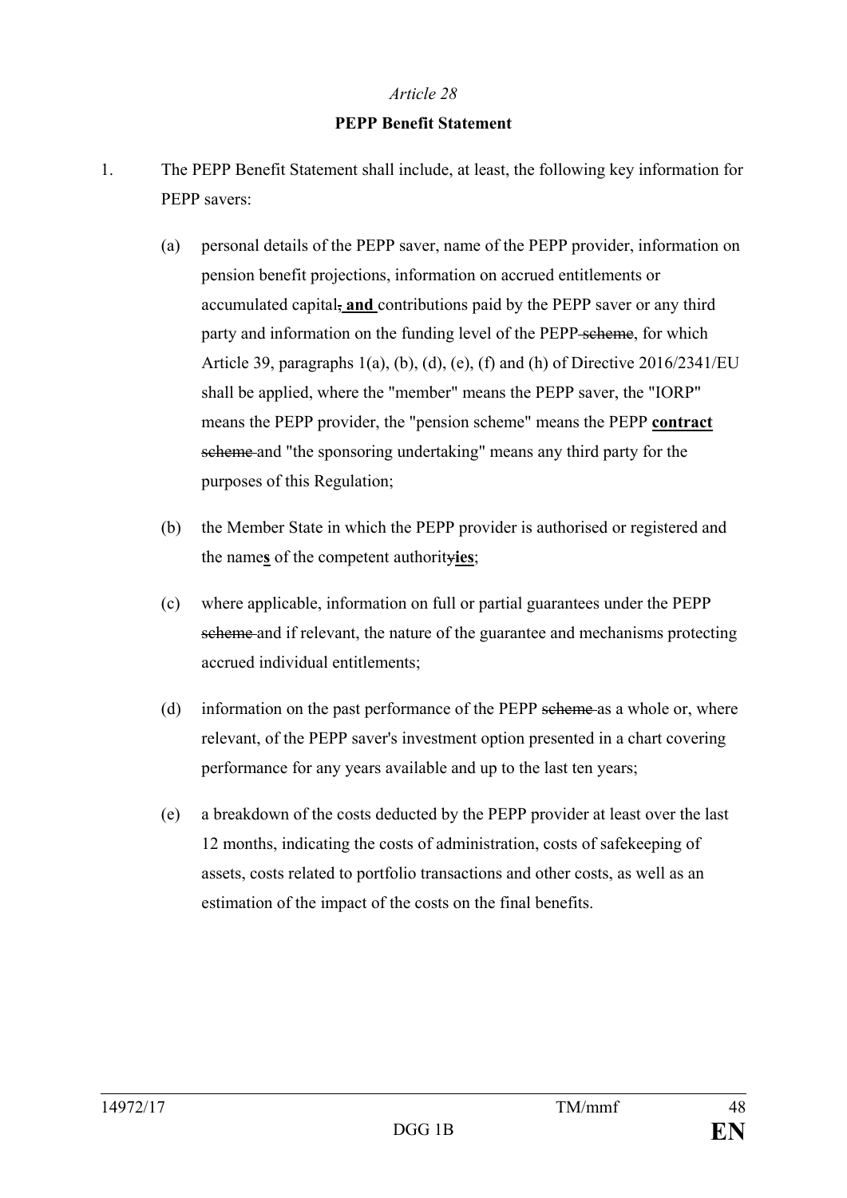*Article 28*

**PEPP Benefit Statement**

1. The PEPP Benefit Statement shall include, at least, the following key information for PEPP savers:

   (a) personal details of the PEPP saver, name of the PEPP provider, information on pension benefit projections, information on accrued entitlements or accumulated capital~~,~~ **and** contributions paid by the PEPP saver or any third party and information on the funding level of the PEPP ~~scheme~~, for which Article 39, paragraphs 1(a), (b), (d), (e), (f) and (h) of Directive 2016/2341/EU shall be applied, where the "member" means the PEPP saver, the "IORP" means the PEPP provider, the "pension scheme" means the PEPP **contract** ~~scheme~~ and "the sponsoring undertaking" means any third party for the purposes of this Regulation;

   (b) the Member State in which the PEPP provider is authorised or registered and the name**s** of the competent authorit~~y~~**ies**;

   (c) where applicable, information on full or partial guarantees under the PEPP ~~scheme~~ and if relevant, the nature of the guarantee and mechanisms protecting accrued individual entitlements;

   (d) information on the past performance of the PEPP ~~scheme~~ as a whole or, where relevant, of the PEPP saver's investment option presented in a chart covering performance for any years available and up to the last ten years;

   (e) a breakdown of the costs deducted by the PEPP provider at least over the last 12 months, indicating the costs of administration, costs of safekeeping of assets, costs related to portfolio transactions and other costs, as well as an estimation of the impact of the costs on the final benefits.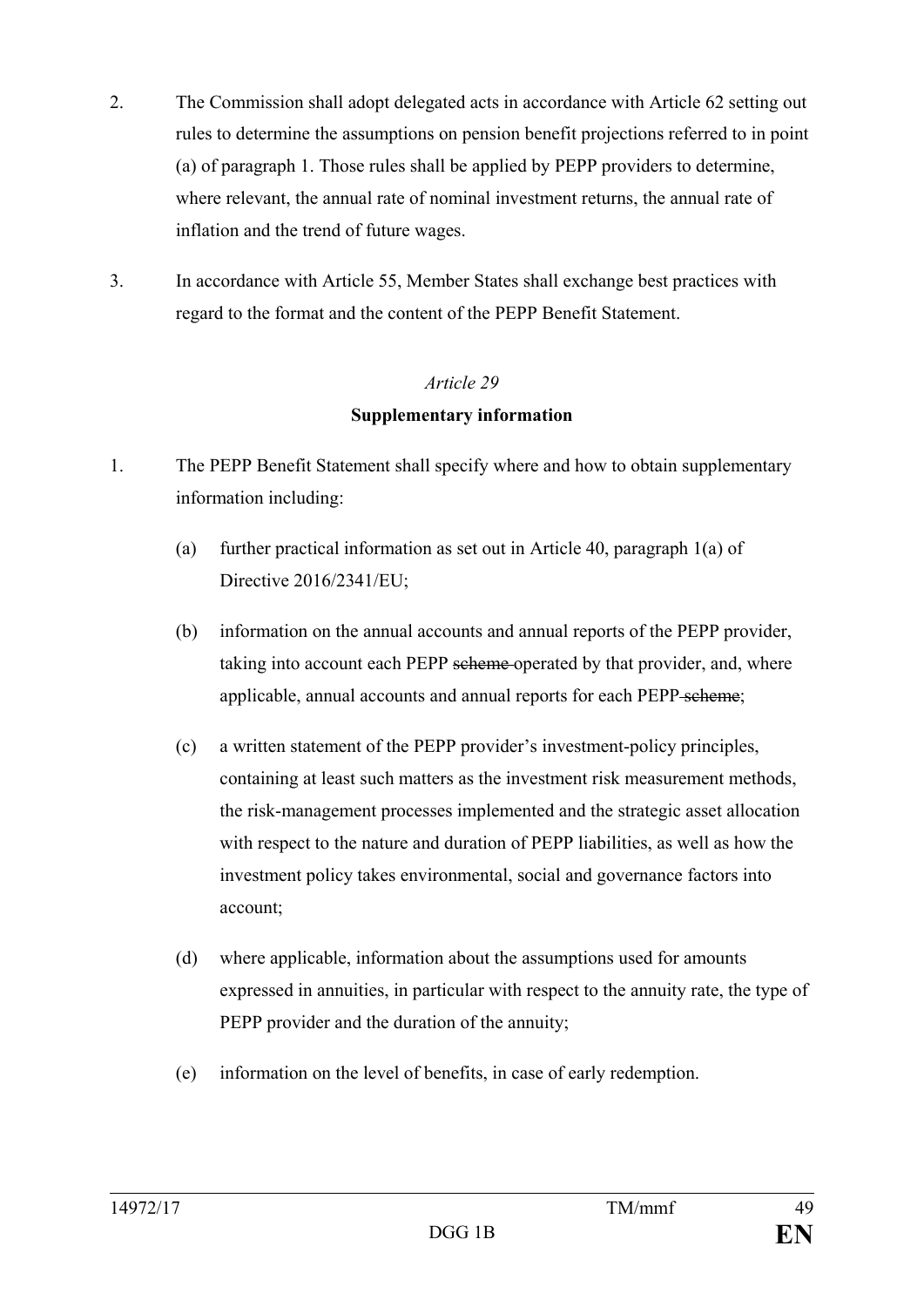2. The Commission shall adopt delegated acts in accordance with Article 62 setting out rules to determine the assumptions on pension benefit projections referred to in point (a) of paragraph 1. Those rules shall be applied by PEPP providers to determine, where relevant, the annual rate of nominal investment returns, the annual rate of inflation and the trend of future wages.

3. In accordance with Article 55, Member States shall exchange best practices with regard to the format and the content of the PEPP Benefit Statement.

*Article 29*

**Supplementary information**

1. The PEPP Benefit Statement shall specify where and how to obtain supplementary information including:

   (a) further practical information as set out in Article 40, paragraph 1(a) of Directive 2016/2341/EU;

   (b) information on the annual accounts and annual reports of the PEPP provider, taking into account each PEPP ~~scheme~~ operated by that provider, and, where applicable, annual accounts and annual reports for each PEPP ~~scheme~~;

   (c) a written statement of the PEPP provider's investment-policy principles, containing at least such matters as the investment risk measurement methods, the risk-management processes implemented and the strategic asset allocation with respect to the nature and duration of PEPP liabilities, as well as how the investment policy takes environmental, social and governance factors into account;

   (d) where applicable, information about the assumptions used for amounts expressed in annuities, in particular with respect to the annuity rate, the type of PEPP provider and the duration of the annuity;

   (e) information on the level of benefits, in case of early redemption.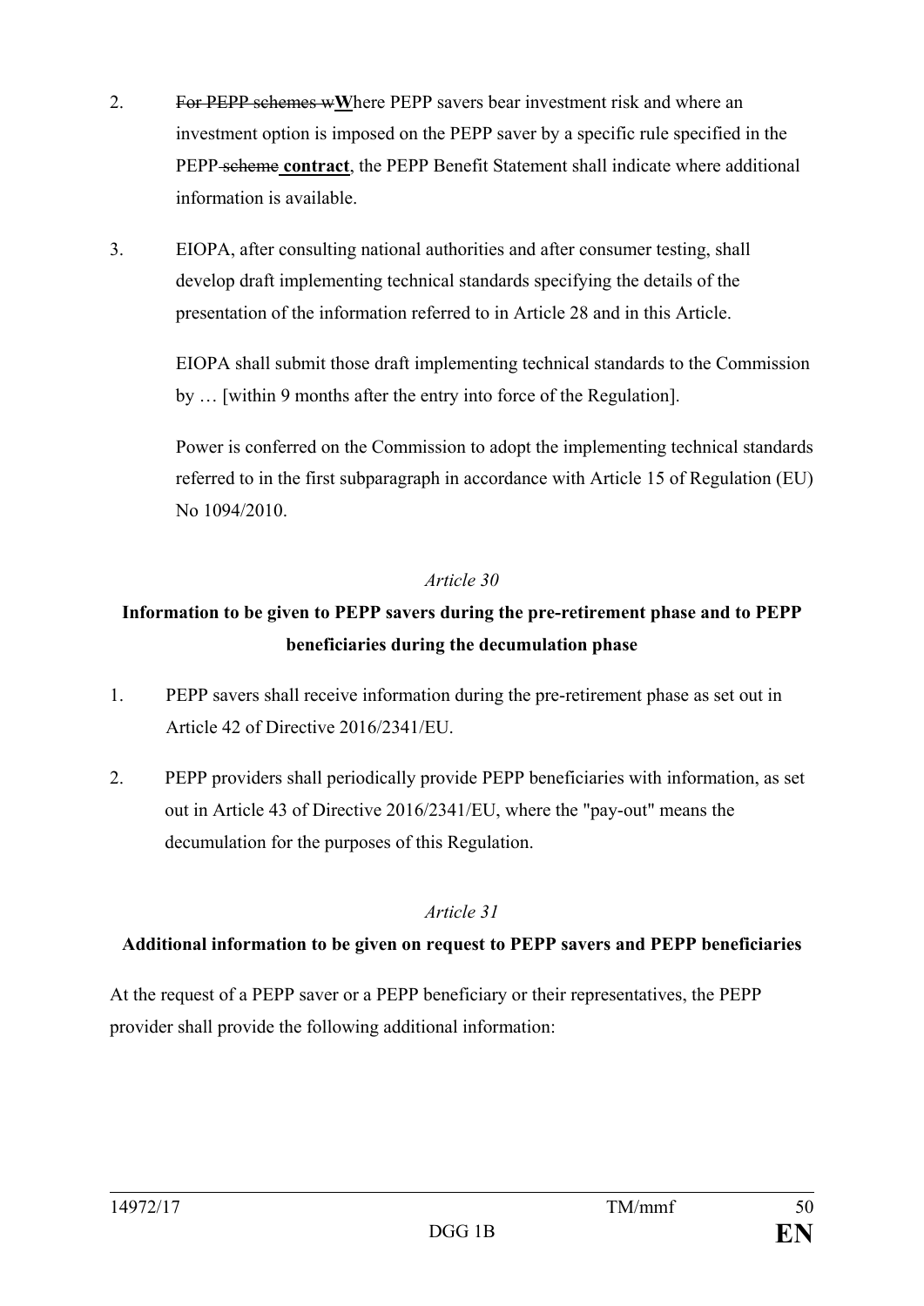2. ~~For PEPP schemes w~~**W**here PEPP savers bear investment risk and where an investment option is imposed on the PEPP saver by a specific rule specified in the PEPP ~~scheme~~ **contract**, the PEPP Benefit Statement shall indicate where additional information is available.

3. EIOPA, after consulting national authorities and after consumer testing, shall develop draft implementing technical standards specifying the details of the presentation of the information referred to in Article 28 and in this Article.

   EIOPA shall submit those draft implementing technical standards to the Commission by … [within 9 months after the entry into force of the Regulation].

   Power is conferred on the Commission to adopt the implementing technical standards referred to in the first subparagraph in accordance with Article 15 of Regulation (EU) No 1094/2010.

*Article 30*

**Information to be given to PEPP savers during the pre-retirement phase and to PEPP beneficiaries during the decumulation phase**

1. PEPP savers shall receive information during the pre-retirement phase as set out in Article 42 of Directive 2016/2341/EU.

2. PEPP providers shall periodically provide PEPP beneficiaries with information, as set out in Article 43 of Directive 2016/2341/EU, where the "pay-out" means the decumulation for the purposes of this Regulation.

*Article 31*

**Additional information to be given on request to PEPP savers and PEPP beneficiaries**

At the request of a PEPP saver or a PEPP beneficiary or their representatives, the PEPP provider shall provide the following additional information: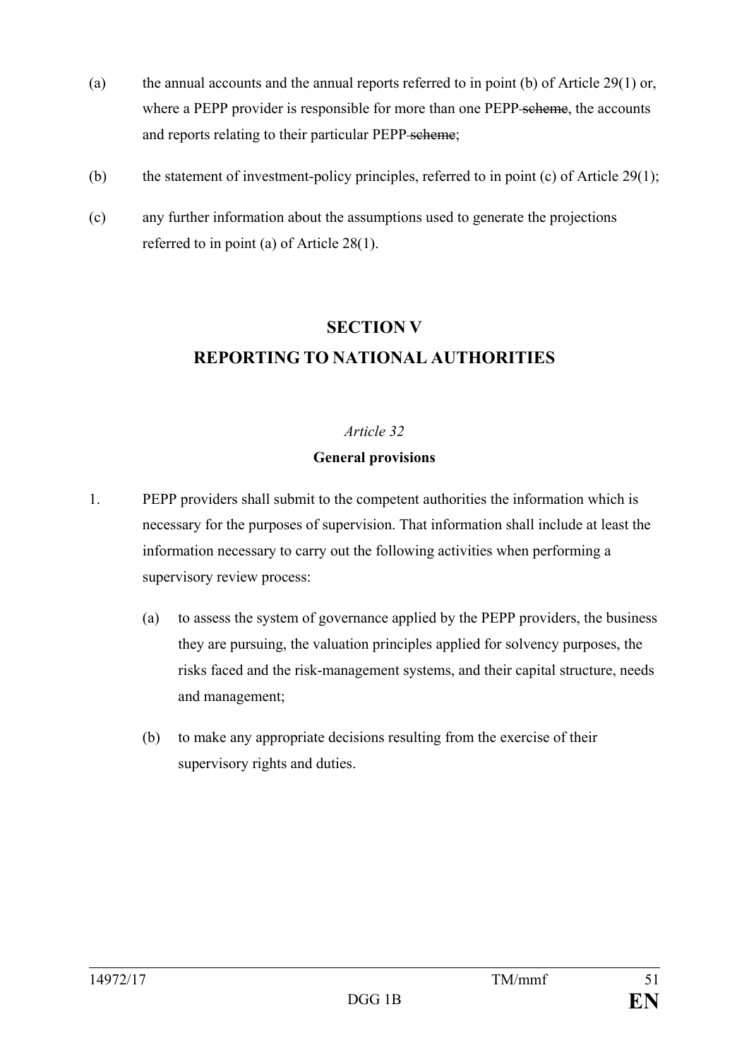(a) the annual accounts and the annual reports referred to in point (b) of Article 29(1) or, where a PEPP provider is responsible for more than one PEPP ~~scheme~~, the accounts and reports relating to their particular PEPP ~~scheme~~;

(b) the statement of investment-policy principles, referred to in point (c) of Article 29(1);

(c) any further information about the assumptions used to generate the projections referred to in point (a) of Article 28(1).

## SECTION V
## REPORTING TO NATIONAL AUTHORITIES

*Article 32*

**General provisions**

1. PEPP providers shall submit to the competent authorities the information which is necessary for the purposes of supervision. That information shall include at least the information necessary to carry out the following activities when performing a supervisory review process:

   (a) to assess the system of governance applied by the PEPP providers, the business they are pursuing, the valuation principles applied for solvency purposes, the risks faced and the risk-management systems, and their capital structure, needs and management;

   (b) to make any appropriate decisions resulting from the exercise of their supervisory rights and duties.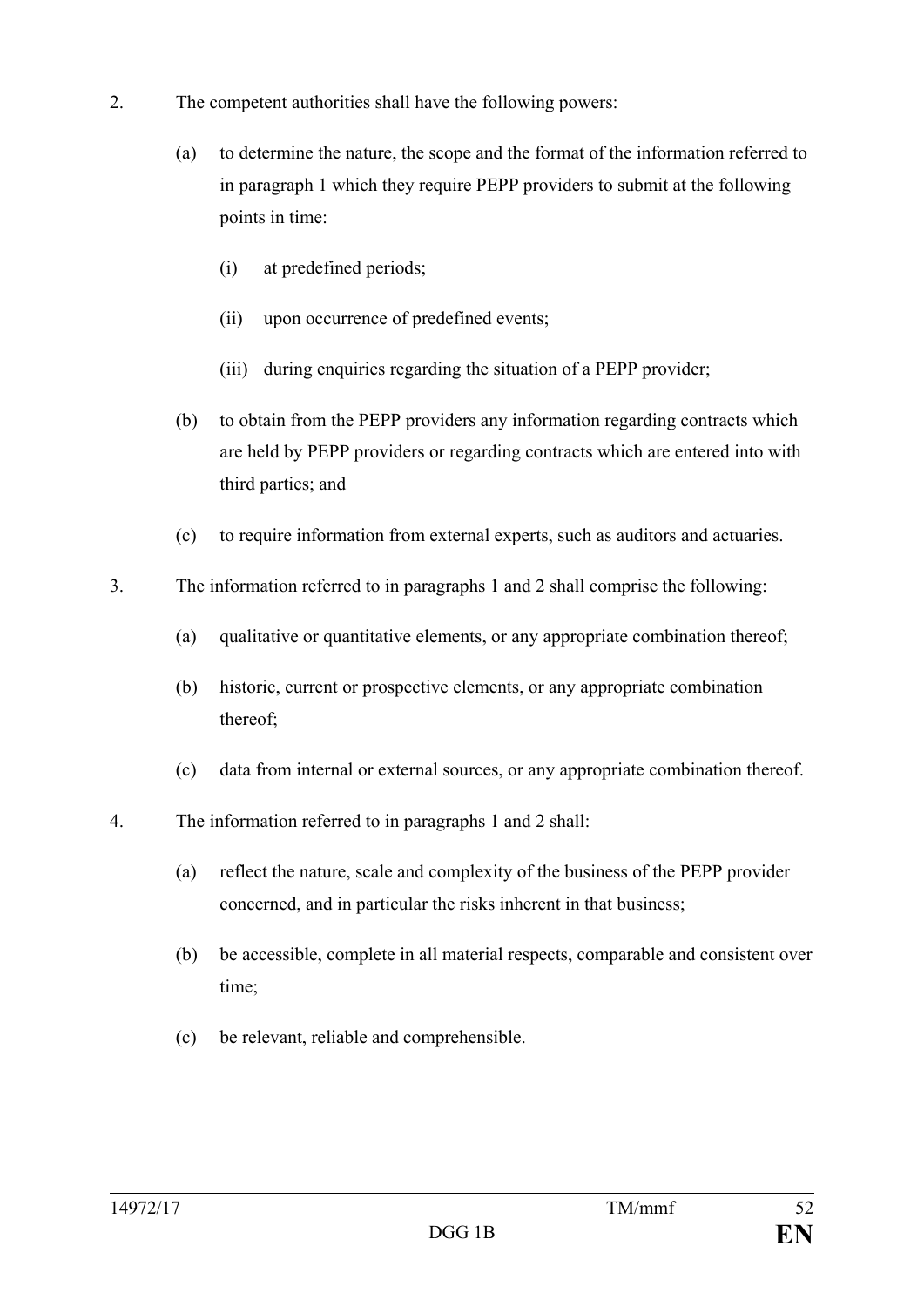2. The competent authorities shall have the following powers:

   (a) to determine the nature, the scope and the format of the information referred to in paragraph 1 which they require PEPP providers to submit at the following points in time:

      (i) at predefined periods;

      (ii) upon occurrence of predefined events;

      (iii) during enquiries regarding the situation of a PEPP provider;

   (b) to obtain from the PEPP providers any information regarding contracts which are held by PEPP providers or regarding contracts which are entered into with third parties; and

   (c) to require information from external experts, such as auditors and actuaries.

3. The information referred to in paragraphs 1 and 2 shall comprise the following:

   (a) qualitative or quantitative elements, or any appropriate combination thereof;

   (b) historic, current or prospective elements, or any appropriate combination thereof;

   (c) data from internal or external sources, or any appropriate combination thereof.

4. The information referred to in paragraphs 1 and 2 shall:

   (a) reflect the nature, scale and complexity of the business of the PEPP provider concerned, and in particular the risks inherent in that business;

   (b) be accessible, complete in all material respects, comparable and consistent over time;

   (c) be relevant, reliable and comprehensible.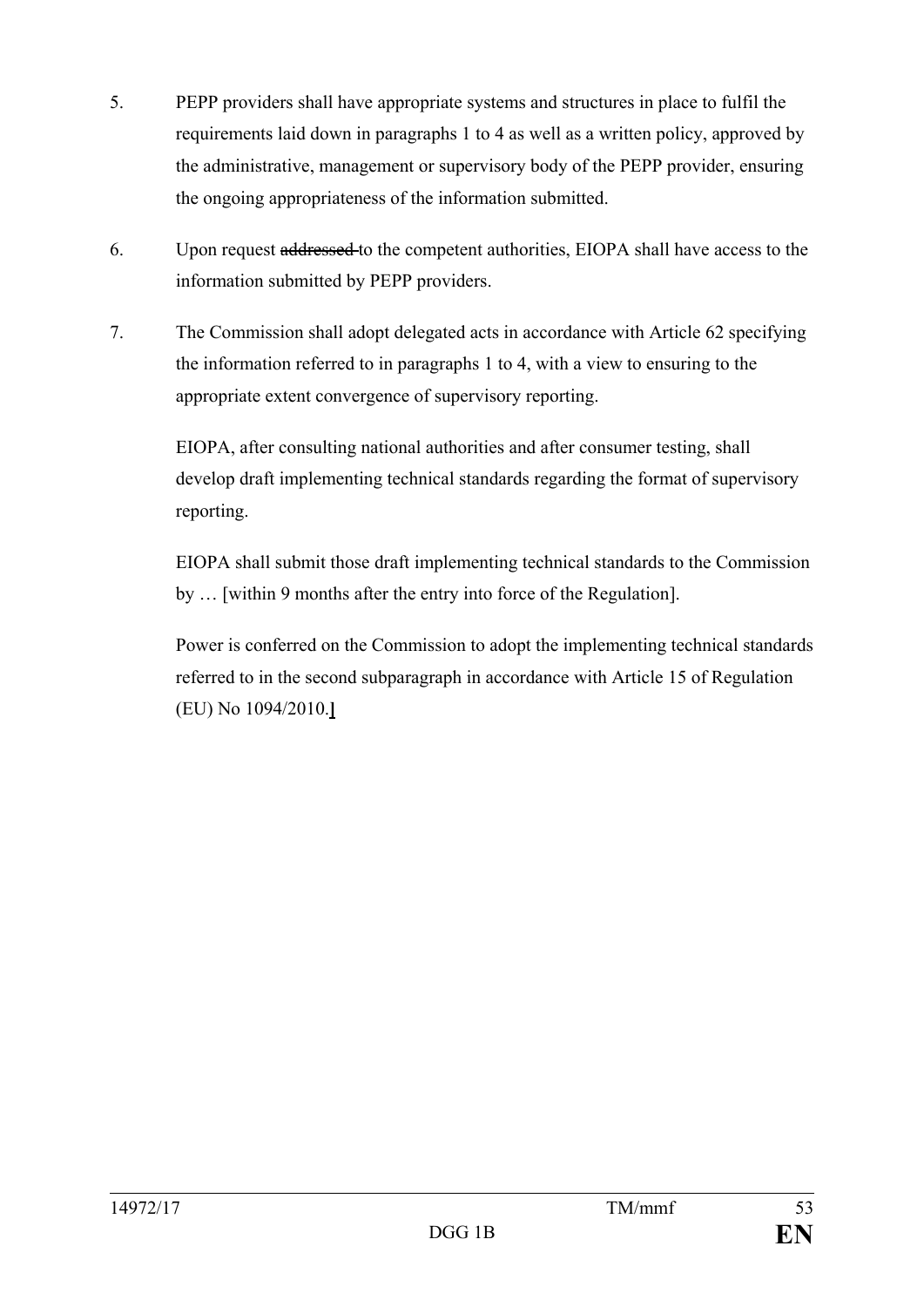5. PEPP providers shall have appropriate systems and structures in place to fulfil the requirements laid down in paragraphs 1 to 4 as well as a written policy, approved by the administrative, management or supervisory body of the PEPP provider, ensuring the ongoing appropriateness of the information submitted.

6. Upon request ~~addressed~~ to the competent authorities, EIOPA shall have access to the information submitted by PEPP providers.

7. The Commission shall adopt delegated acts in accordance with Article 62 specifying the information referred to in paragraphs 1 to 4, with a view to ensuring to the appropriate extent convergence of supervisory reporting.

   EIOPA, after consulting national authorities and after consumer testing, shall develop draft implementing technical standards regarding the format of supervisory reporting.

   EIOPA shall submit those draft implementing technical standards to the Commission by … [within 9 months after the entry into force of the Regulation].

   Power is conferred on the Commission to adopt the implementing technical standards referred to in the second subparagraph in accordance with Article 15 of Regulation (EU) No 1094/2010.**]**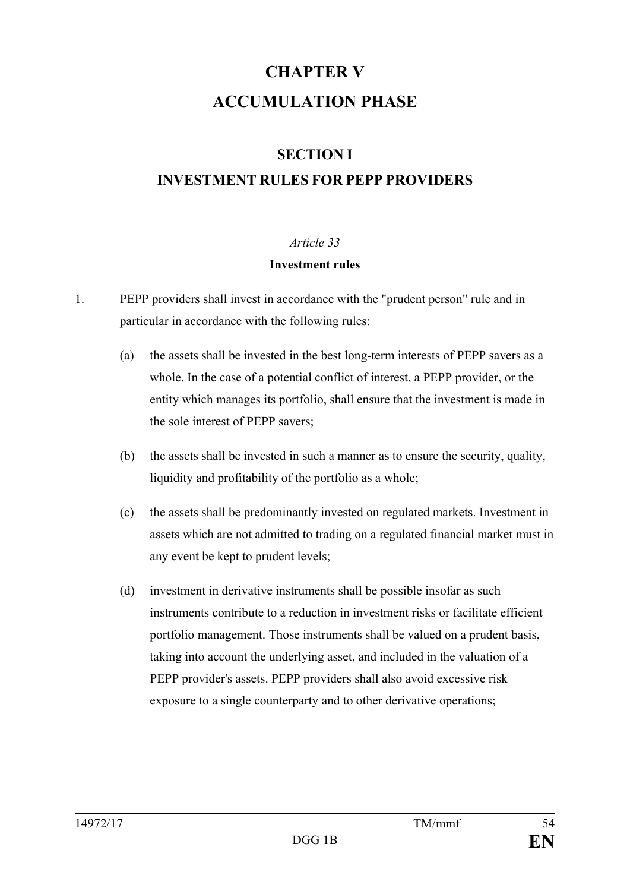# CHAPTER V
# ACCUMULATION PHASE

## SECTION I
## INVESTMENT RULES FOR PEPP PROVIDERS

*Article 33*

**Investment rules**

1. PEPP providers shall invest in accordance with the "prudent person" rule and in particular in accordance with the following rules:

   (a) the assets shall be invested in the best long-term interests of PEPP savers as a whole. In the case of a potential conflict of interest, a PEPP provider, or the entity which manages its portfolio, shall ensure that the investment is made in the sole interest of PEPP savers;

   (b) the assets shall be invested in such a manner as to ensure the security, quality, liquidity and profitability of the portfolio as a whole;

   (c) the assets shall be predominantly invested on regulated markets. Investment in assets which are not admitted to trading on a regulated financial market must in any event be kept to prudent levels;

   (d) investment in derivative instruments shall be possible insofar as such instruments contribute to a reduction in investment risks or facilitate efficient portfolio management. Those instruments shall be valued on a prudent basis, taking into account the underlying asset, and included in the valuation of a PEPP provider's assets. PEPP providers shall also avoid excessive risk exposure to a single counterparty and to other derivative operations;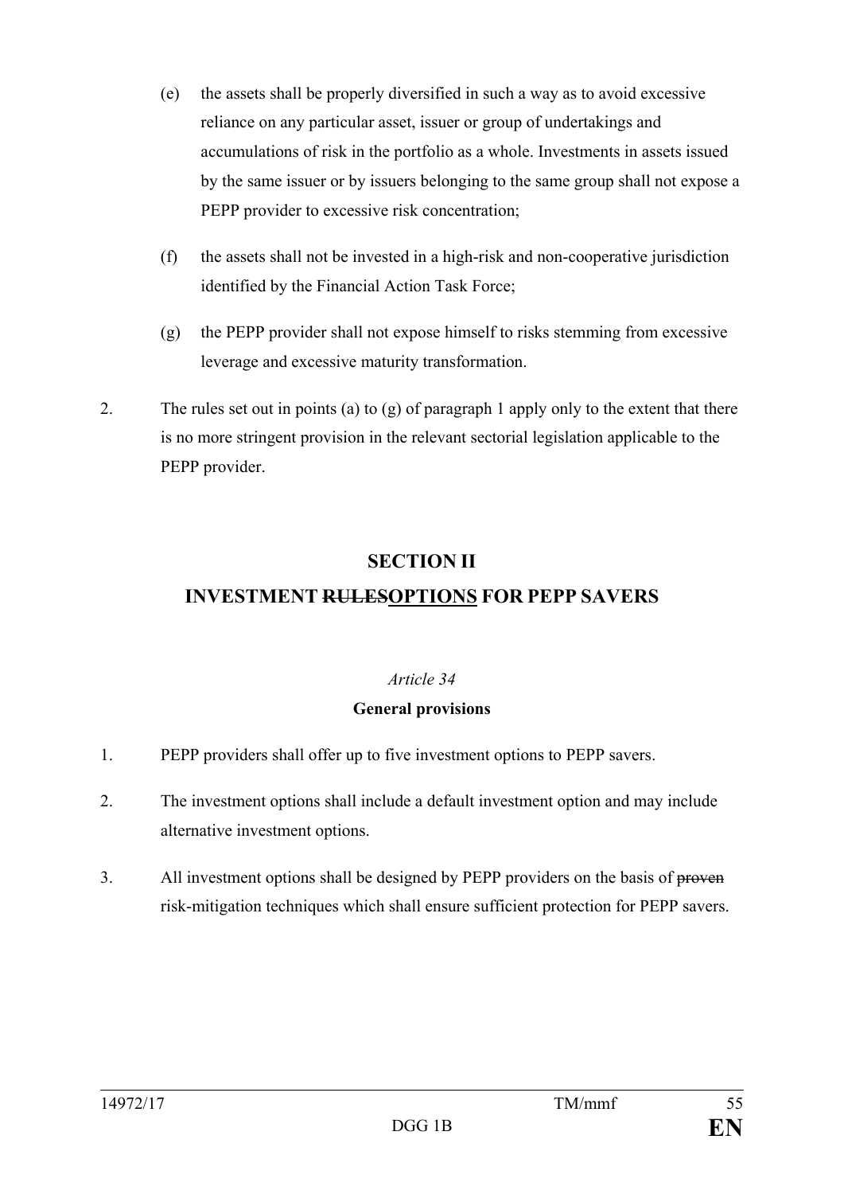(e) the assets shall be properly diversified in such a way as to avoid excessive reliance on any particular asset, issuer or group of undertakings and accumulations of risk in the portfolio as a whole. Investments in assets issued by the same issuer or by issuers belonging to the same group shall not expose a PEPP provider to excessive risk concentration;

(f) the assets shall not be invested in a high-risk and non-cooperative jurisdiction identified by the Financial Action Task Force;

(g) the PEPP provider shall not expose himself to risks stemming from excessive leverage and excessive maturity transformation.

2. The rules set out in points (a) to (g) of paragraph 1 apply only to the extent that there is no more stringent provision in the relevant sectorial legislation applicable to the PEPP provider.

## SECTION II

## INVESTMENT ~~RULES~~<u>OPTIONS</u> FOR PEPP SAVERS

*Article 34*

**General provisions**

1. PEPP providers shall offer up to five investment options to PEPP savers.

2. The investment options shall include a default investment option and may include alternative investment options.

3. All investment options shall be designed by PEPP providers on the basis of ~~proven~~ risk-mitigation techniques which shall ensure sufficient protection for PEPP savers.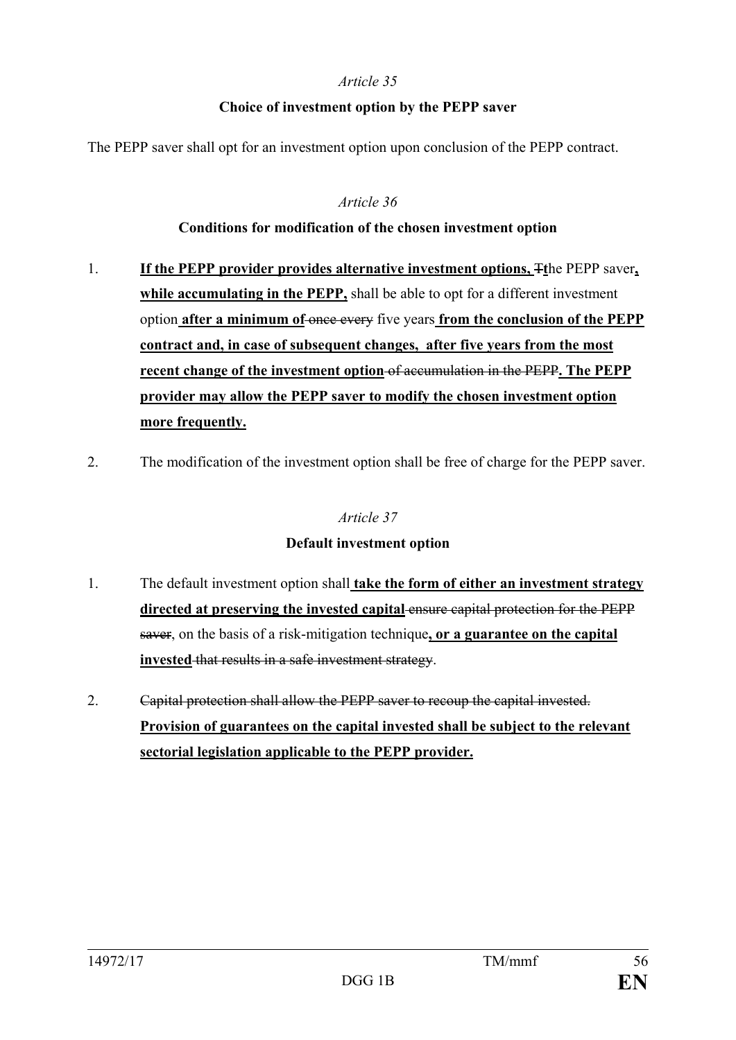*Article 35*

**Choice of investment option by the PEPP saver**

The PEPP saver shall opt for an investment option upon conclusion of the PEPP contract.

*Article 36*

**Conditions for modification of the chosen investment option**

1. **If the PEPP provider provides alternative investment options,** ~~T~~**t**he PEPP saver**, while accumulating in the PEPP,** shall be able to opt for a different investment option **after a minimum of** ~~once every~~ five years **from the conclusion of the PEPP contract and, in case of subsequent changes, after five years from the most recent change of the investment option** ~~of accumulation in the PEPP~~**. The PEPP provider may allow the PEPP saver to modify the chosen investment option more frequently.**

2. The modification of the investment option shall be free of charge for the PEPP saver.

*Article 37*

**Default investment option**

1. The default investment option shall **take the form of either an investment strategy directed at preserving the invested capital** ~~ensure capital protection for the PEPP saver~~, on the basis of a risk-mitigation technique**, or a guarantee on the capital invested** ~~that results in a safe investment strategy~~.

2. ~~Capital protection shall allow the PEPP saver to recoup the capital invested.~~ **Provision of guarantees on the capital invested shall be subject to the relevant sectorial legislation applicable to the PEPP provider.**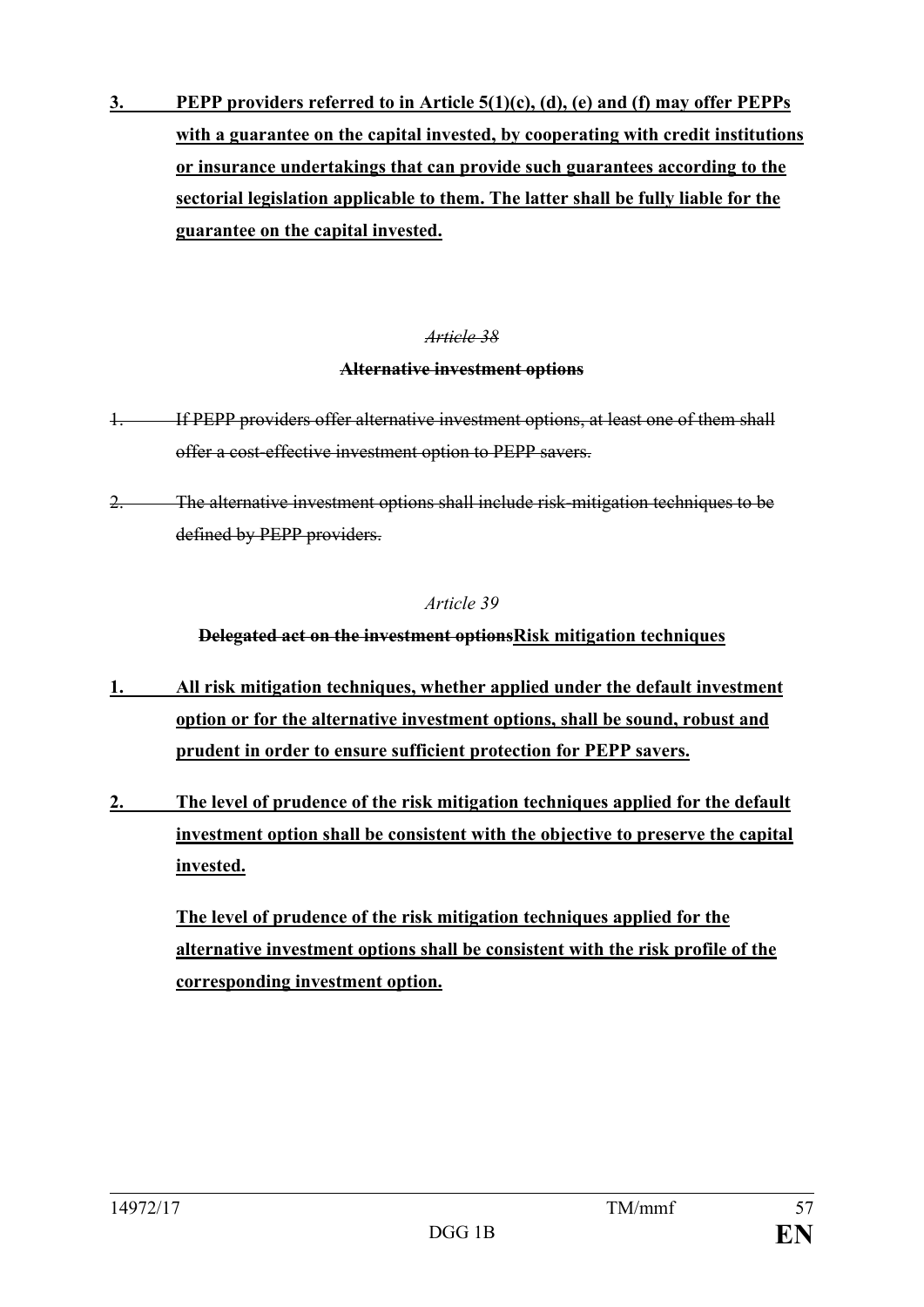**3. PEPP providers referred to in Article 5(1)(c), (d), (e) and (f) may offer PEPPs with a guarantee on the capital invested, by cooperating with credit institutions or insurance undertakings that can provide such guarantees according to the sectorial legislation applicable to them. The latter shall be fully liable for the guarantee on the capital invested.**

~~*Article 38*~~

~~**Alternative investment options**~~

~~1. If PEPP providers offer alternative investment options, at least one of them shall offer a cost-effective investment option to PEPP savers.~~

~~2. The alternative investment options shall include risk-mitigation techniques to be defined by PEPP providers.~~

*Article 39*

~~**Delegated act on the investment options**~~**Risk mitigation techniques**

**1. All risk mitigation techniques, whether applied under the default investment option or for the alternative investment options, shall be sound, robust and prudent in order to ensure sufficient protection for PEPP savers.**

**2. The level of prudence of the risk mitigation techniques applied for the default investment option shall be consistent with the objective to preserve the capital invested.**

**The level of prudence of the risk mitigation techniques applied for the alternative investment options shall be consistent with the risk profile of the corresponding investment option.**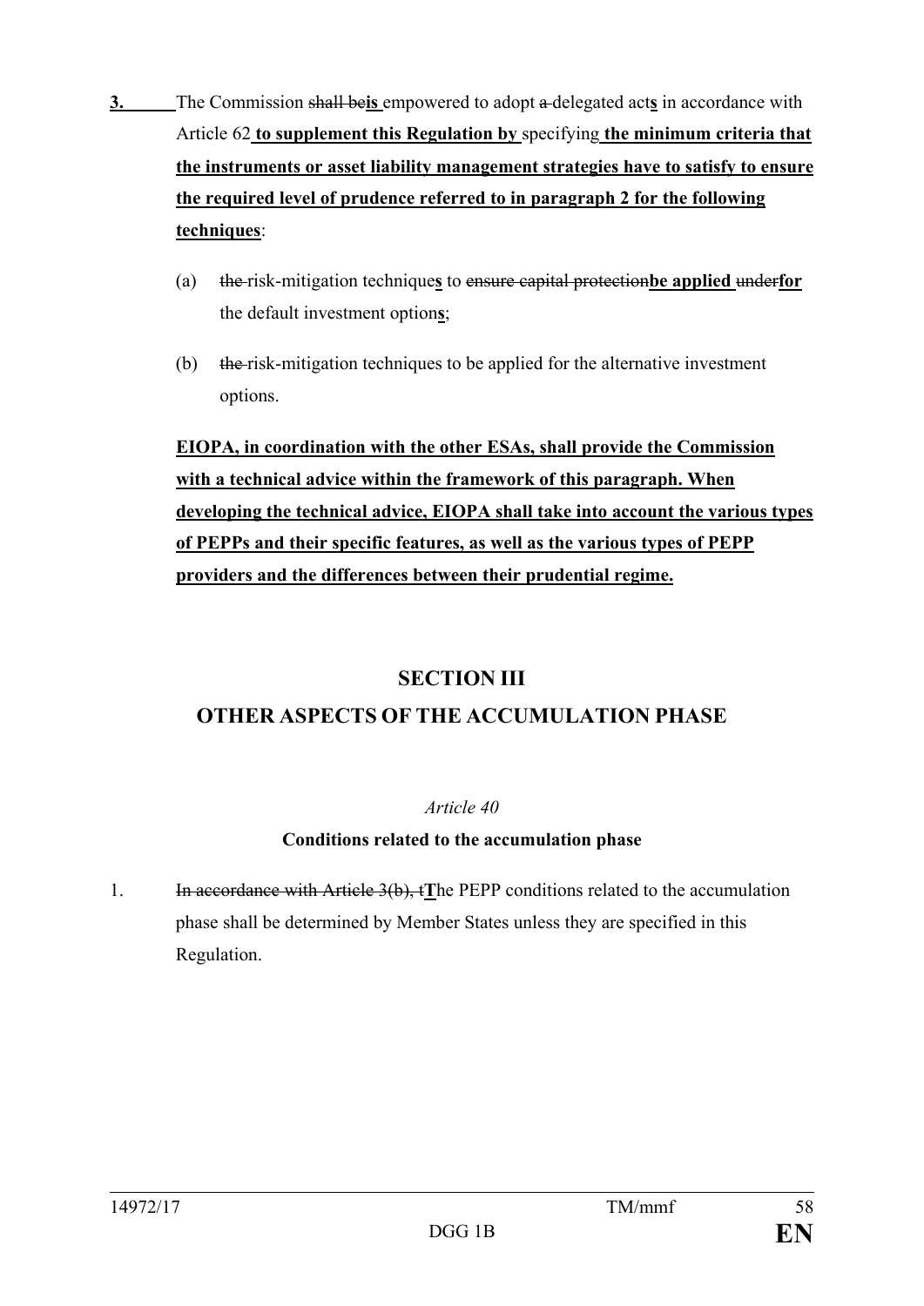**3.** The Commission ~~shall be~~**is** empowered to adopt ~~a~~ delegated act**s** in accordance with Article 62 **to supplement this Regulation by** specifying **the minimum criteria that the instruments or asset liability management strategies have to satisfy to ensure the required level of prudence referred to in paragraph 2 for the following techniques**:

(a) ~~the~~ risk-mitigation technique**s** to ~~ensure capital protection~~**be applied** ~~under~~**for** the default investment option**s**;

(b) ~~the~~ risk-mitigation techniques to be applied for the alternative investment options.

**EIOPA, in coordination with the other ESAs, shall provide the Commission with a technical advice within the framework of this paragraph. When developing the technical advice, EIOPA shall take into account the various types of PEPPs and their specific features, as well as the various types of PEPP providers and the differences between their prudential regime.**

## SECTION III
## OTHER ASPECTS OF THE ACCUMULATION PHASE

*Article 40*

**Conditions related to the accumulation phase**

1. ~~In accordance with Article 3(b), t~~**T**he PEPP conditions related to the accumulation phase shall be determined by Member States unless they are specified in this Regulation.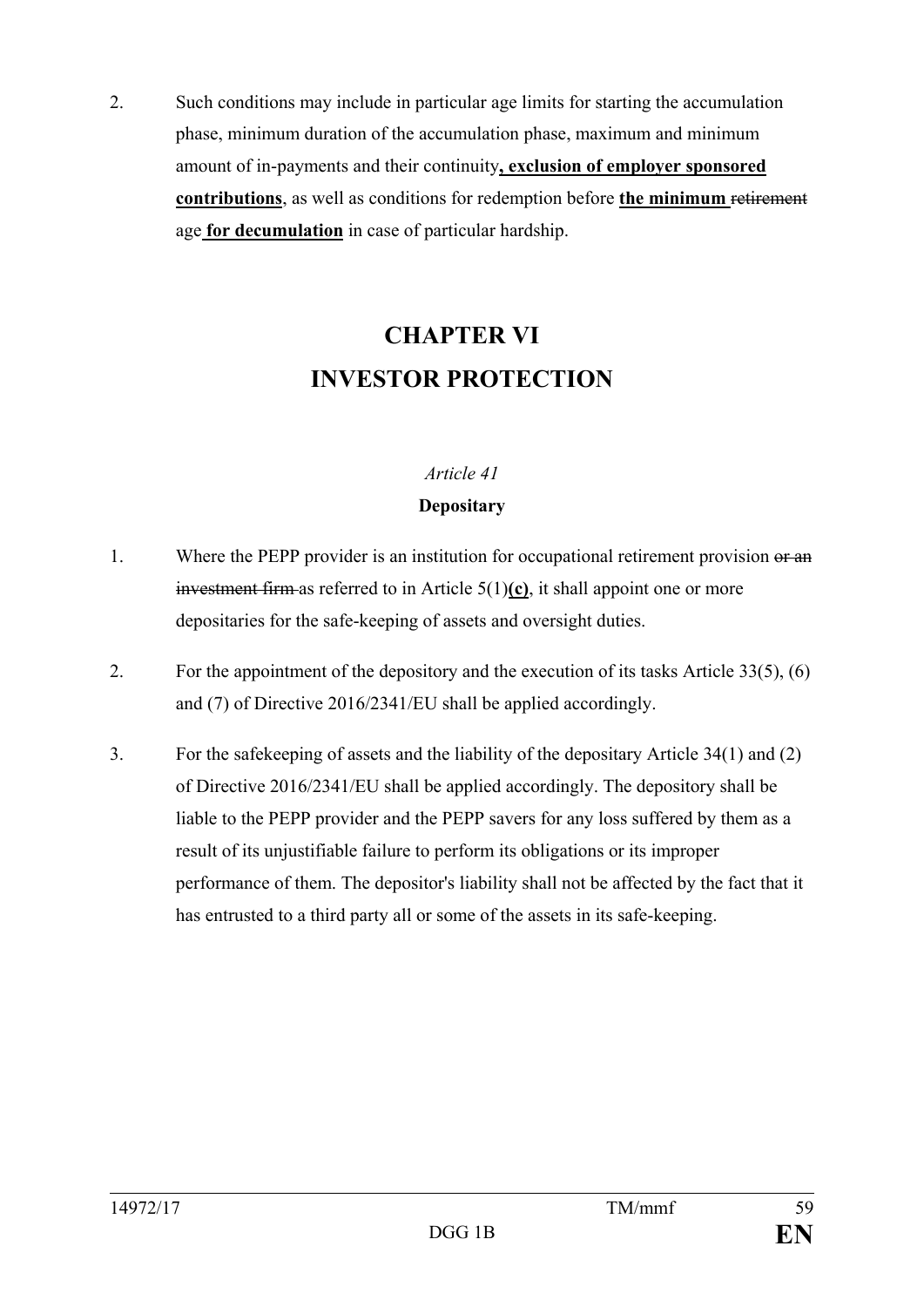2. Such conditions may include in particular age limits for starting the accumulation phase, minimum duration of the accumulation phase, maximum and minimum amount of in-payments and their continuity**, exclusion of employer sponsored contributions**, as well as conditions for redemption before **the minimum** ~~retirement~~ age **for decumulation** in case of particular hardship.

# CHAPTER VI
# INVESTOR PROTECTION

*Article 41*

**Depositary**

1. Where the PEPP provider is an institution for occupational retirement provision ~~or an investment firm~~ as referred to in Article 5(1)**(c)**, it shall appoint one or more depositaries for the safe-keeping of assets and oversight duties.

2. For the appointment of the depository and the execution of its tasks Article 33(5), (6) and (7) of Directive 2016/2341/EU shall be applied accordingly.

3. For the safekeeping of assets and the liability of the depositary Article 34(1) and (2) of Directive 2016/2341/EU shall be applied accordingly. The depository shall be liable to the PEPP provider and the PEPP savers for any loss suffered by them as a result of its unjustifiable failure to perform its obligations or its improper performance of them. The depositor's liability shall not be affected by the fact that it has entrusted to a third party all or some of the assets in its safe-keeping.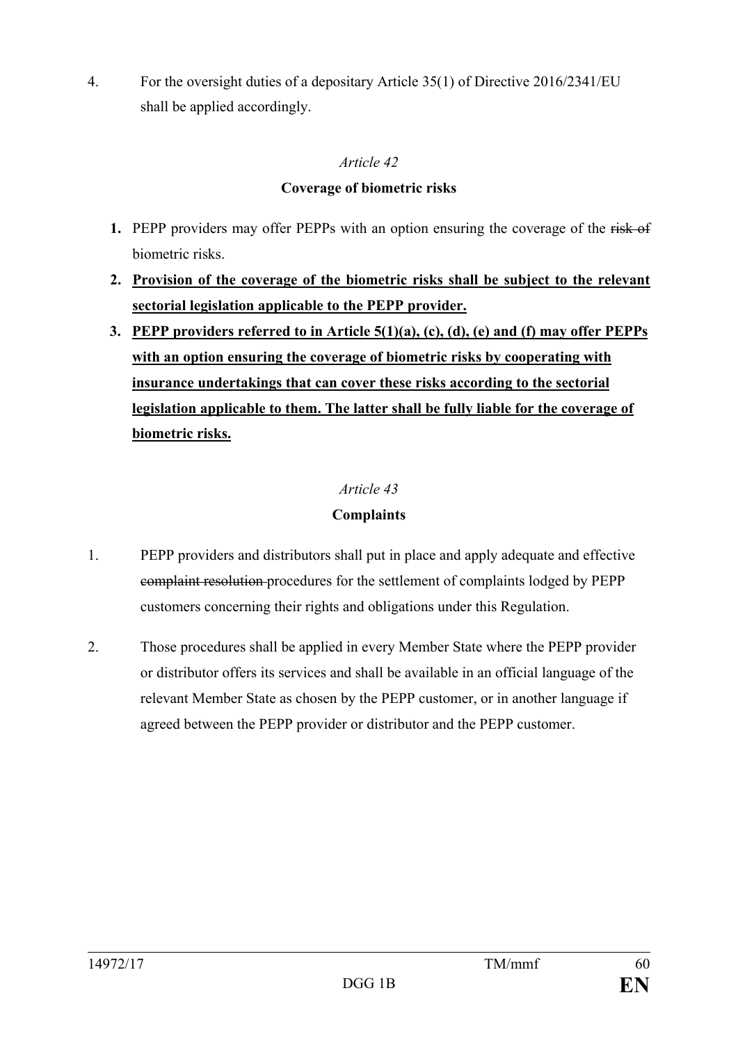4. For the oversight duties of a depositary Article 35(1) of Directive 2016/2341/EU shall be applied accordingly.

*Article 42*

**Coverage of biometric risks**

1. PEPP providers may offer PEPPs with an option ensuring the coverage of the ~~risk of~~ biometric risks.
2. <u>**Provision of the coverage of the biometric risks shall be subject to the relevant sectorial legislation applicable to the PEPP provider.**</u>
3. <u>**PEPP providers referred to in Article 5(1)(a), (c), (d), (e) and (f) may offer PEPPs with an option ensuring the coverage of biometric risks by cooperating with insurance undertakings that can cover these risks according to the sectorial legislation applicable to them. The latter shall be fully liable for the coverage of biometric risks.**</u>

*Article 43*

**Complaints**

1. PEPP providers and distributors shall put in place and apply adequate and effective ~~complaint resolution~~ procedures for the settlement of complaints lodged by PEPP customers concerning their rights and obligations under this Regulation.

2. Those procedures shall be applied in every Member State where the PEPP provider or distributor offers its services and shall be available in an official language of the relevant Member State as chosen by the PEPP customer, or in another language if agreed between the PEPP provider or distributor and the PEPP customer.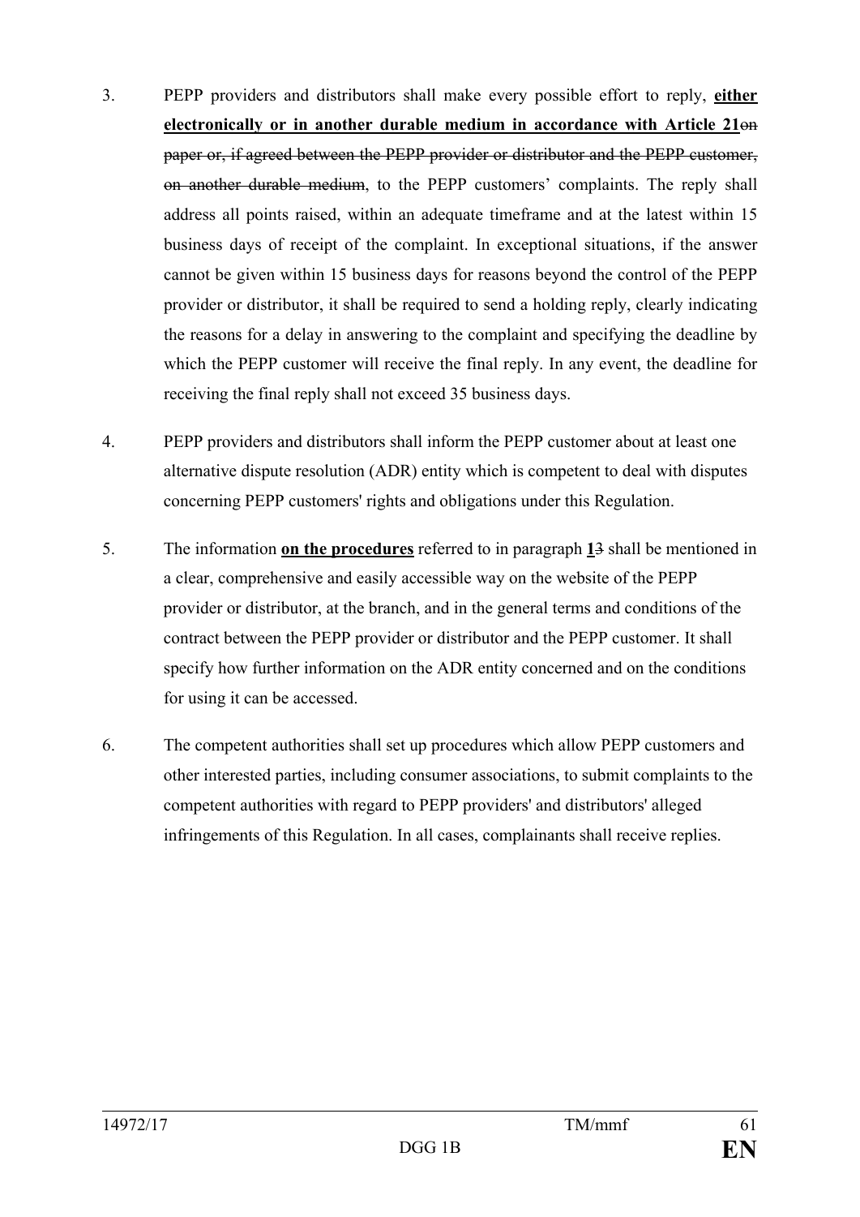3. PEPP providers and distributors shall make every possible effort to reply, **either electronically or in another durable medium in accordance with Article 21**~~on paper or, if agreed between the PEPP provider or distributor and the PEPP customer, on another durable medium~~, to the PEPP customers' complaints. The reply shall address all points raised, within an adequate timeframe and at the latest within 15 business days of receipt of the complaint. In exceptional situations, if the answer cannot be given within 15 business days for reasons beyond the control of the PEPP provider or distributor, it shall be required to send a holding reply, clearly indicating the reasons for a delay in answering to the complaint and specifying the deadline by which the PEPP customer will receive the final reply. In any event, the deadline for receiving the final reply shall not exceed 35 business days.

4. PEPP providers and distributors shall inform the PEPP customer about at least one alternative dispute resolution (ADR) entity which is competent to deal with disputes concerning PEPP customers' rights and obligations under this Regulation.

5. The information **on the procedures** referred to in paragraph **1**~~3~~ shall be mentioned in a clear, comprehensive and easily accessible way on the website of the PEPP provider or distributor, at the branch, and in the general terms and conditions of the contract between the PEPP provider or distributor and the PEPP customer. It shall specify how further information on the ADR entity concerned and on the conditions for using it can be accessed.

6. The competent authorities shall set up procedures which allow PEPP customers and other interested parties, including consumer associations, to submit complaints to the competent authorities with regard to PEPP providers' and distributors' alleged infringements of this Regulation. In all cases, complainants shall receive replies.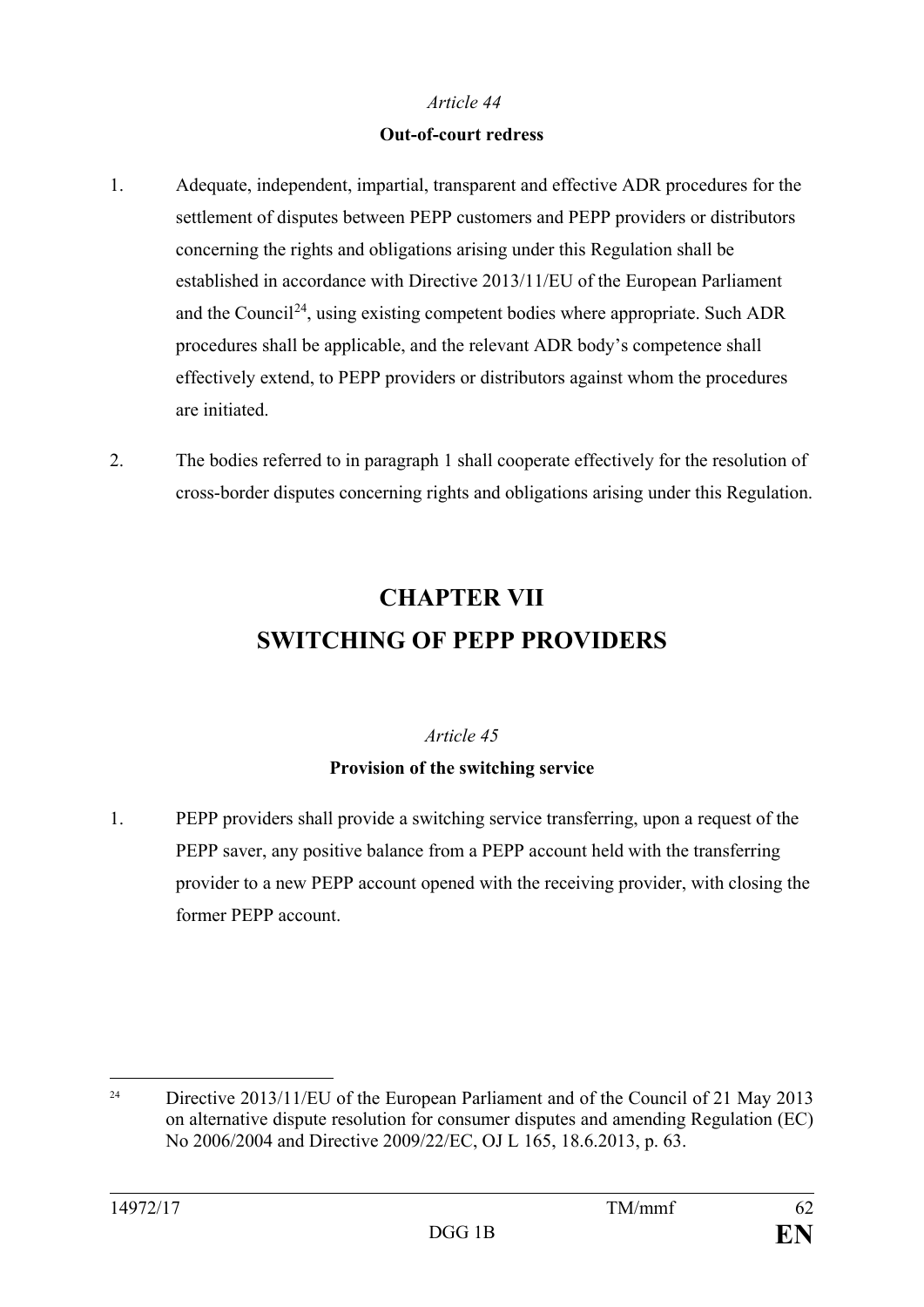*Article 44*

**Out-of-court redress**

1. Adequate, independent, impartial, transparent and effective ADR procedures for the settlement of disputes between PEPP customers and PEPP providers or distributors concerning the rights and obligations arising under this Regulation shall be established in accordance with Directive 2013/11/EU of the European Parliament and the Council[24], using existing competent bodies where appropriate. Such ADR procedures shall be applicable, and the relevant ADR body's competence shall effectively extend, to PEPP providers or distributors against whom the procedures are initiated.

2. The bodies referred to in paragraph 1 shall cooperate effectively for the resolution of cross-border disputes concerning rights and obligations arising under this Regulation.

# CHAPTER VII
# SWITCHING OF PEPP PROVIDERS

*Article 45*

**Provision of the switching service**

1. PEPP providers shall provide a switching service transferring, upon a request of the PEPP saver, any positive balance from a PEPP account held with the transferring provider to a new PEPP account opened with the receiving provider, with closing the former PEPP account.

---

[24] Directive 2013/11/EU of the European Parliament and of the Council of 21 May 2013 on alternative dispute resolution for consumer disputes and amending Regulation (EC) No 2006/2004 and Directive 2009/22/EC, OJ L 165, 18.6.2013, p. 63.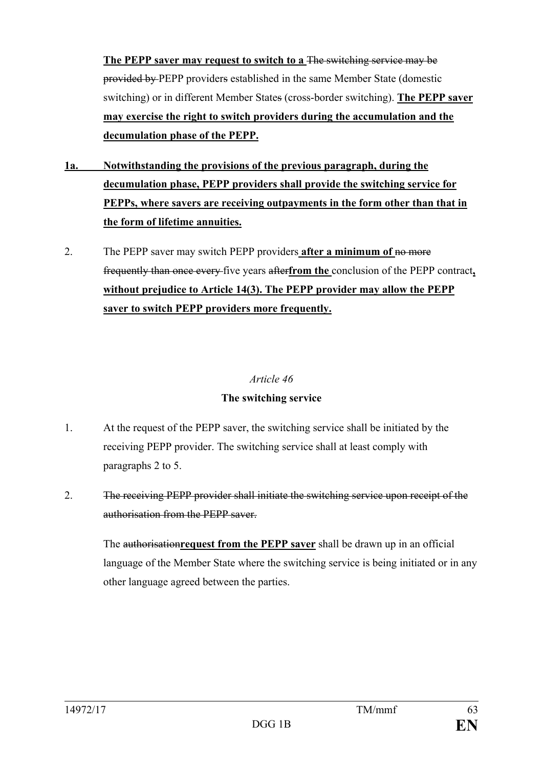**The PEPP saver may request to switch to a** ~~The switching service may be provided by~~ PEPP providers established in the same Member State (domestic switching) or in different Member States (cross-border switching). **The PEPP saver may exercise the right to switch providers during the accumulation and the decumulation phase of the PEPP.**

**1a. Notwithstanding the provisions of the previous paragraph, during the decumulation phase, PEPP providers shall provide the switching service for PEPPs, where savers are receiving outpayments in the form other than that in the form of lifetime annuities.**

2. The PEPP saver may switch PEPP providers **after a minimum of** ~~no more frequently than once every~~ five years ~~after~~**from the** conclusion of the PEPP contract**, without prejudice to Article 14(3). The PEPP provider may allow the PEPP saver to switch PEPP providers more frequently.**

*Article 46*

**The switching service**

1. At the request of the PEPP saver, the switching service shall be initiated by the receiving PEPP provider. The switching service shall at least comply with paragraphs 2 to 5.

2. ~~The receiving PEPP provider shall initiate the switching service upon receipt of the authorisation from the PEPP saver.~~

   The ~~authorisation~~**request from the PEPP saver** shall be drawn up in an official language of the Member State where the switching service is being initiated or in any other language agreed between the parties.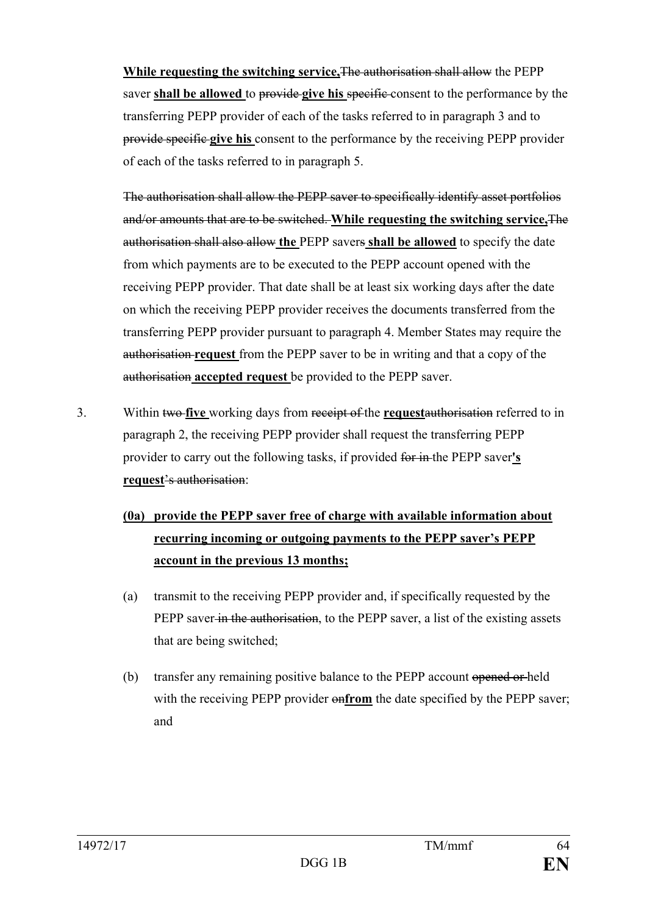**While requesting the switching service,**~~The authorisation shall allow~~ the PEPP saver **shall be allowed** to ~~provide~~ **give his** ~~specific~~ consent to the performance by the transferring PEPP provider of each of the tasks referred to in paragraph 3 and to ~~provide specific~~ **give his** consent to the performance by the receiving PEPP provider of each of the tasks referred to in paragraph 5.

~~The authorisation shall allow the PEPP saver to specifically identify asset portfolios and/or amounts that are to be switched.~~ **While requesting the switching service,**~~The authorisation shall also allow~~ **the** PEPP savers **shall be allowed** to specify the date from which payments are to be executed to the PEPP account opened with the receiving PEPP provider. That date shall be at least six working days after the date on which the receiving PEPP provider receives the documents transferred from the transferring PEPP provider pursuant to paragraph 4. Member States may require the ~~authorisation~~ **request** from the PEPP saver to be in writing and that a copy of the ~~authorisation~~ **accepted request** be provided to the PEPP saver.

3. Within ~~two~~ **five** working days from ~~receipt of~~ the **request**~~authorisation~~ referred to in paragraph 2, the receiving PEPP provider shall request the transferring PEPP provider to carry out the following tasks, if provided ~~for in~~ the PEPP saver**'s request**~~'s authorisation~~:

   **(0a) provide the PEPP saver free of charge with available information about recurring incoming or outgoing payments to the PEPP saver's PEPP account in the previous 13 months;**

   (a) transmit to the receiving PEPP provider and, if specifically requested by the PEPP saver ~~in the authorisation~~, to the PEPP saver, a list of the existing assets that are being switched;

   (b) transfer any remaining positive balance to the PEPP account ~~opened or~~ held with the receiving PEPP provider ~~on~~**from** the date specified by the PEPP saver; and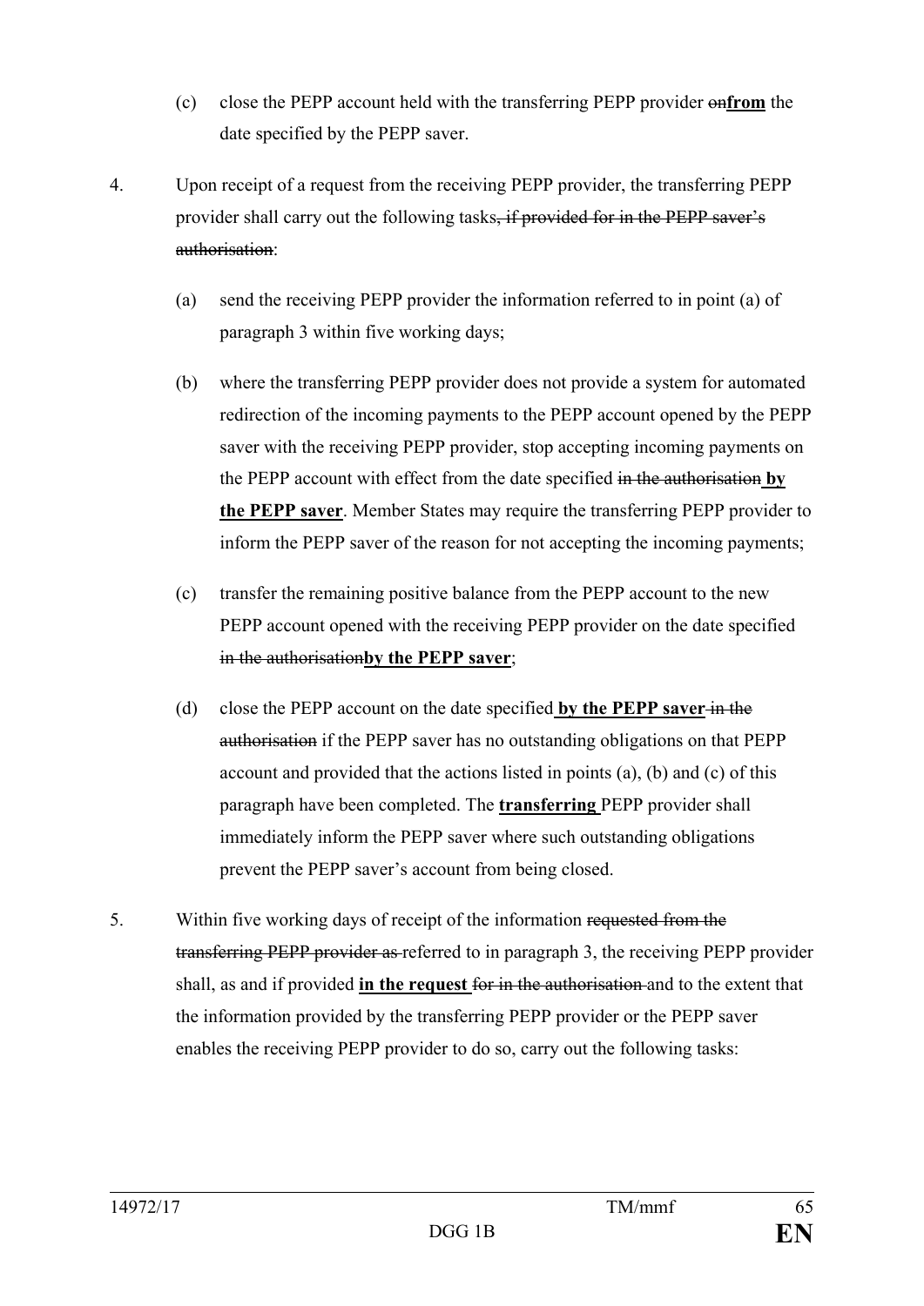(c) close the PEPP account held with the transferring PEPP provider ~~on~~**from** the date specified by the PEPP saver.

4. Upon receipt of a request from the receiving PEPP provider, the transferring PEPP provider shall carry out the following tasks~~, if provided for in the PEPP saver's authorisation~~:

   (a) send the receiving PEPP provider the information referred to in point (a) of paragraph 3 within five working days;

   (b) where the transferring PEPP provider does not provide a system for automated redirection of the incoming payments to the PEPP account opened by the PEPP saver with the receiving PEPP provider, stop accepting incoming payments on the PEPP account with effect from the date specified ~~in the authorisation~~ **by the PEPP saver**. Member States may require the transferring PEPP provider to inform the PEPP saver of the reason for not accepting the incoming payments;

   (c) transfer the remaining positive balance from the PEPP account to the new PEPP account opened with the receiving PEPP provider on the date specified ~~in the authorisation~~**by the PEPP saver**;

   (d) close the PEPP account on the date specified **by the PEPP saver** ~~in the authorisation~~ if the PEPP saver has no outstanding obligations on that PEPP account and provided that the actions listed in points (a), (b) and (c) of this paragraph have been completed. The **transferring** PEPP provider shall immediately inform the PEPP saver where such outstanding obligations prevent the PEPP saver's account from being closed.

5. Within five working days of receipt of the information ~~requested from the transferring PEPP provider as~~ referred to in paragraph 3, the receiving PEPP provider shall, as and if provided **in the request** ~~for in the authorisation~~ and to the extent that the information provided by the transferring PEPP provider or the PEPP saver enables the receiving PEPP provider to do so, carry out the following tasks: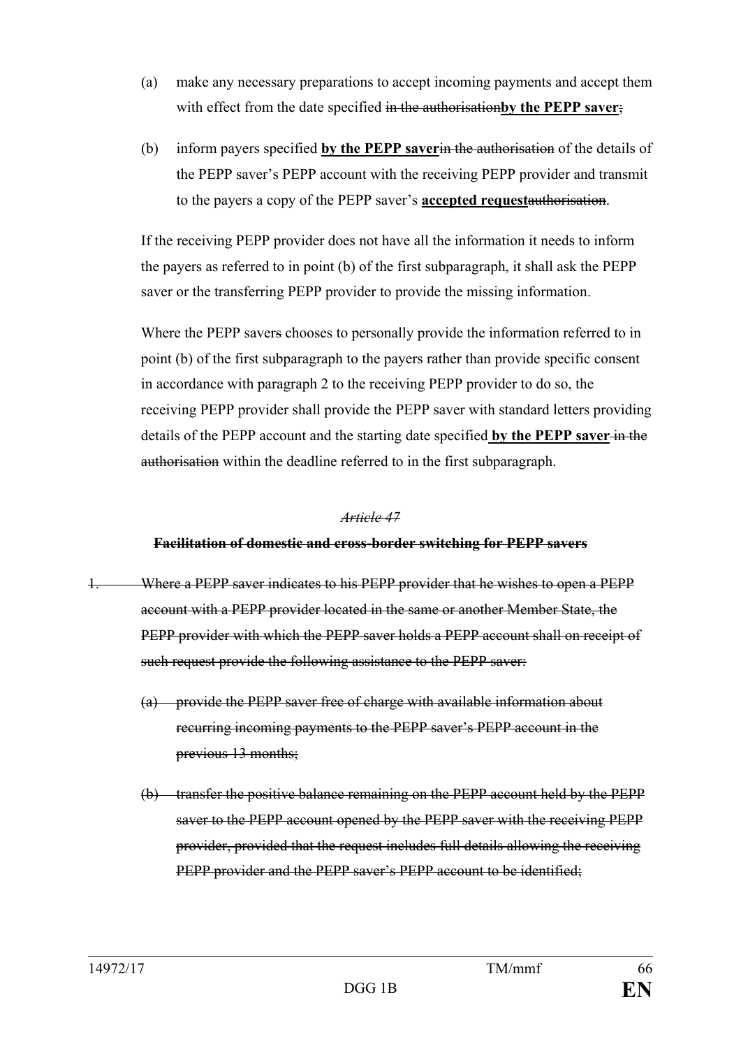(a) make any necessary preparations to accept incoming payments and accept them with effect from the date specified ~~in the authorisation~~**by the PEPP saver**~~;~~

(b) inform payers specified **by the PEPP saver**~~in the authorisation~~ of the details of the PEPP saver's PEPP account with the receiving PEPP provider and transmit to the payers a copy of the PEPP saver's **accepted request**~~authorisation~~.

If the receiving PEPP provider does not have all the information it needs to inform the payers as referred to in point (b) of the first subparagraph, it shall ask the PEPP saver or the transferring PEPP provider to provide the missing information.

Where the PEPP savers chooses to personally provide the information referred to in point (b) of the first subparagraph to the payers rather than provide specific consent in accordance with paragraph 2 to the receiving PEPP provider to do so, the receiving PEPP provider shall provide the PEPP saver with standard letters providing details of the PEPP account and the starting date specified **by the PEPP saver** ~~in the authorisation~~ within the deadline referred to in the first subparagraph.

~~*Article 47*~~

~~**Facilitation of domestic and cross-border switching for PEPP savers**~~

~~1. Where a PEPP saver indicates to his PEPP provider that he wishes to open a PEPP account with a PEPP provider located in the same or another Member State, the PEPP provider with which the PEPP saver holds a PEPP account shall on receipt of such request provide the following assistance to the PEPP saver:~~

~~(a) provide the PEPP saver free of charge with available information about recurring incoming payments to the PEPP saver's PEPP account in the previous 13 months;~~

~~(b) transfer the positive balance remaining on the PEPP account held by the PEPP saver to the PEPP account opened by the PEPP saver with the receiving PEPP provider, provided that the request includes full details allowing the receiving PEPP provider and the PEPP saver's PEPP account to be identified;~~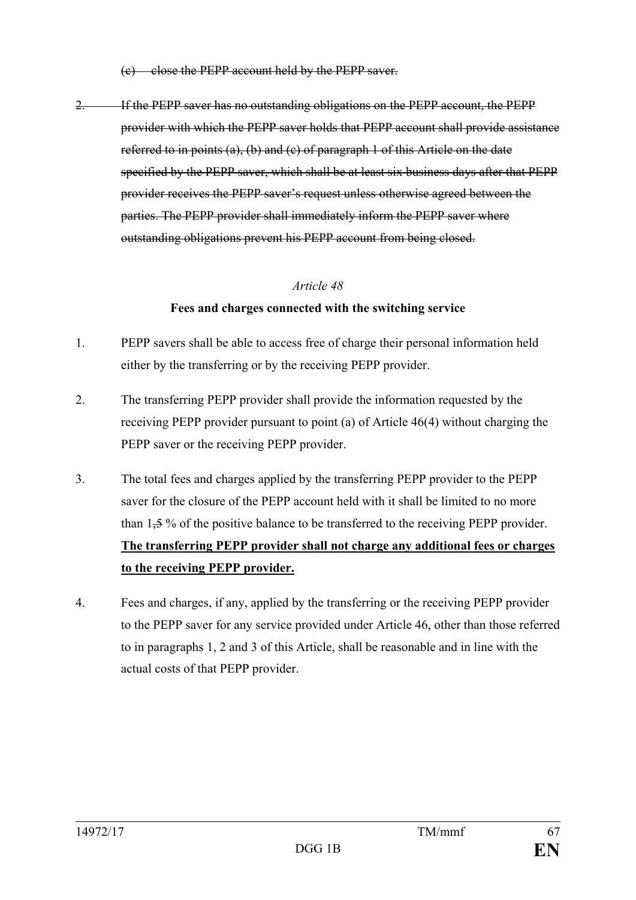~~(c) close the PEPP account held by the PEPP saver.~~

~~2. If the PEPP saver has no outstanding obligations on the PEPP account, the PEPP provider with which the PEPP saver holds that PEPP account shall provide assistance referred to in points (a), (b) and (c) of paragraph 1 of this Article on the date specified by the PEPP saver, which shall be at least six business days after that PEPP provider receives the PEPP saver's request unless otherwise agreed between the parties. The PEPP provider shall immediately inform the PEPP saver where outstanding obligations prevent his PEPP account from being closed.~~

*Article 48*

**Fees and charges connected with the switching service**

1. PEPP savers shall be able to access free of charge their personal information held either by the transferring or by the receiving PEPP provider.

2. The transferring PEPP provider shall provide the information requested by the receiving PEPP provider pursuant to point (a) of Article 46(4) without charging the PEPP saver or the receiving PEPP provider.

3. The total fees and charges applied by the transferring PEPP provider to the PEPP saver for the closure of the PEPP account held with it shall be limited to no more than 1~~,5~~ % of the positive balance to be transferred to the receiving PEPP provider. **<u>The transferring PEPP provider shall not charge any additional fees or charges to the receiving PEPP provider.</u>**

4. Fees and charges, if any, applied by the transferring or the receiving PEPP provider to the PEPP saver for any service provided under Article 46, other than those referred to in paragraphs 1, 2 and 3 of this Article, shall be reasonable and in line with the actual costs of that PEPP provider.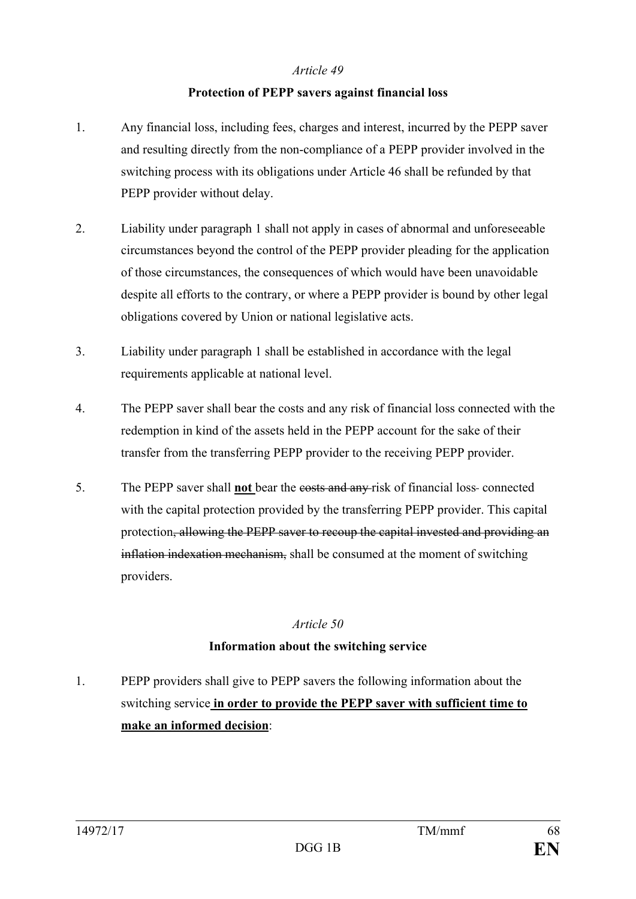*Article 49*

**Protection of PEPP savers against financial loss**

1. Any financial loss, including fees, charges and interest, incurred by the PEPP saver and resulting directly from the non-compliance of a PEPP provider involved in the switching process with its obligations under Article 46 shall be refunded by that PEPP provider without delay.

2. Liability under paragraph 1 shall not apply in cases of abnormal and unforeseeable circumstances beyond the control of the PEPP provider pleading for the application of those circumstances, the consequences of which would have been unavoidable despite all efforts to the contrary, or where a PEPP provider is bound by other legal obligations covered by Union or national legislative acts.

3. Liability under paragraph 1 shall be established in accordance with the legal requirements applicable at national level.

4. The PEPP saver shall bear the costs and any risk of financial loss connected with the redemption in kind of the assets held in the PEPP account for the sake of their transfer from the transferring PEPP provider to the receiving PEPP provider.

5. The PEPP saver shall **not** bear the ~~costs and any~~ risk of financial loss connected with the capital protection provided by the transferring PEPP provider. This capital protection~~, allowing the PEPP saver to recoup the capital invested and providing an inflation indexation mechanism,~~ shall be consumed at the moment of switching providers.

*Article 50*

**Information about the switching service**

1. PEPP providers shall give to PEPP savers the following information about the switching service **in order to provide the PEPP saver with sufficient time to make an informed decision**: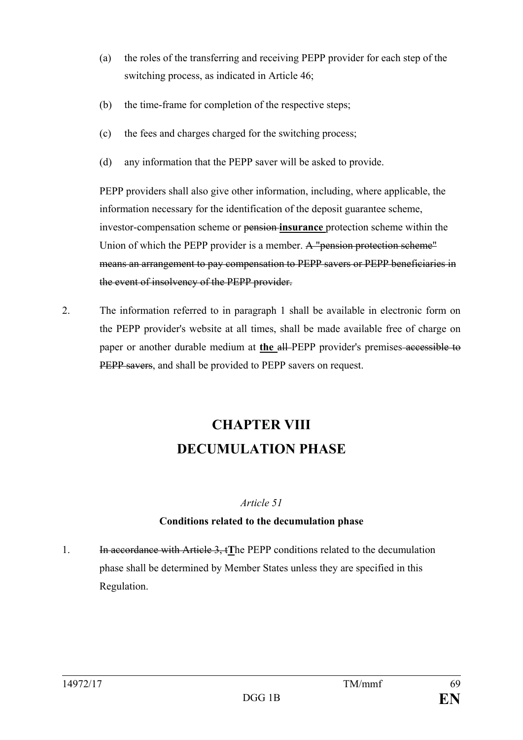(a) the roles of the transferring and receiving PEPP provider for each step of the switching process, as indicated in Article 46;

(b) the time-frame for completion of the respective steps;

(c) the fees and charges charged for the switching process;

(d) any information that the PEPP saver will be asked to provide.

PEPP providers shall also give other information, including, where applicable, the information necessary for the identification of the deposit guarantee scheme, investor-compensation scheme or ~~pension~~ **insurance** protection scheme within the Union of which the PEPP provider is a member. ~~A "pension protection scheme" means an arrangement to pay compensation to PEPP savers or PEPP beneficiaries in the event of insolvency of the PEPP provider.~~

2. The information referred to in paragraph 1 shall be available in electronic form on the PEPP provider's website at all times, shall be made available free of charge on paper or another durable medium at **the** ~~all~~ PEPP provider's premises ~~accessible to PEPP savers~~, and shall be provided to PEPP savers on request.

# CHAPTER VIII
# DECUMULATION PHASE

*Article 51*

**Conditions related to the decumulation phase**

1. ~~In accordance with Article 3, t~~**T**he PEPP conditions related to the decumulation phase shall be determined by Member States unless they are specified in this Regulation.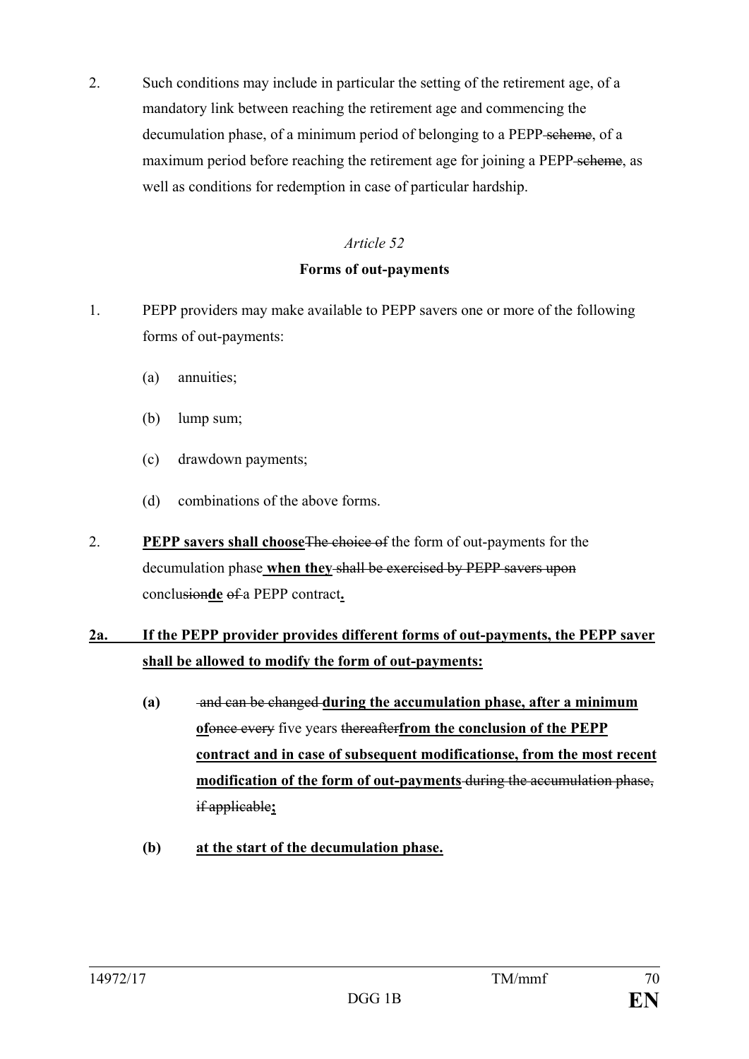2. Such conditions may include in particular the setting of the retirement age, of a mandatory link between reaching the retirement age and commencing the decumulation phase, of a minimum period of belonging to a PEPP ~~scheme~~, of a maximum period before reaching the retirement age for joining a PEPP ~~scheme~~, as well as conditions for redemption in case of particular hardship.

*Article 52*

**Forms of out-payments**

1. PEPP providers may make available to PEPP savers one or more of the following forms of out-payments:

   (a) annuities;

   (b) lump sum;

   (c) drawdown payments;

   (d) combinations of the above forms.

2. **PEPP savers shall choose**~~The choice of~~ the form of out-payments for the decumulation phase **when they** ~~shall be exercised by PEPP savers upon~~ conclu~~sion~~**de** ~~of~~ a PEPP contract**.**

**2a. If the PEPP provider provides different forms of out-payments, the PEPP saver shall be allowed to modify the form of out-payments:**

   **(a)** ~~and can be changed~~ **during the accumulation phase, after a minimum of**~~once every~~ five years ~~thereafter~~**from the conclusion of the PEPP contract and in case of subsequent modificationse, from the most recent modification of the form of out-payments** ~~during the accumulation phase, if applicable~~**;**

   **(b) at the start of the decumulation phase.**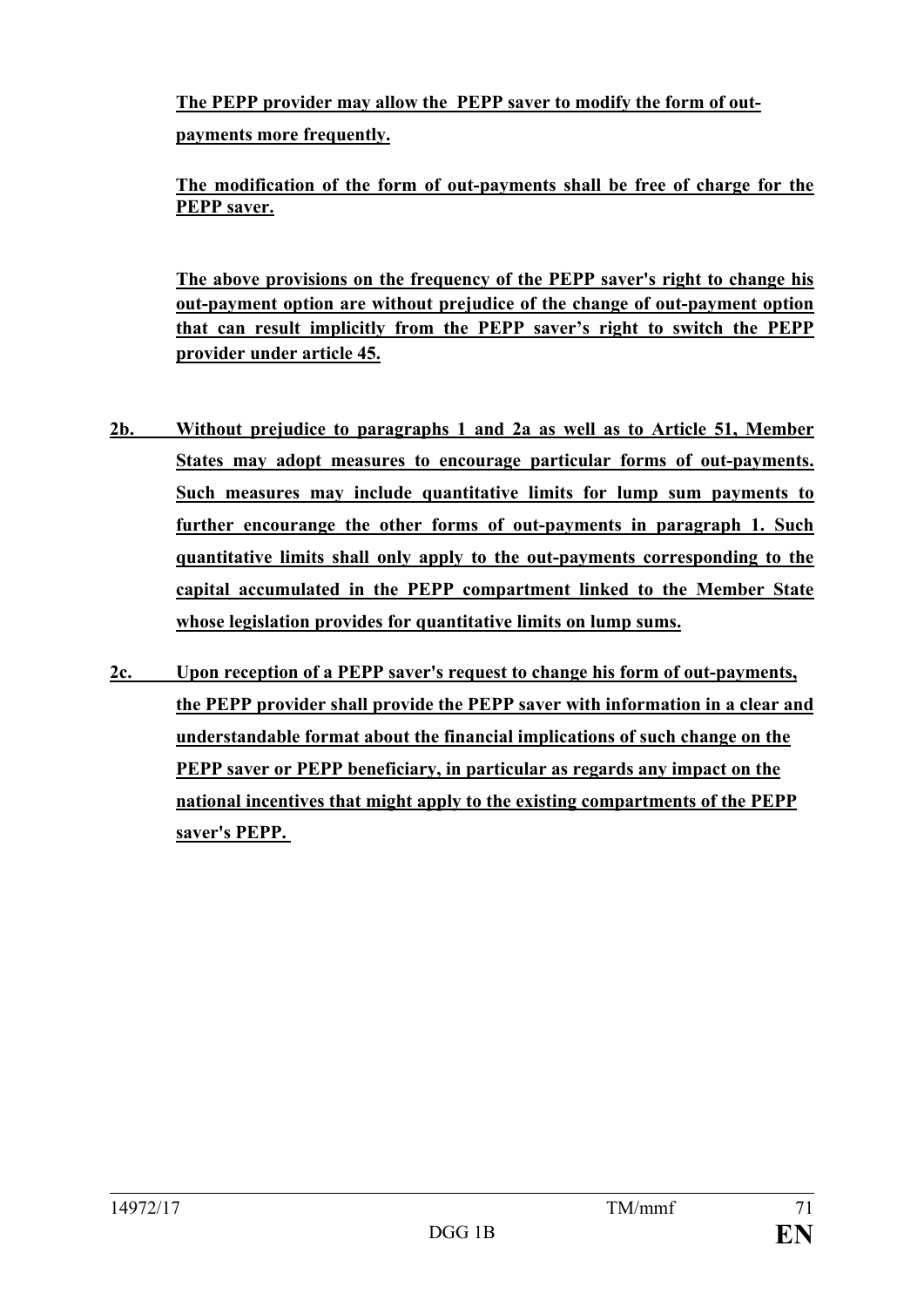**The PEPP provider may allow the PEPP saver to modify the form of out-payments more frequently.**

**The modification of the form of out-payments shall be free of charge for the PEPP saver.**

**The above provisions on the frequency of the PEPP saver's right to change his out-payment option are without prejudice of the change of out-payment option that can result implicitly from the PEPP saver's right to switch the PEPP provider under article 45.**

**2b. Without prejudice to paragraphs 1 and 2a as well as to Article 51, Member States may adopt measures to encourage particular forms of out-payments. Such measures may include quantitative limits for lump sum payments to further encourange the other forms of out-payments in paragraph 1. Such quantitative limits shall only apply to the out-payments corresponding to the capital accumulated in the PEPP compartment linked to the Member State whose legislation provides for quantitative limits on lump sums.**

**2c. Upon reception of a PEPP saver's request to change his form of out-payments, the PEPP provider shall provide the PEPP saver with information in a clear and understandable format about the financial implications of such change on the PEPP saver or PEPP beneficiary, in particular as regards any impact on the national incentives that might apply to the existing compartments of the PEPP saver's PEPP.**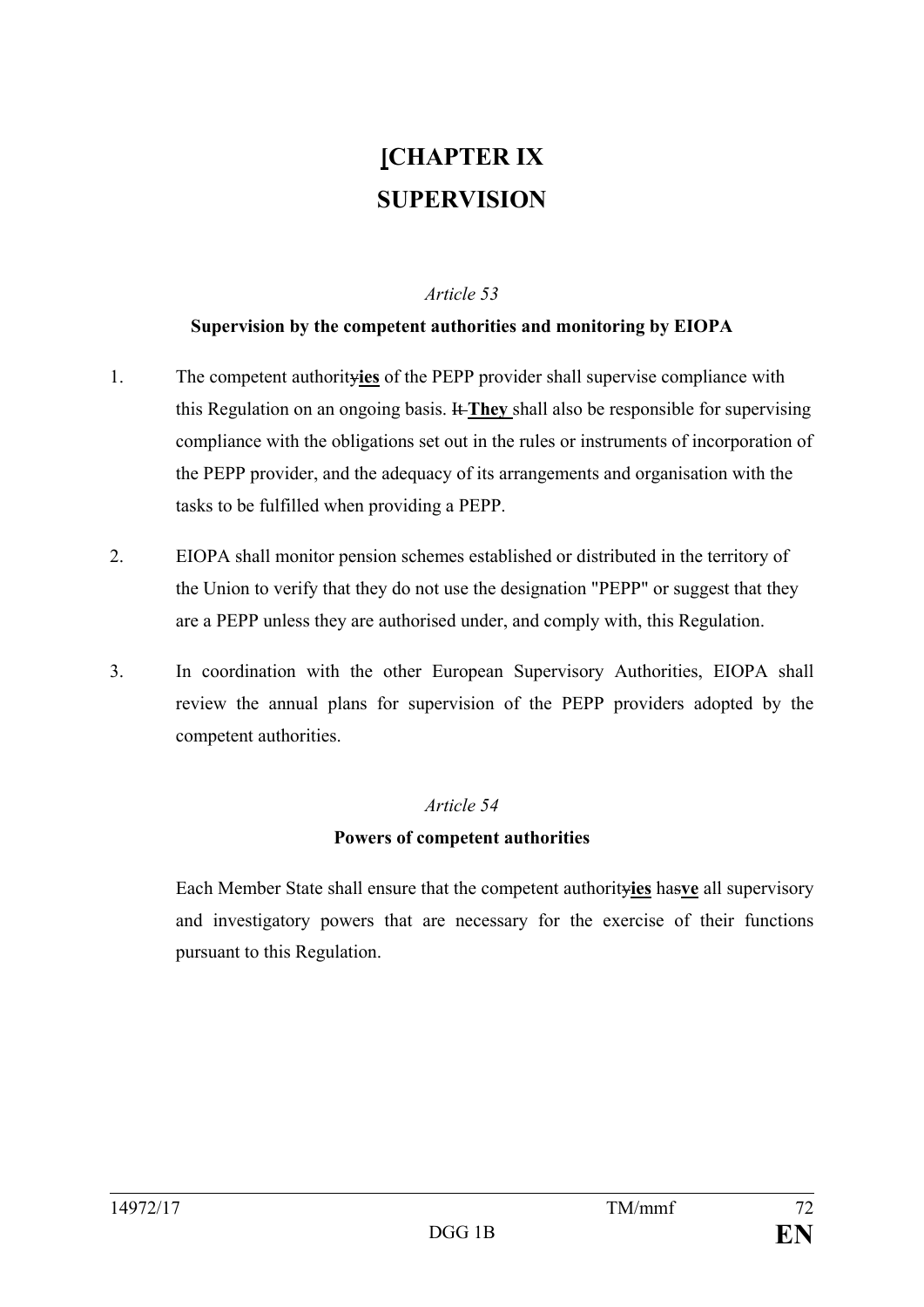# [CHAPTER IX
# SUPERVISION

*Article 53*

**Supervision by the competent authorities and monitoring by EIOPA**

1. The competent authority~~y~~**ies** of the PEPP provider shall supervise compliance with this Regulation on an ongoing basis. ~~It~~ **They** shall also be responsible for supervising compliance with the obligations set out in the rules or instruments of incorporation of the PEPP provider, and the adequacy of its arrangements and organisation with the tasks to be fulfilled when providing a PEPP.

2. EIOPA shall monitor pension schemes established or distributed in the territory of the Union to verify that they do not use the designation "PEPP" or suggest that they are a PEPP unless they are authorised under, and comply with, this Regulation.

3. In coordination with the other European Supervisory Authorities, EIOPA shall review the annual plans for supervision of the PEPP providers adopted by the competent authorities.

*Article 54*

**Powers of competent authorities**

Each Member State shall ensure that the competent authority~~y~~**ies** ha~~s~~**ve** all supervisory and investigatory powers that are necessary for the exercise of their functions pursuant to this Regulation.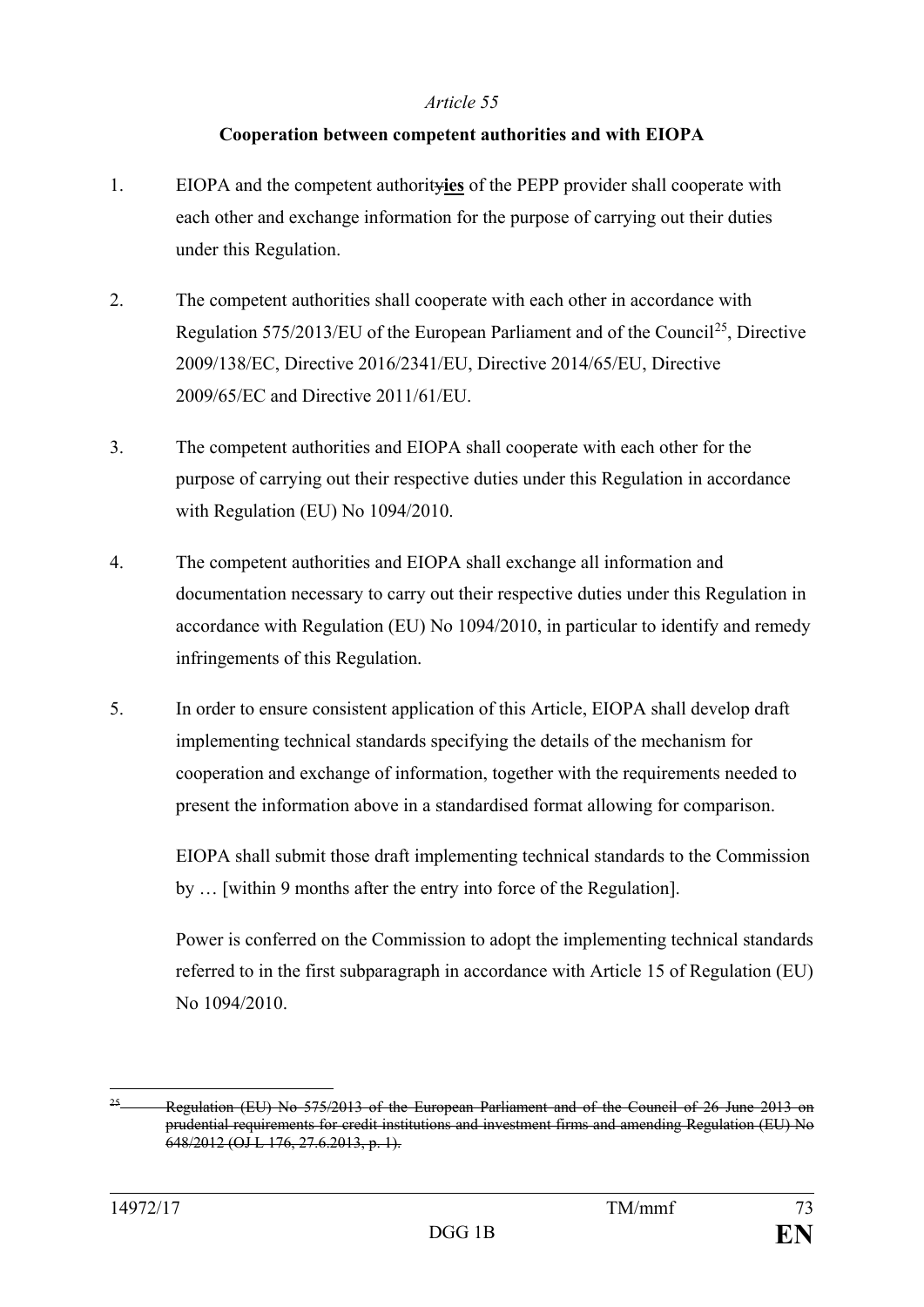*Article 55*

**Cooperation between competent authorities and with EIOPA**

1. EIOPA and the competent ~~authority~~**ies** of the PEPP provider shall cooperate with each other and exchange information for the purpose of carrying out their duties under this Regulation.

2. The competent authorities shall cooperate with each other in accordance with Regulation 575/2013/EU of the European Parliament and of the Council[25], Directive 2009/138/EC, Directive 2016/2341/EU, Directive 2014/65/EU, Directive 2009/65/EC and Directive 2011/61/EU.

3. The competent authorities and EIOPA shall cooperate with each other for the purpose of carrying out their respective duties under this Regulation in accordance with Regulation (EU) No 1094/2010.

4. The competent authorities and EIOPA shall exchange all information and documentation necessary to carry out their respective duties under this Regulation in accordance with Regulation (EU) No 1094/2010, in particular to identify and remedy infringements of this Regulation.

5. In order to ensure consistent application of this Article, EIOPA shall develop draft implementing technical standards specifying the details of the mechanism for cooperation and exchange of information, together with the requirements needed to present the information above in a standardised format allowing for comparison.

   EIOPA shall submit those draft implementing technical standards to the Commission by … [within 9 months after the entry into force of the Regulation].

   Power is conferred on the Commission to adopt the implementing technical standards referred to in the first subparagraph in accordance with Article 15 of Regulation (EU) No 1094/2010.

---

[25] ~~Regulation (EU) No 575/2013 of the European Parliament and of the Council of 26 June 2013 on prudential requirements for credit institutions and investment firms and amending Regulation (EU) No 648/2012 (OJ L 176, 27.6.2013, p. 1).~~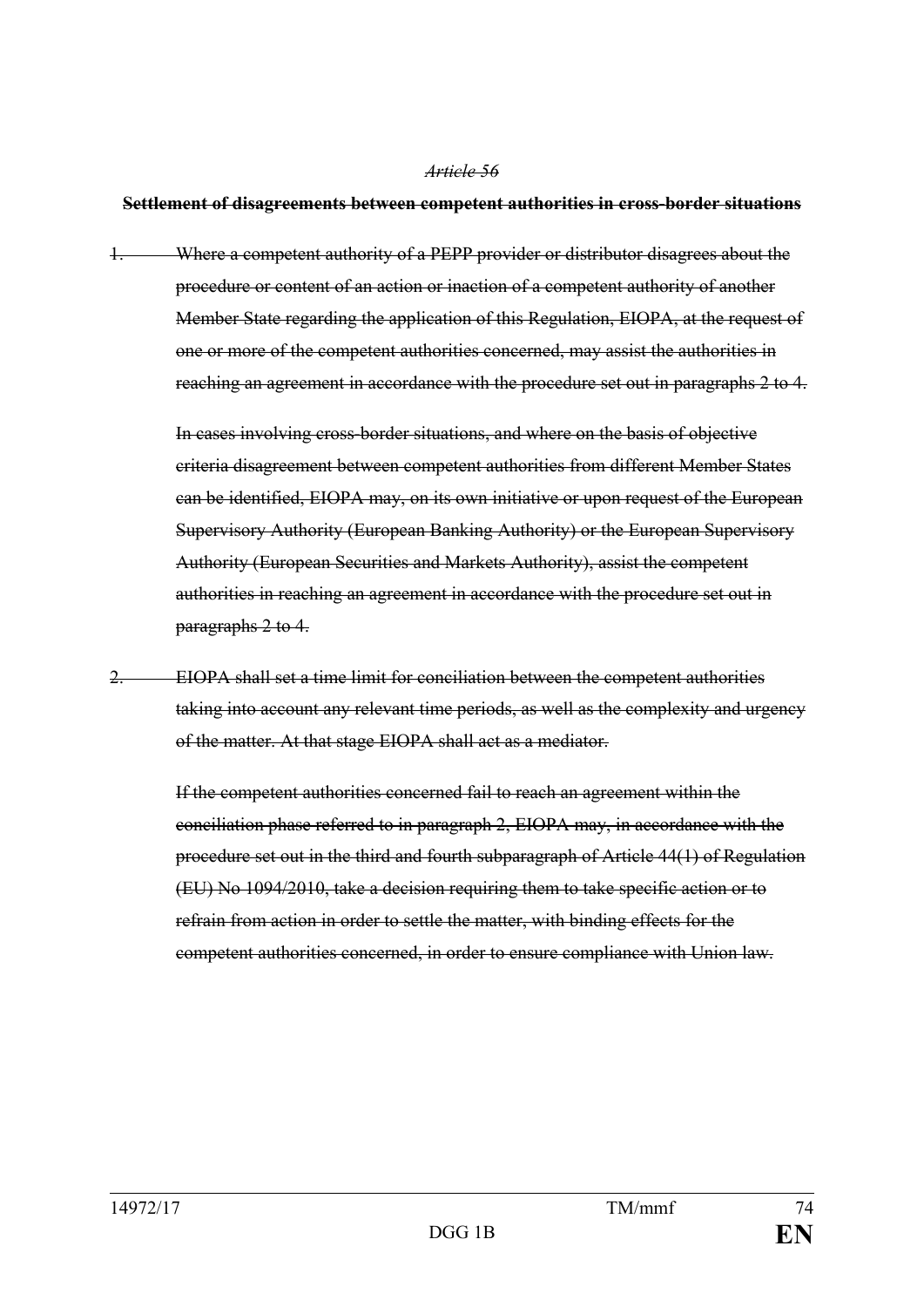~~*Article 56*~~

~~**Settlement of disagreements between competent authorities in cross-border situations**~~

~~1. Where a competent authority of a PEPP provider or distributor disagrees about the procedure or content of an action or inaction of a competent authority of another Member State regarding the application of this Regulation, EIOPA, at the request of one or more of the competent authorities concerned, may assist the authorities in reaching an agreement in accordance with the procedure set out in paragraphs 2 to 4.~~

~~In cases involving cross-border situations, and where on the basis of objective criteria disagreement between competent authorities from different Member States can be identified, EIOPA may, on its own initiative or upon request of the European Supervisory Authority (European Banking Authority) or the European Supervisory Authority (European Securities and Markets Authority), assist the competent authorities in reaching an agreement in accordance with the procedure set out in paragraphs 2 to 4.~~

~~2. EIOPA shall set a time limit for conciliation between the competent authorities taking into account any relevant time periods, as well as the complexity and urgency of the matter. At that stage EIOPA shall act as a mediator.~~

~~If the competent authorities concerned fail to reach an agreement within the conciliation phase referred to in paragraph 2, EIOPA may, in accordance with the procedure set out in the third and fourth subparagraph of Article 44(1) of Regulation (EU) No 1094/2010, take a decision requiring them to take specific action or to refrain from action in order to settle the matter, with binding effects for the competent authorities concerned, in order to ensure compliance with Union law.~~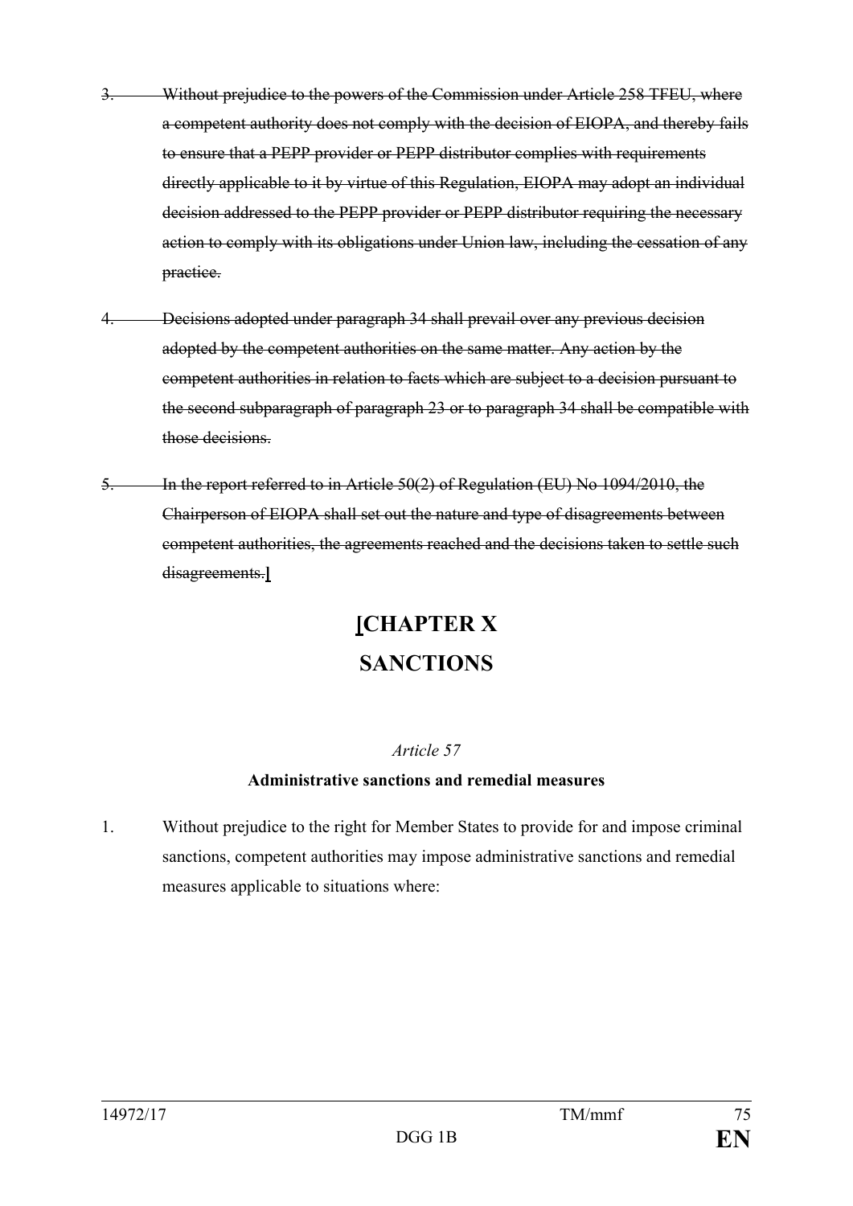3. ~~Without prejudice to the powers of the Commission under Article 258 TFEU, where a competent authority does not comply with the decision of EIOPA, and thereby fails to ensure that a PEPP provider or PEPP distributor complies with requirements directly applicable to it by virtue of this Regulation, EIOPA may adopt an individual decision addressed to the PEPP provider or PEPP distributor requiring the necessary action to comply with its obligations under Union law, including the cessation of any practice.~~

4. ~~Decisions adopted under paragraph 34 shall prevail over any previous decision adopted by the competent authorities on the same matter. Any action by the competent authorities in relation to facts which are subject to a decision pursuant to the second subparagraph of paragraph 23 or to paragraph 34 shall be compatible with those decisions.~~

5. ~~In the report referred to in Article 50(2) of Regulation (EU) No 1094/2010, the Chairperson of EIOPA shall set out the nature and type of disagreements between competent authorities, the agreements reached and the decisions taken to settle such disagreements.~~]

# [CHAPTER X
# SANCTIONS

*Article 57*

**Administrative sanctions and remedial measures**

1. Without prejudice to the right for Member States to provide for and impose criminal sanctions, competent authorities may impose administrative sanctions and remedial measures applicable to situations where: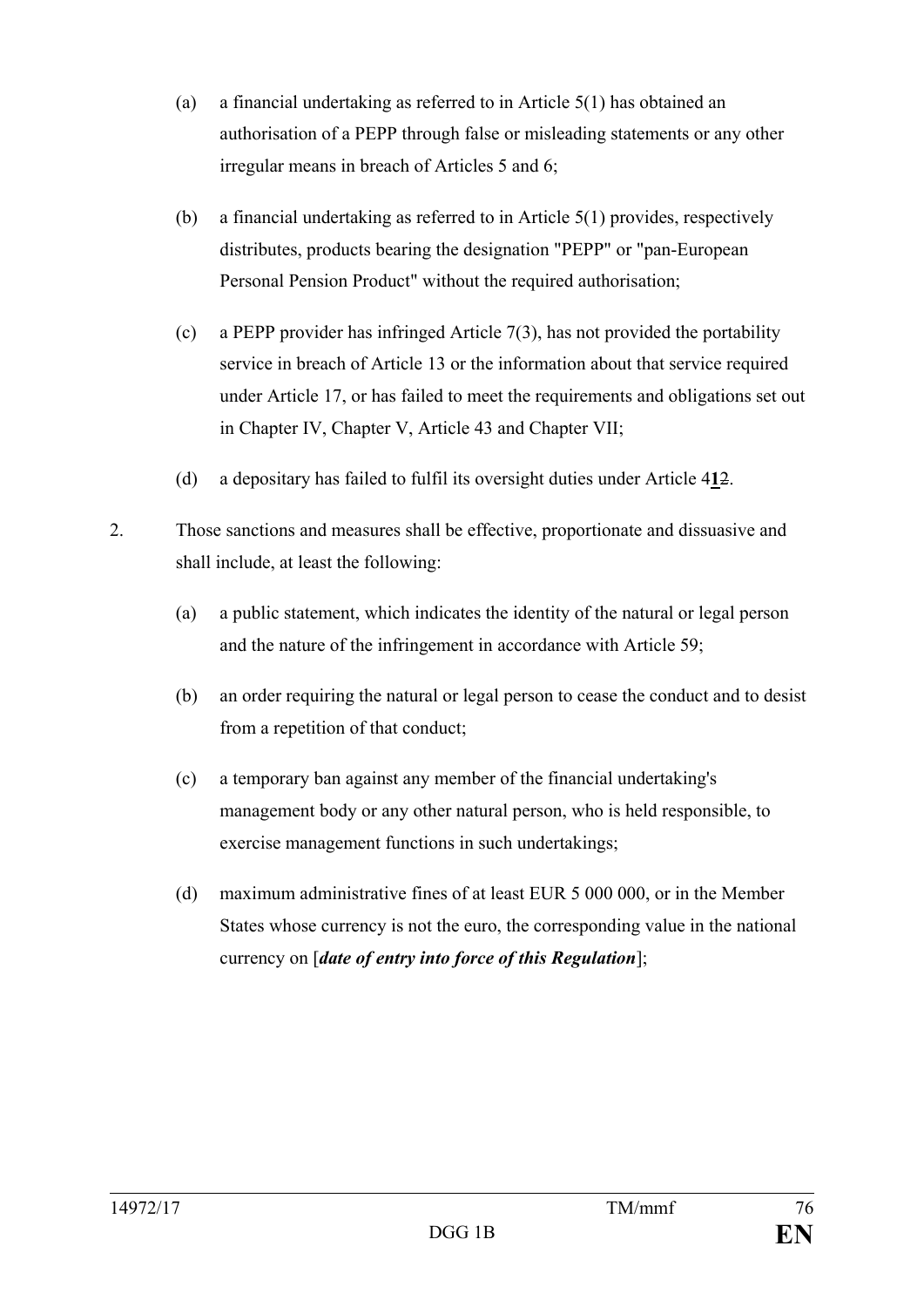(a) a financial undertaking as referred to in Article 5(1) has obtained an authorisation of a PEPP through false or misleading statements or any other irregular means in breach of Articles 5 and 6;

(b) a financial undertaking as referred to in Article 5(1) provides, respectively distributes, products bearing the designation "PEPP" or "pan-European Personal Pension Product" without the required authorisation;

(c) a PEPP provider has infringed Article 7(3), has not provided the portability service in breach of Article 13 or the information about that service required under Article 17, or has failed to meet the requirements and obligations set out in Chapter IV, Chapter V, Article 43 and Chapter VII;

(d) a depositary has failed to fulfil its oversight duties under Article 4**1**~~2~~.

2. Those sanctions and measures shall be effective, proportionate and dissuasive and shall include, at least the following:

(a) a public statement, which indicates the identity of the natural or legal person and the nature of the infringement in accordance with Article 59;

(b) an order requiring the natural or legal person to cease the conduct and to desist from a repetition of that conduct;

(c) a temporary ban against any member of the financial undertaking's management body or any other natural person, who is held responsible, to exercise management functions in such undertakings;

(d) maximum administrative fines of at least EUR 5 000 000, or in the Member States whose currency is not the euro, the corresponding value in the national currency on [***date of entry into force of this Regulation***];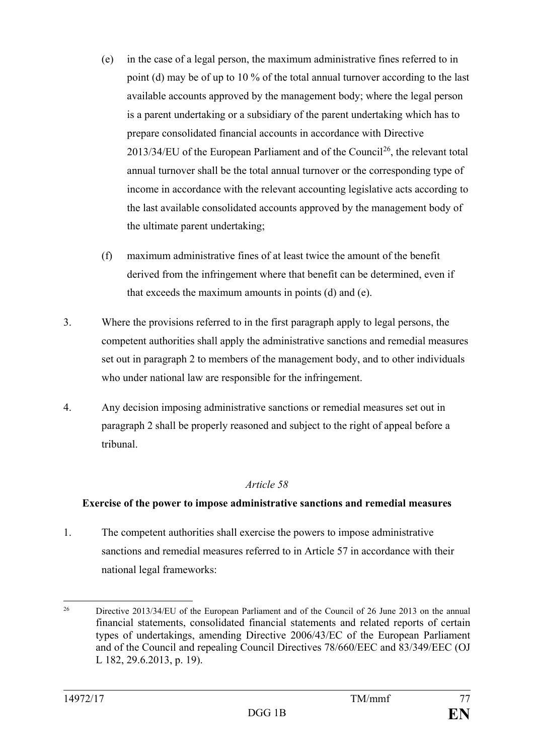(e) in the case of a legal person, the maximum administrative fines referred to in point (d) may be of up to 10 % of the total annual turnover according to the last available accounts approved by the management body; where the legal person is a parent undertaking or a subsidiary of the parent undertaking which has to prepare consolidated financial accounts in accordance with Directive 2013/34/EU of the European Parliament and of the Council[26], the relevant total annual turnover shall be the total annual turnover or the corresponding type of income in accordance with the relevant accounting legislative acts according to the last available consolidated accounts approved by the management body of the ultimate parent undertaking;

(f) maximum administrative fines of at least twice the amount of the benefit derived from the infringement where that benefit can be determined, even if that exceeds the maximum amounts in points (d) and (e).

3. Where the provisions referred to in the first paragraph apply to legal persons, the competent authorities shall apply the administrative sanctions and remedial measures set out in paragraph 2 to members of the management body, and to other individuals who under national law are responsible for the infringement.

4. Any decision imposing administrative sanctions or remedial measures set out in paragraph 2 shall be properly reasoned and subject to the right of appeal before a tribunal.

*Article 58*

**Exercise of the power to impose administrative sanctions and remedial measures**

1. The competent authorities shall exercise the powers to impose administrative sanctions and remedial measures referred to in Article 57 in accordance with their national legal frameworks:

---

[26] Directive 2013/34/EU of the European Parliament and of the Council of 26 June 2013 on the annual financial statements, consolidated financial statements and related reports of certain types of undertakings, amending Directive 2006/43/EC of the European Parliament and of the Council and repealing Council Directives 78/660/EEC and 83/349/EEC (OJ L 182, 29.6.2013, p. 19).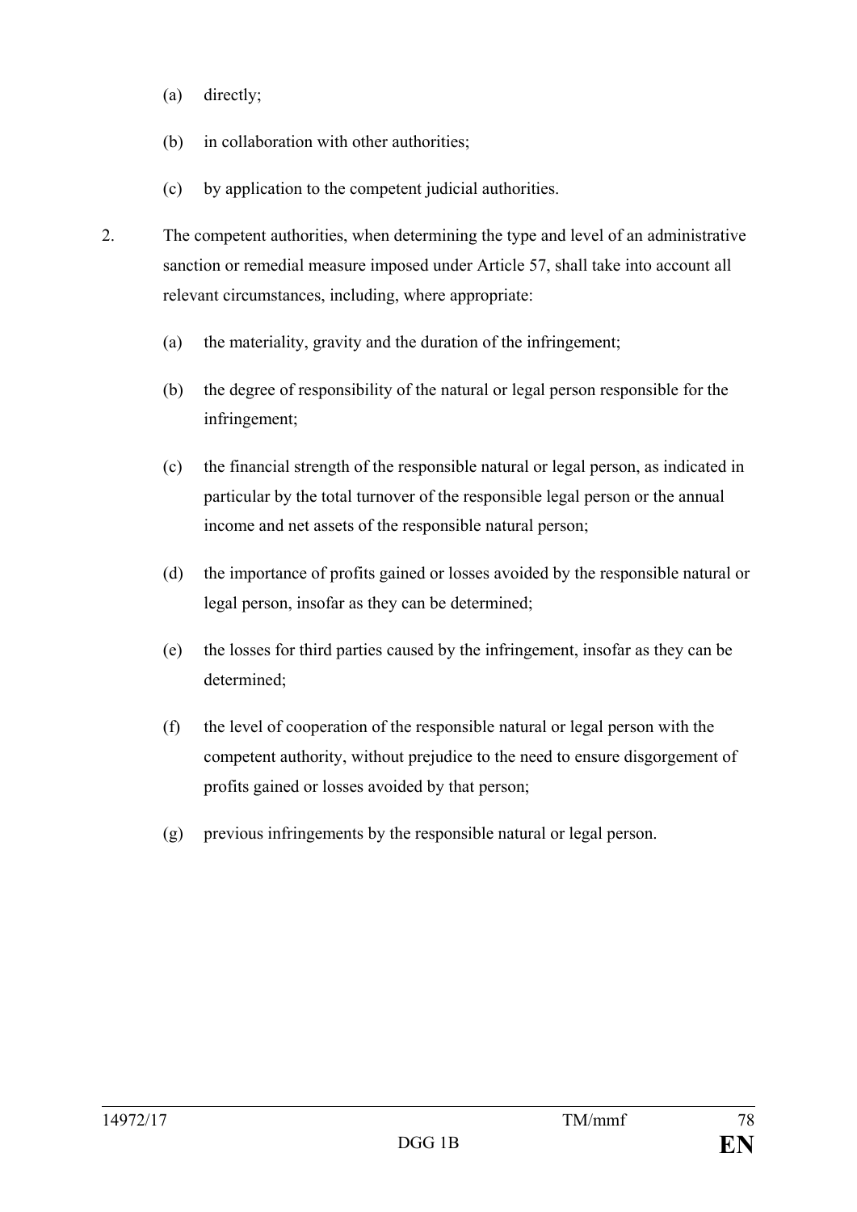(a) directly;

(b) in collaboration with other authorities;

(c) by application to the competent judicial authorities.

2. The competent authorities, when determining the type and level of an administrative sanction or remedial measure imposed under Article 57, shall take into account all relevant circumstances, including, where appropriate:

(a) the materiality, gravity and the duration of the infringement;

(b) the degree of responsibility of the natural or legal person responsible for the infringement;

(c) the financial strength of the responsible natural or legal person, as indicated in particular by the total turnover of the responsible legal person or the annual income and net assets of the responsible natural person;

(d) the importance of profits gained or losses avoided by the responsible natural or legal person, insofar as they can be determined;

(e) the losses for third parties caused by the infringement, insofar as they can be determined;

(f) the level of cooperation of the responsible natural or legal person with the competent authority, without prejudice to the need to ensure disgorgement of profits gained or losses avoided by that person;

(g) previous infringements by the responsible natural or legal person.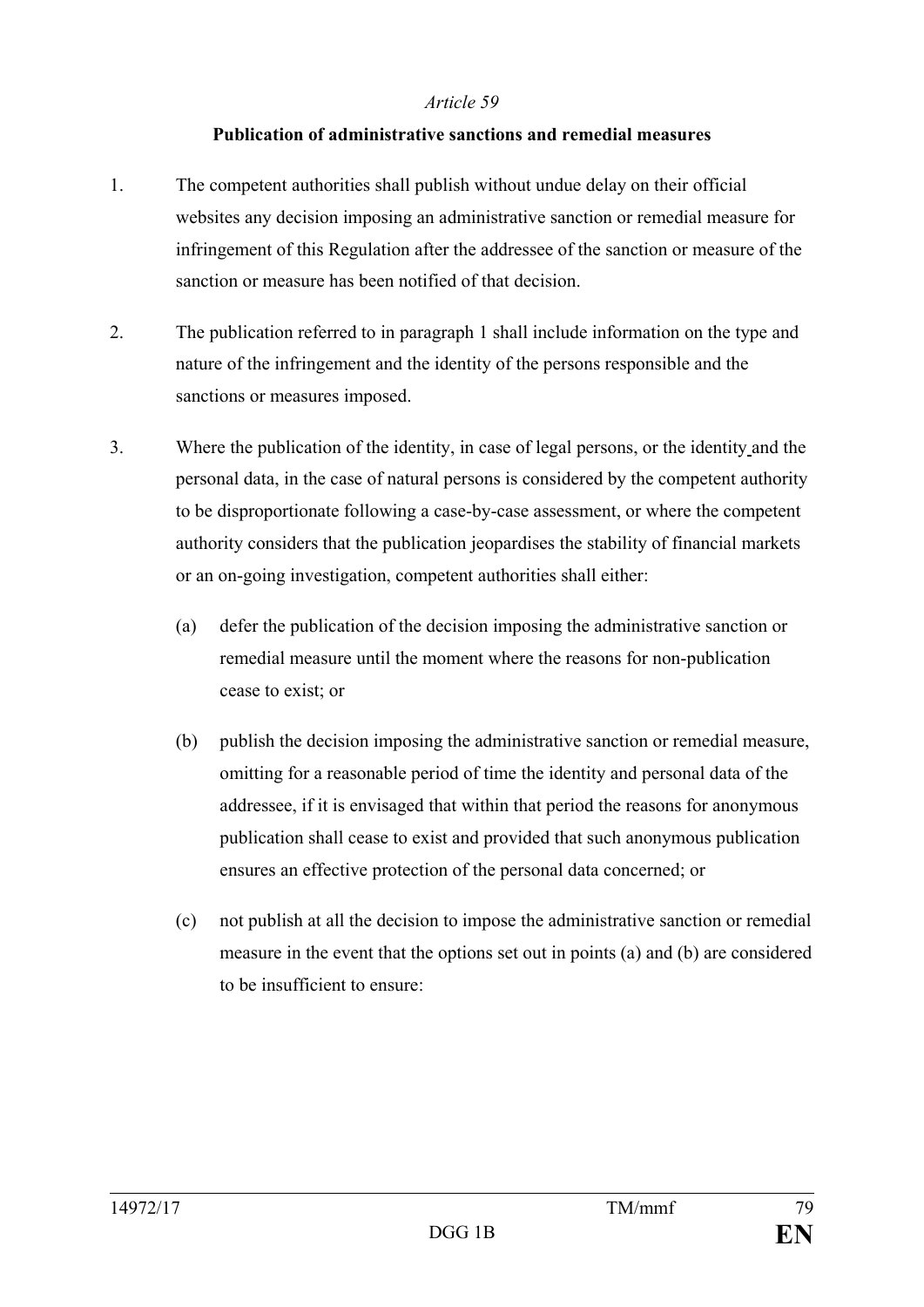*Article 59*

**Publication of administrative sanctions and remedial measures**

1. The competent authorities shall publish without undue delay on their official websites any decision imposing an administrative sanction or remedial measure for infringement of this Regulation after the addressee of the sanction or measure of the sanction or measure has been notified of that decision.

2. The publication referred to in paragraph 1 shall include information on the type and nature of the infringement and the identity of the persons responsible and the sanctions or measures imposed.

3. Where the publication of the identity, in case of legal persons, or the identity and the personal data, in the case of natural persons is considered by the competent authority to be disproportionate following a case-by-case assessment, or where the competent authority considers that the publication jeopardises the stability of financial markets or an on-going investigation, competent authorities shall either:

   (a) defer the publication of the decision imposing the administrative sanction or remedial measure until the moment where the reasons for non-publication cease to exist; or

   (b) publish the decision imposing the administrative sanction or remedial measure, omitting for a reasonable period of time the identity and personal data of the addressee, if it is envisaged that within that period the reasons for anonymous publication shall cease to exist and provided that such anonymous publication ensures an effective protection of the personal data concerned; or

   (c) not publish at all the decision to impose the administrative sanction or remedial measure in the event that the options set out in points (a) and (b) are considered to be insufficient to ensure: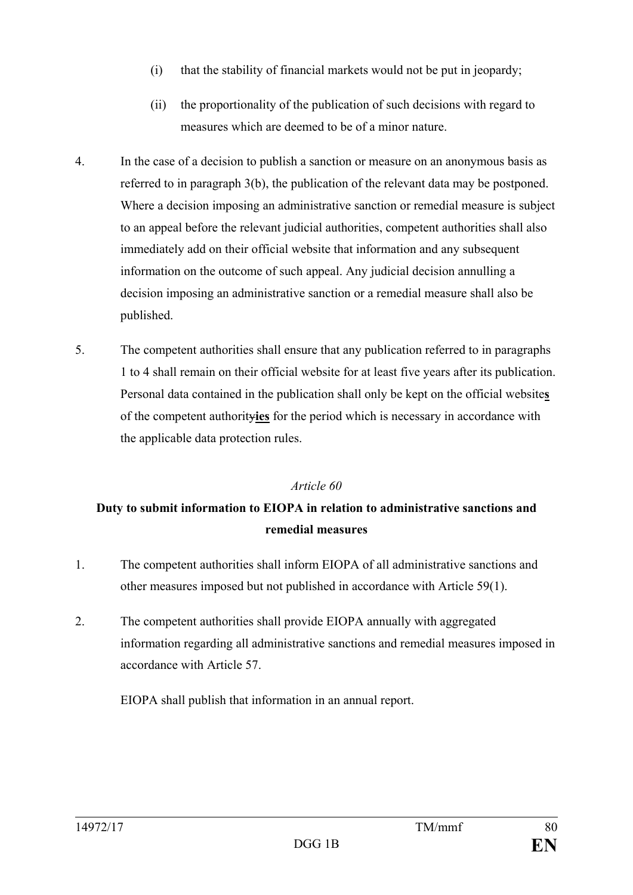(i) that the stability of financial markets would not be put in jeopardy;

(ii) the proportionality of the publication of such decisions with regard to measures which are deemed to be of a minor nature.

4. In the case of a decision to publish a sanction or measure on an anonymous basis as referred to in paragraph 3(b), the publication of the relevant data may be postponed. Where a decision imposing an administrative sanction or remedial measure is subject to an appeal before the relevant judicial authorities, competent authorities shall also immediately add on their official website that information and any subsequent information on the outcome of such appeal. Any judicial decision annulling a decision imposing an administrative sanction or a remedial measure shall also be published.

5. The competent authorities shall ensure that any publication referred to in paragraphs 1 to 4 shall remain on their official website for at least five years after its publication. Personal data contained in the publication shall only be kept on the official website**s** of the competent authority~~y~~**ies** for the period which is necessary in accordance with the applicable data protection rules.

*Article 60*

**Duty to submit information to EIOPA in relation to administrative sanctions and remedial measures**

1. The competent authorities shall inform EIOPA of all administrative sanctions and other measures imposed but not published in accordance with Article 59(1).

2. The competent authorities shall provide EIOPA annually with aggregated information regarding all administrative sanctions and remedial measures imposed in accordance with Article 57.

   EIOPA shall publish that information in an annual report.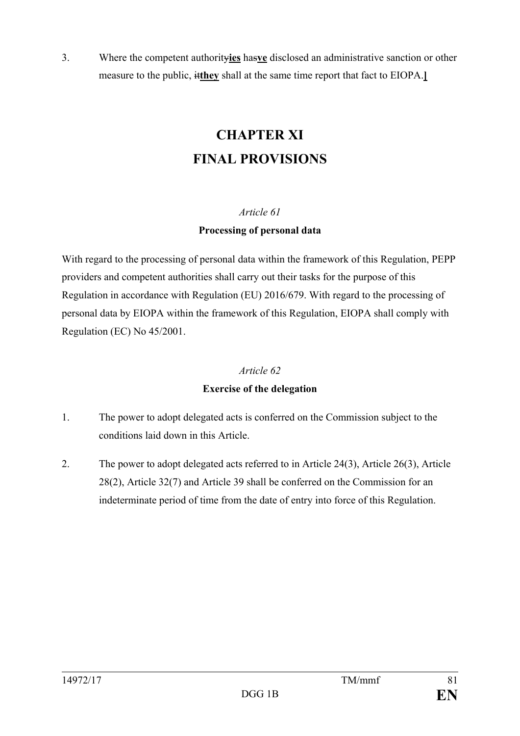3. Where the competent authority~~y~~**ies** has~~s~~**ve** disclosed an administrative sanction or other measure to the public, ~~it~~**they** shall at the same time report that fact to EIOPA.**]**

# CHAPTER XI
# FINAL PROVISIONS

*Article 61*

**Processing of personal data**

With regard to the processing of personal data within the framework of this Regulation, PEPP providers and competent authorities shall carry out their tasks for the purpose of this Regulation in accordance with Regulation (EU) 2016/679. With regard to the processing of personal data by EIOPA within the framework of this Regulation, EIOPA shall comply with Regulation (EC) No 45/2001.

*Article 62*

**Exercise of the delegation**

1. The power to adopt delegated acts is conferred on the Commission subject to the conditions laid down in this Article.

2. The power to adopt delegated acts referred to in Article 24(3), Article 26(3), Article 28(2), Article 32(7) and Article 39 shall be conferred on the Commission for an indeterminate period of time from the date of entry into force of this Regulation.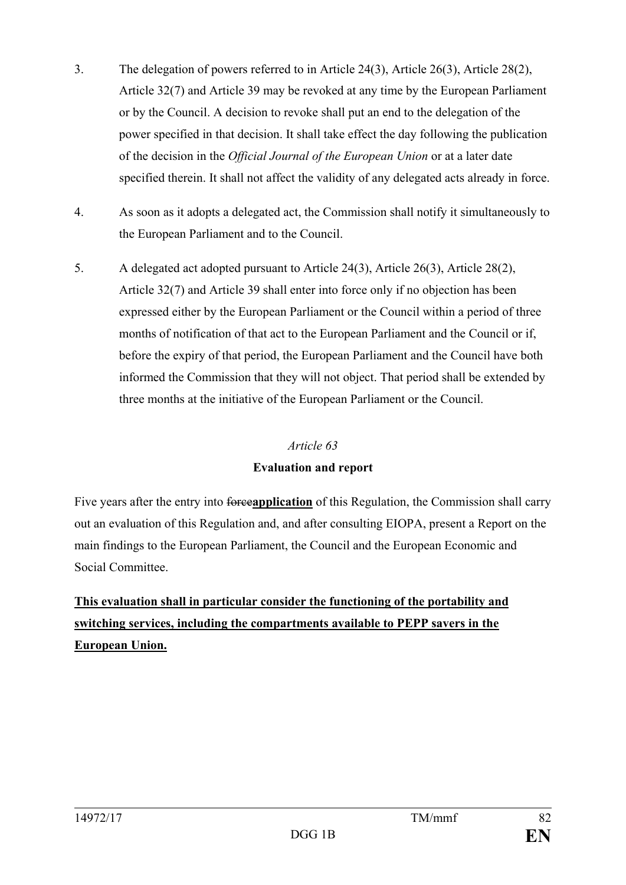3. The delegation of powers referred to in Article 24(3), Article 26(3), Article 28(2), Article 32(7) and Article 39 may be revoked at any time by the European Parliament or by the Council. A decision to revoke shall put an end to the delegation of the power specified in that decision. It shall take effect the day following the publication of the decision in the *Official Journal of the European Union* or at a later date specified therein. It shall not affect the validity of any delegated acts already in force.

4. As soon as it adopts a delegated act, the Commission shall notify it simultaneously to the European Parliament and to the Council.

5. A delegated act adopted pursuant to Article 24(3), Article 26(3), Article 28(2), Article 32(7) and Article 39 shall enter into force only if no objection has been expressed either by the European Parliament or the Council within a period of three months of notification of that act to the European Parliament and the Council or if, before the expiry of that period, the European Parliament and the Council have both informed the Commission that they will not object. That period shall be extended by three months at the initiative of the European Parliament or the Council.

*Article 63*

**Evaluation and report**

Five years after the entry into ~~force~~**application** of this Regulation, the Commission shall carry out an evaluation of this Regulation and, and after consulting EIOPA, present a Report on the main findings to the European Parliament, the Council and the European Economic and Social Committee.

**This evaluation shall in particular consider the functioning of the portability and switching services, including the compartments available to PEPP savers in the European Union.**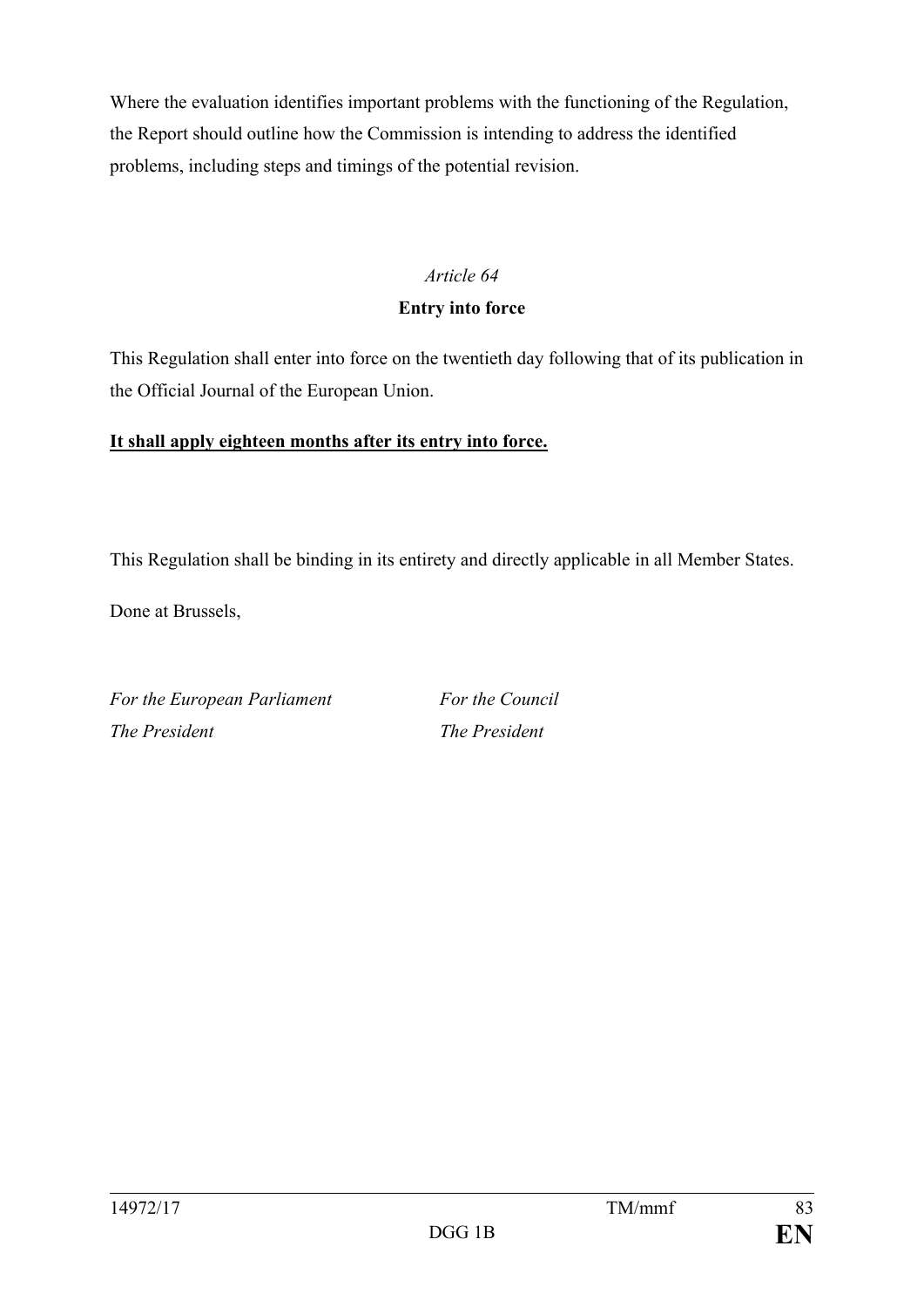Where the evaluation identifies important problems with the functioning of the Regulation, the Report should outline how the Commission is intending to address the identified problems, including steps and timings of the potential revision.

*Article 64*

**Entry into force**

This Regulation shall enter into force on the twentieth day following that of its publication in the Official Journal of the European Union.

<u>**It shall apply eighteen months after its entry into force.**</u>

This Regulation shall be binding in its entirety and directly applicable in all Member States.

Done at Brussels,

*For the European Parliament*
*The President*

*For the Council*
*The President*